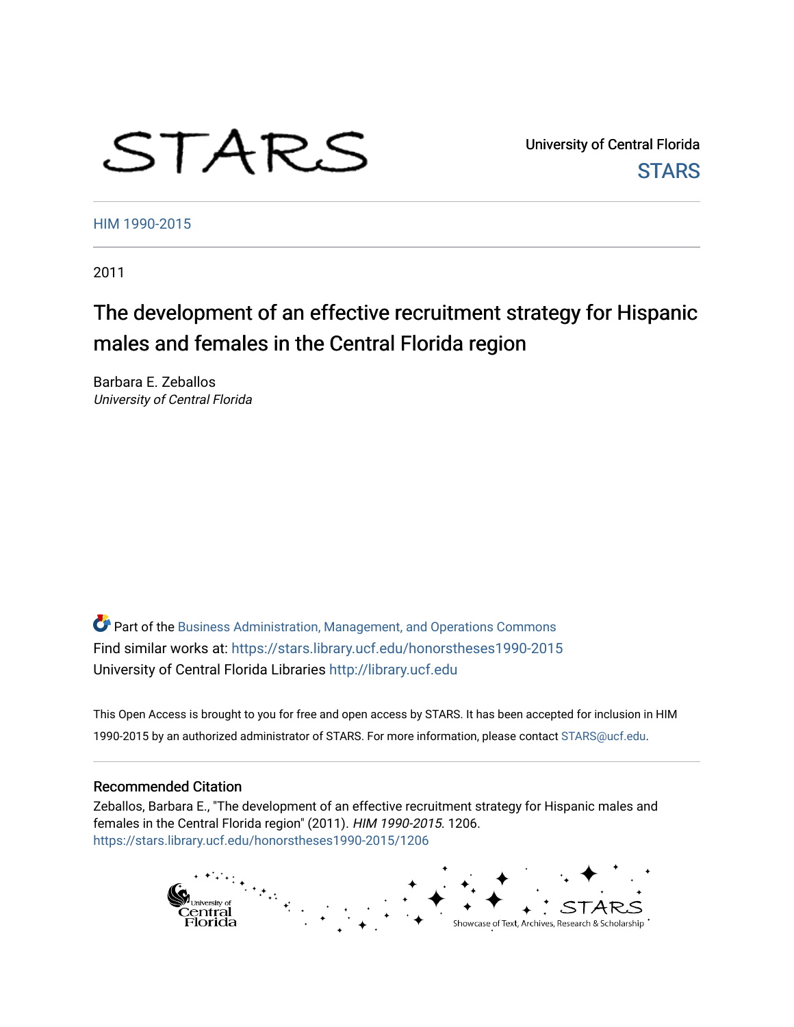STARS

University of Central Florida
STARS

HIM 1990-2015

2011

# The development of an effective recruitment strategy for Hispanic males and females in the Central Florida region

Barbara E. Zeballos
*University of Central Florida*

Part of the Business Administration, Management, and Operations Commons
Find similar works at: https://stars.library.ucf.edu/honorstheses1990-2015
University of Central Florida Libraries http://library.ucf.edu

This Open Access is brought to you for free and open access by STARS. It has been accepted for inclusion in HIM 1990-2015 by an authorized administrator of STARS. For more information, please contact STARS@ucf.edu.

## Recommended Citation

Zeballos, Barbara E., "The development of an effective recruitment strategy for Hispanic males and females in the Central Florida region" (2011). *HIM 1990-2015*. 1206.
https://stars.library.ucf.edu/honorstheses1990-2015/1206

University of Central Florida
STARS
Showcase of Text, Archives, Research & Scholarship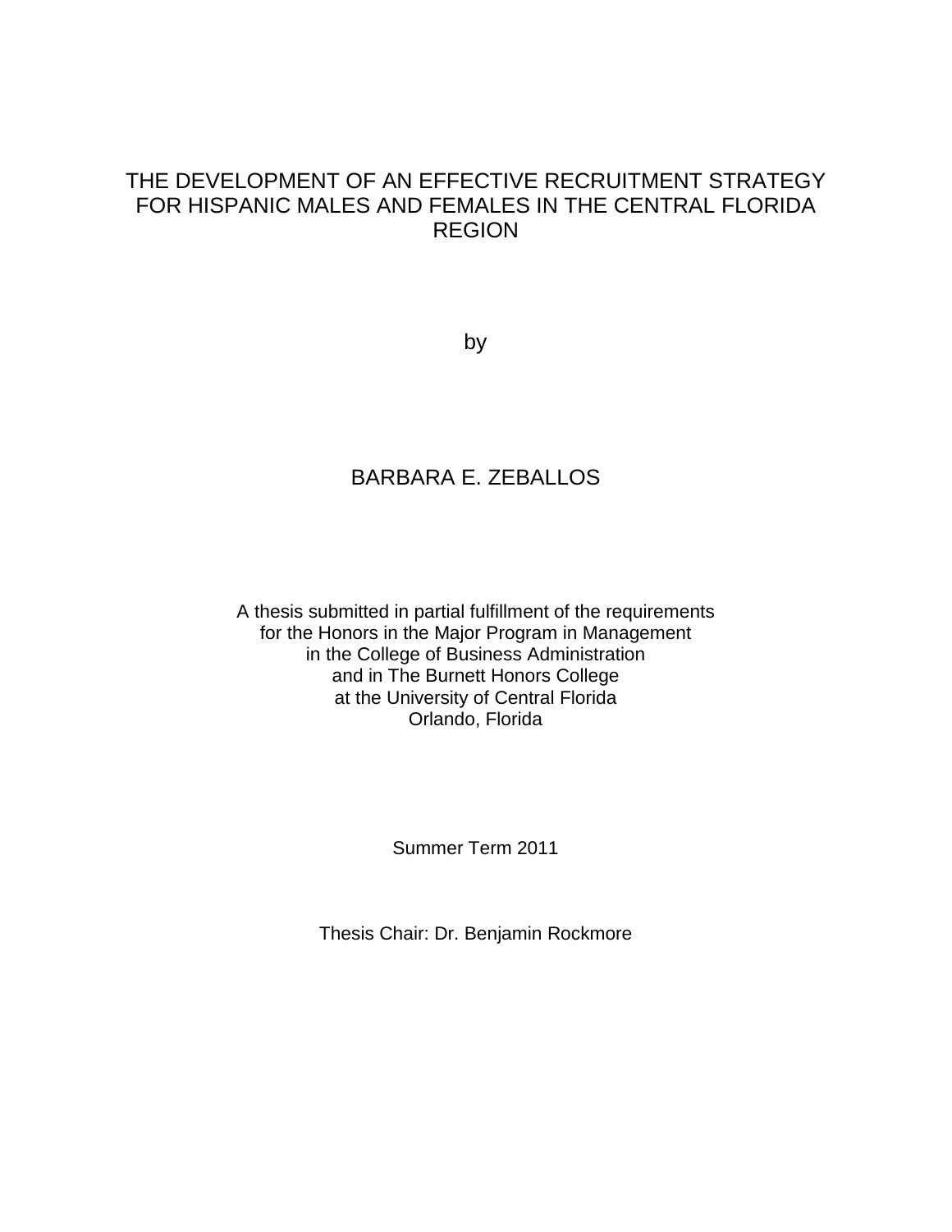# THE DEVELOPMENT OF AN EFFECTIVE RECRUITMENT STRATEGY FOR HISPANIC MALES AND FEMALES IN THE CENTRAL FLORIDA REGION

by

BARBARA E. ZEBALLOS

A thesis submitted in partial fulfillment of the requirements
for the Honors in the Major Program in Management
in the College of Business Administration
and in The Burnett Honors College
at the University of Central Florida
Orlando, Florida

Summer Term 2011

Thesis Chair: Dr. Benjamin Rockmore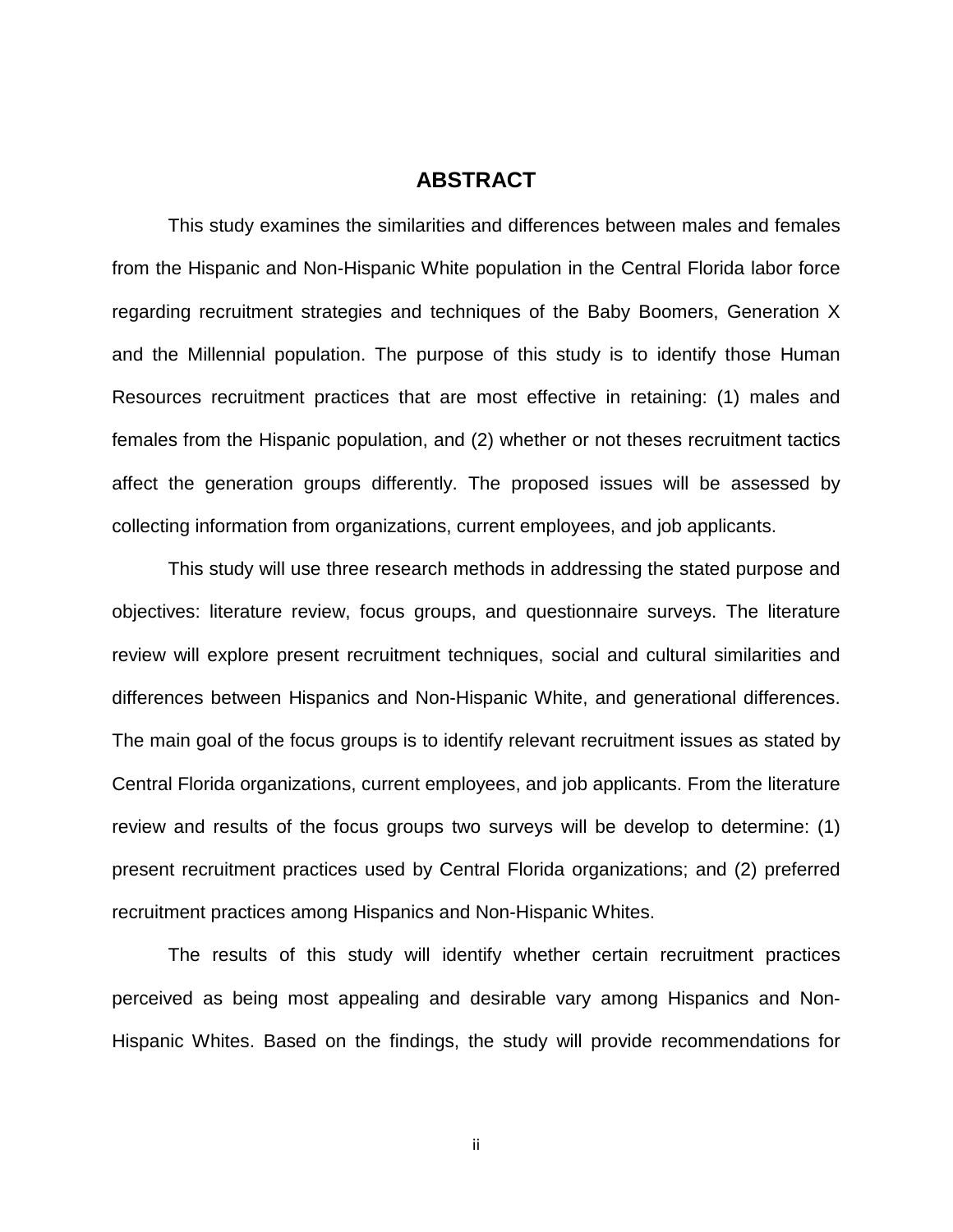# ABSTRACT

This study examines the similarities and differences between males and females from the Hispanic and Non-Hispanic White population in the Central Florida labor force regarding recruitment strategies and techniques of the Baby Boomers, Generation X and the Millennial population. The purpose of this study is to identify those Human Resources recruitment practices that are most effective in retaining: (1) males and females from the Hispanic population, and (2) whether or not theses recruitment tactics affect the generation groups differently. The proposed issues will be assessed by collecting information from organizations, current employees, and job applicants.

This study will use three research methods in addressing the stated purpose and objectives: literature review, focus groups, and questionnaire surveys. The literature review will explore present recruitment techniques, social and cultural similarities and differences between Hispanics and Non-Hispanic White, and generational differences. The main goal of the focus groups is to identify relevant recruitment issues as stated by Central Florida organizations, current employees, and job applicants. From the literature review and results of the focus groups two surveys will be develop to determine: (1) present recruitment practices used by Central Florida organizations; and (2) preferred recruitment practices among Hispanics and Non-Hispanic Whites.

The results of this study will identify whether certain recruitment practices perceived as being most appealing and desirable vary among Hispanics and Non-Hispanic Whites. Based on the findings, the study will provide recommendations for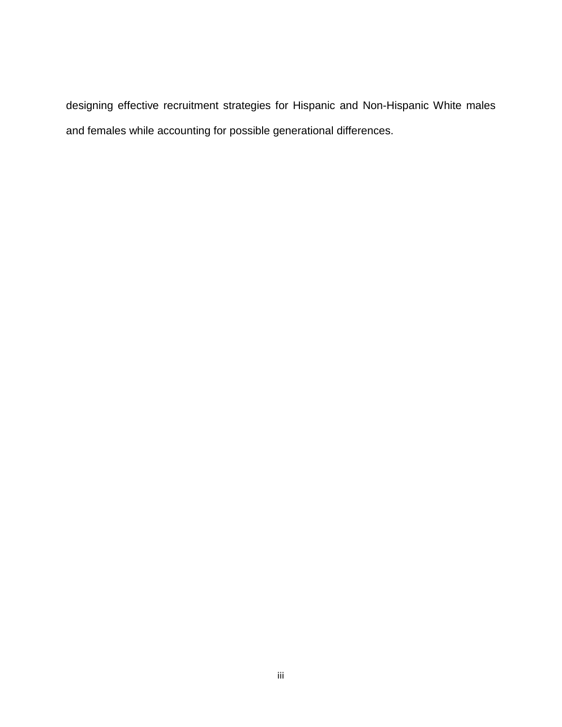designing effective recruitment strategies for Hispanic and Non-Hispanic White males and females while accounting for possible generational differences.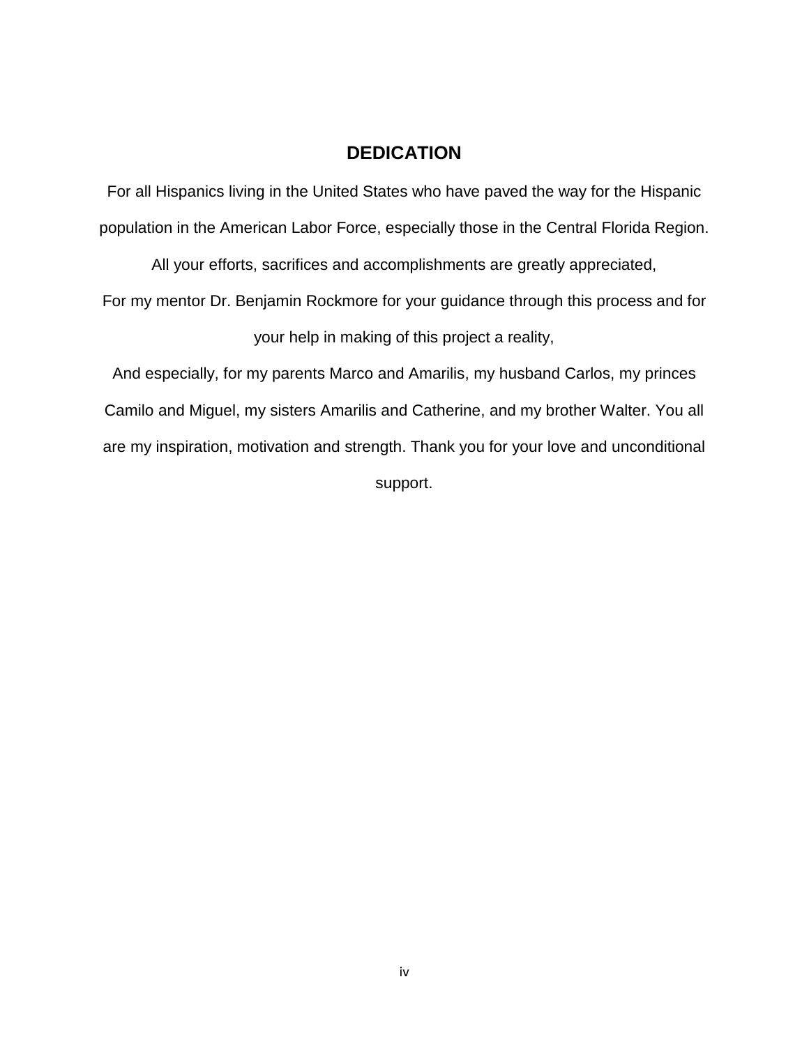# DEDICATION

For all Hispanics living in the United States who have paved the way for the Hispanic population in the American Labor Force, especially those in the Central Florida Region. All your efforts, sacrifices and accomplishments are greatly appreciated,

For my mentor Dr. Benjamin Rockmore for your guidance through this process and for your help in making of this project a reality,

And especially, for my parents Marco and Amarilis, my husband Carlos, my princes Camilo and Miguel, my sisters Amarilis and Catherine, and my brother Walter. You all are my inspiration, motivation and strength. Thank you for your love and unconditional support.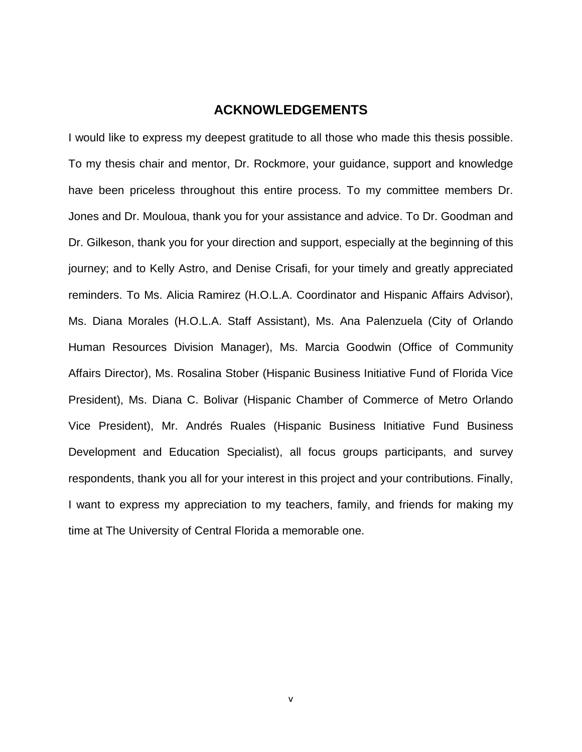# ACKNOWLEDGEMENTS

I would like to express my deepest gratitude to all those who made this thesis possible. To my thesis chair and mentor, Dr. Rockmore, your guidance, support and knowledge have been priceless throughout this entire process. To my committee members Dr. Jones and Dr. Mouloua, thank you for your assistance and advice. To Dr. Goodman and Dr. Gilkeson, thank you for your direction and support, especially at the beginning of this journey; and to Kelly Astro, and Denise Crisafi, for your timely and greatly appreciated reminders. To Ms. Alicia Ramirez (H.O.L.A. Coordinator and Hispanic Affairs Advisor), Ms. Diana Morales (H.O.L.A. Staff Assistant), Ms. Ana Palenzuela (City of Orlando Human Resources Division Manager), Ms. Marcia Goodwin (Office of Community Affairs Director), Ms. Rosalina Stober (Hispanic Business Initiative Fund of Florida Vice President), Ms. Diana C. Bolivar (Hispanic Chamber of Commerce of Metro Orlando Vice President), Mr. Andrés Ruales (Hispanic Business Initiative Fund Business Development and Education Specialist), all focus groups participants, and survey respondents, thank you all for your interest in this project and your contributions. Finally, I want to express my appreciation to my teachers, family, and friends for making my time at The University of Central Florida a memorable one.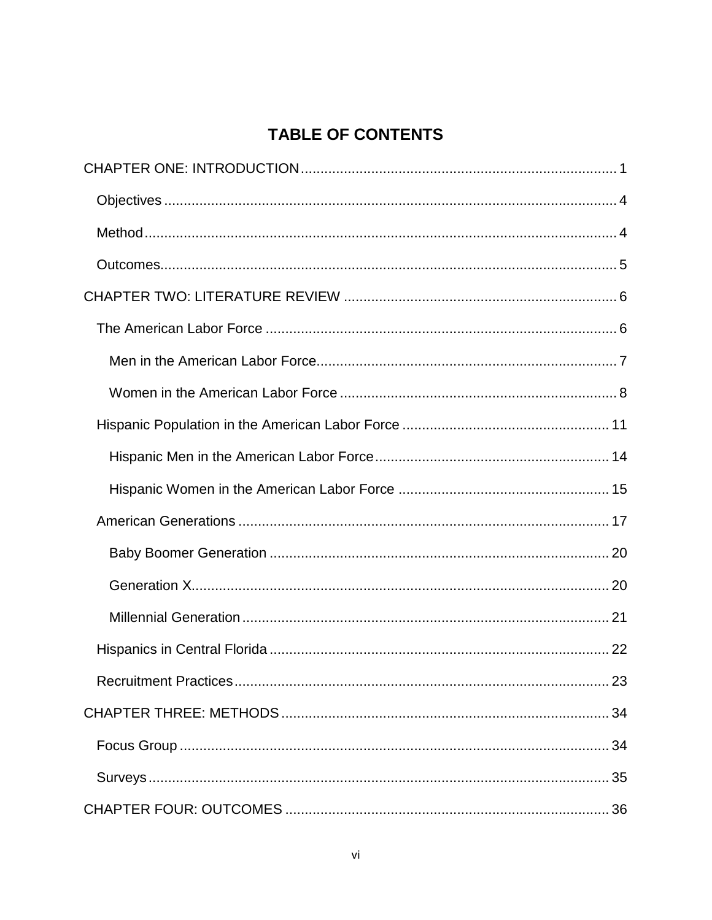# TABLE OF CONTENTS

CHAPTER ONE: INTRODUCTION ..... 1

- Objectives ..... 4
- Method ..... 4
- Outcomes ..... 5

CHAPTER TWO: LITERATURE REVIEW ..... 6

- The American Labor Force ..... 6
  - Men in the American Labor Force ..... 7
  - Women in the American Labor Force ..... 8
- Hispanic Population in the American Labor Force ..... 11
  - Hispanic Men in the American Labor Force ..... 14
  - Hispanic Women in the American Labor Force ..... 15
- American Generations ..... 17
  - Baby Boomer Generation ..... 20
  - Generation X ..... 20
  - Millennial Generation ..... 21
- Hispanics in Central Florida ..... 22
- Recruitment Practices ..... 23

CHAPTER THREE: METHODS ..... 34

- Focus Group ..... 34
- Surveys ..... 35

CHAPTER FOUR: OUTCOMES ..... 36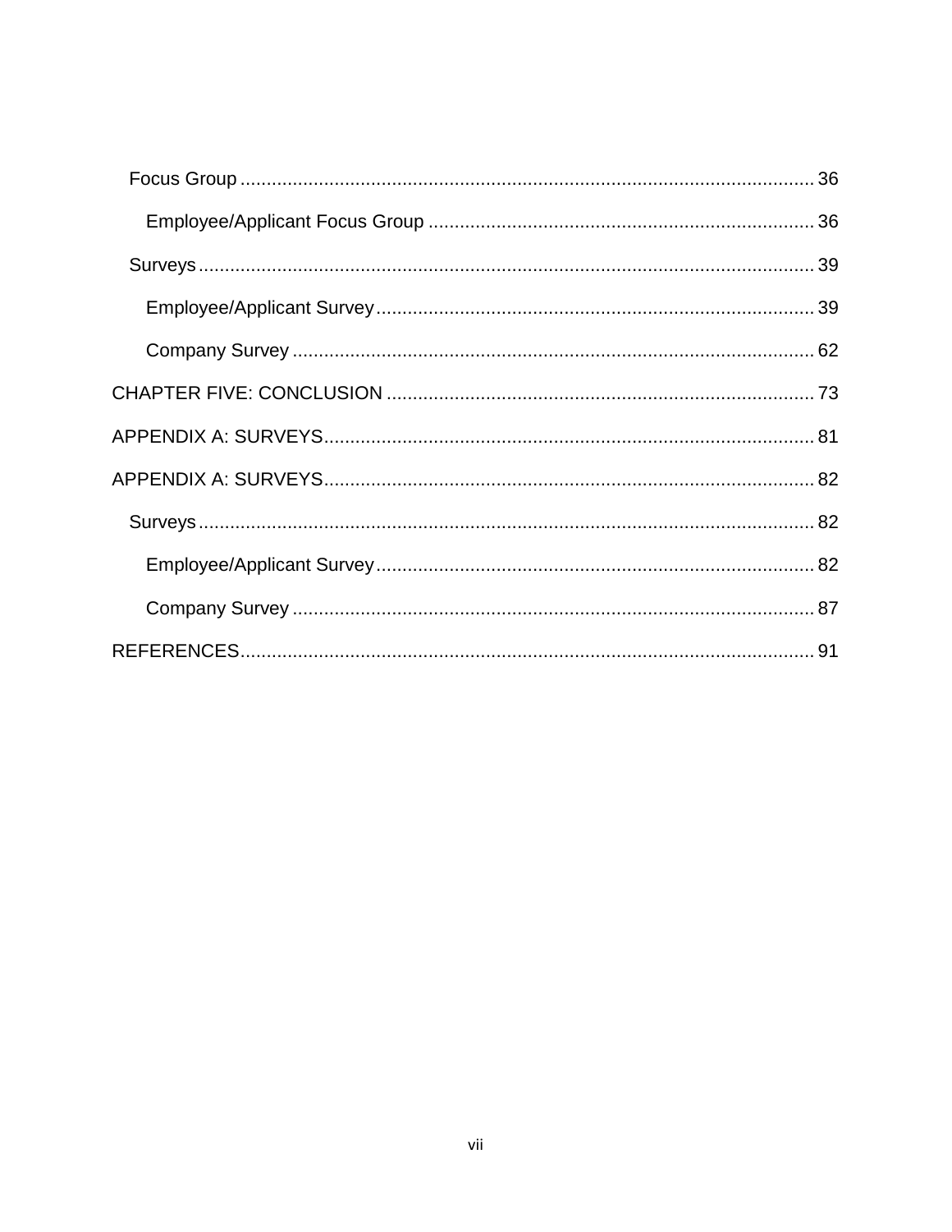Focus Group ............................................................................................................. 36

Employee/Applicant Focus Group ......................................................................... 36

Surveys .................................................................................................................... 39

Employee/Applicant Survey ................................................................................... 39

Company Survey ................................................................................................... 62

CHAPTER FIVE: CONCLUSION ................................................................................. 73

APPENDIX A: SURVEYS ............................................................................................ 81

APPENDIX A: SURVEYS ............................................................................................ 82

Surveys .................................................................................................................... 82

Employee/Applicant Survey ................................................................................... 82

Company Survey ................................................................................................... 87

REFERENCES ............................................................................................................. 91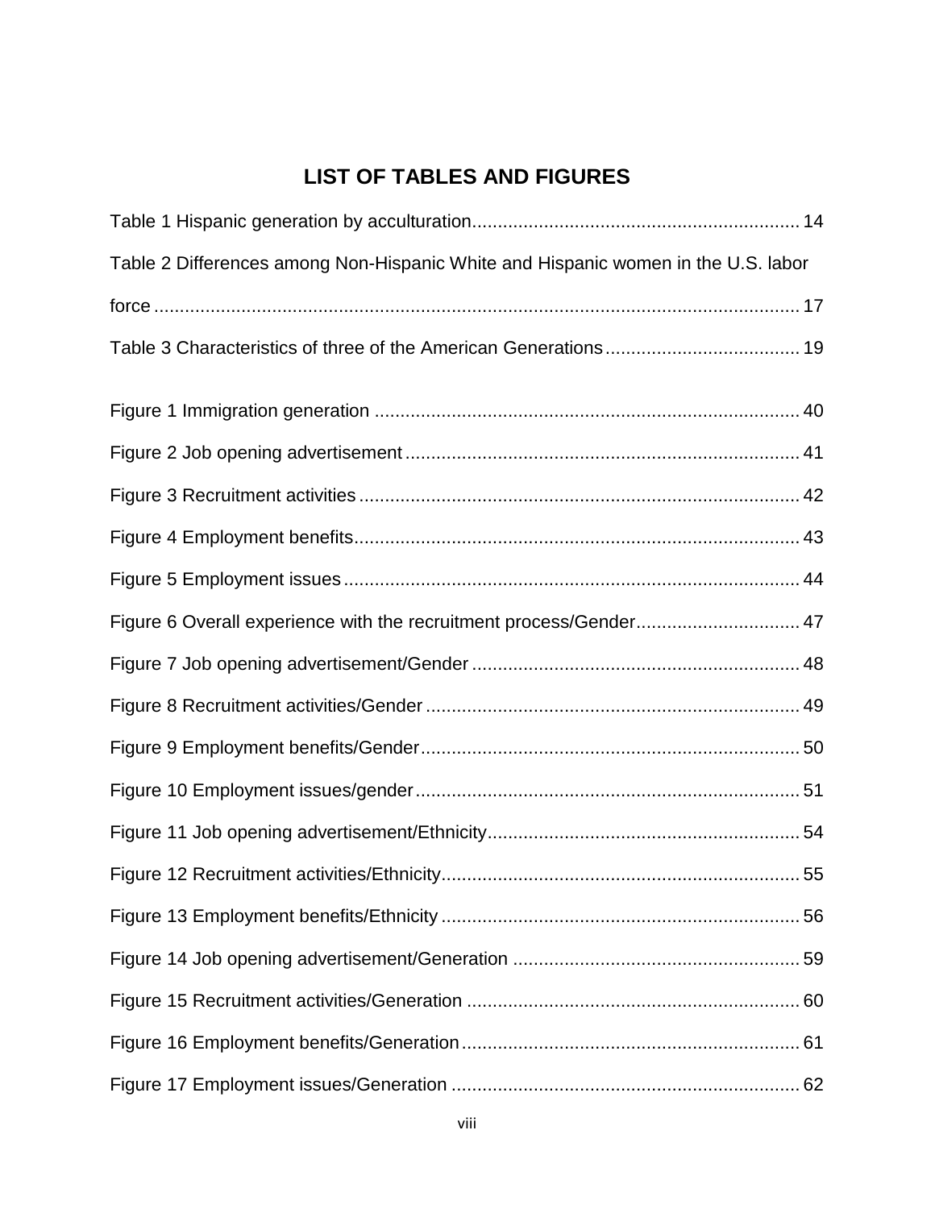# LIST OF TABLES AND FIGURES

Table 1 Hispanic generation by acculturation ............................................................... 14

Table 2 Differences among Non-Hispanic White and Hispanic women in the U.S. labor force ............................................................................................................................ 17

Table 3 Characteristics of three of the American Generations ..................................... 19

Figure 1 Immigration generation ................................................................................. 40

Figure 2 Job opening advertisement ........................................................................... 41

Figure 3 Recruitment activities .................................................................................... 42

Figure 4 Employment benefits ..................................................................................... 43

Figure 5 Employment issues ....................................................................................... 44

Figure 6 Overall experience with the recruitment process/Gender ................................ 47

Figure 7 Job opening advertisement/Gender ............................................................... 48

Figure 8 Recruitment activities/Gender ........................................................................ 49

Figure 9 Employment benefits/Gender ......................................................................... 50

Figure 10 Employment issues/gender .......................................................................... 51

Figure 11 Job opening advertisement/Ethnicity ............................................................ 54

Figure 12 Recruitment activities/Ethnicity ..................................................................... 55

Figure 13 Employment benefits/Ethnicity ..................................................................... 56

Figure 14 Job opening advertisement/Generation ....................................................... 59

Figure 15 Recruitment activities/Generation ................................................................ 60

Figure 16 Employment benefits/Generation ................................................................. 61

Figure 17 Employment issues/Generation ................................................................... 62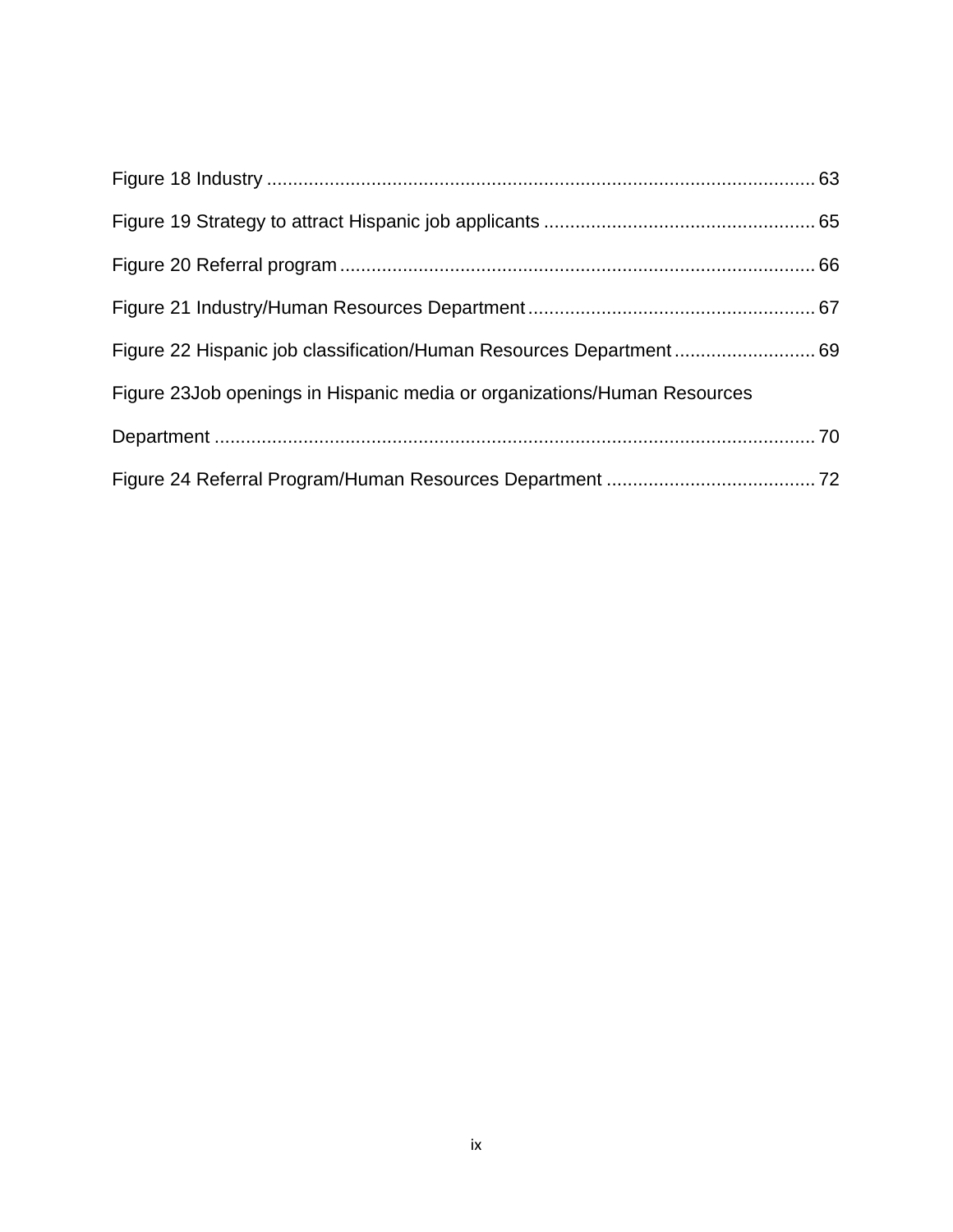Figure 18 Industry ........................................................................................................ 63

Figure 19 Strategy to attract Hispanic job applicants .................................................... 65

Figure 20 Referral program .......................................................................................... 66

Figure 21 Industry/Human Resources Department ...................................................... 67

Figure 22 Hispanic job classification/Human Resources Department ........................... 69

Figure 23Job openings in Hispanic media or organizations/Human Resources Department ................................................................................................................. 70

Figure 24 Referral Program/Human Resources Department ........................................ 72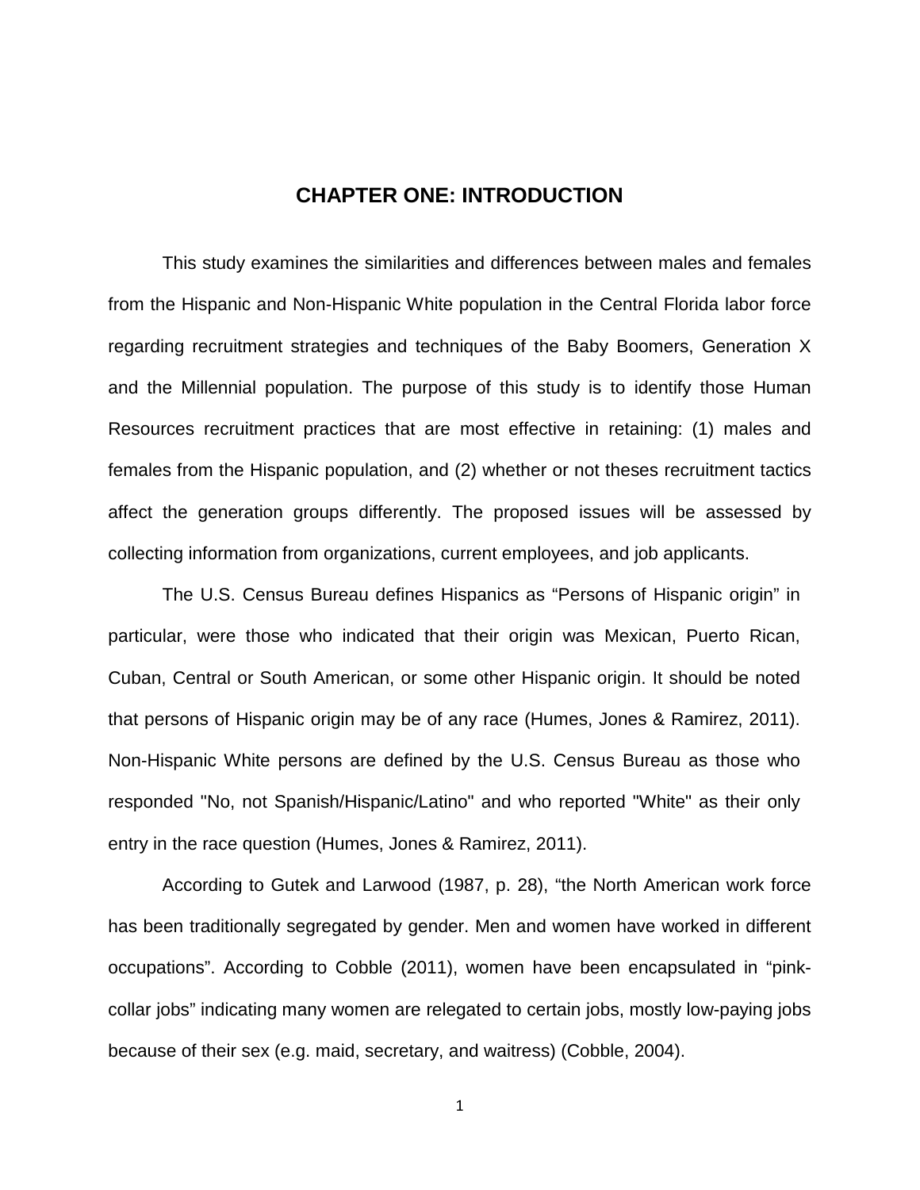# CHAPTER ONE: INTRODUCTION

This study examines the similarities and differences between males and females from the Hispanic and Non-Hispanic White population in the Central Florida labor force regarding recruitment strategies and techniques of the Baby Boomers, Generation X and the Millennial population. The purpose of this study is to identify those Human Resources recruitment practices that are most effective in retaining: (1) males and females from the Hispanic population, and (2) whether or not theses recruitment tactics affect the generation groups differently. The proposed issues will be assessed by collecting information from organizations, current employees, and job applicants.

The U.S. Census Bureau defines Hispanics as "Persons of Hispanic origin" in particular, were those who indicated that their origin was Mexican, Puerto Rican, Cuban, Central or South American, or some other Hispanic origin. It should be noted that persons of Hispanic origin may be of any race (Humes, Jones & Ramirez, 2011). Non-Hispanic White persons are defined by the U.S. Census Bureau as those who responded "No, not Spanish/Hispanic/Latino" and who reported "White" as their only entry in the race question (Humes, Jones & Ramirez, 2011).

According to Gutek and Larwood (1987, p. 28), "the North American work force has been traditionally segregated by gender. Men and women have worked in different occupations". According to Cobble (2011), women have been encapsulated in "pink-collar jobs" indicating many women are relegated to certain jobs, mostly low-paying jobs because of their sex (e.g. maid, secretary, and waitress) (Cobble, 2004).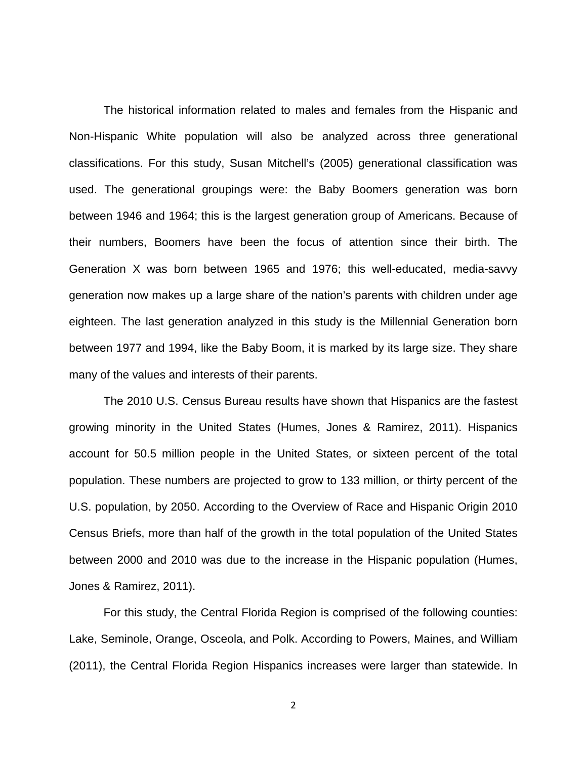The historical information related to males and females from the Hispanic and Non-Hispanic White population will also be analyzed across three generational classifications. For this study, Susan Mitchell's (2005) generational classification was used. The generational groupings were: the Baby Boomers generation was born between 1946 and 1964; this is the largest generation group of Americans. Because of their numbers, Boomers have been the focus of attention since their birth. The Generation X was born between 1965 and 1976; this well-educated, media-savvy generation now makes up a large share of the nation's parents with children under age eighteen. The last generation analyzed in this study is the Millennial Generation born between 1977 and 1994, like the Baby Boom, it is marked by its large size. They share many of the values and interests of their parents.

The 2010 U.S. Census Bureau results have shown that Hispanics are the fastest growing minority in the United States (Humes, Jones & Ramirez, 2011). Hispanics account for 50.5 million people in the United States, or sixteen percent of the total population. These numbers are projected to grow to 133 million, or thirty percent of the U.S. population, by 2050. According to the Overview of Race and Hispanic Origin 2010 Census Briefs, more than half of the growth in the total population of the United States between 2000 and 2010 was due to the increase in the Hispanic population (Humes, Jones & Ramirez, 2011).

For this study, the Central Florida Region is comprised of the following counties: Lake, Seminole, Orange, Osceola, and Polk. According to Powers, Maines, and William (2011), the Central Florida Region Hispanics increases were larger than statewide. In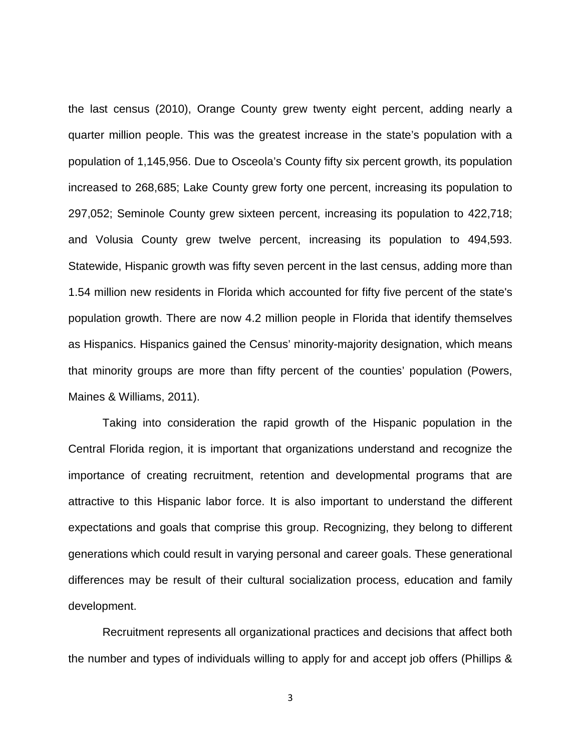the last census (2010), Orange County grew twenty eight percent, adding nearly a quarter million people. This was the greatest increase in the state's population with a population of 1,145,956. Due to Osceola's County fifty six percent growth, its population increased to 268,685; Lake County grew forty one percent, increasing its population to 297,052; Seminole County grew sixteen percent, increasing its population to 422,718; and Volusia County grew twelve percent, increasing its population to 494,593. Statewide, Hispanic growth was fifty seven percent in the last census, adding more than 1.54 million new residents in Florida which accounted for fifty five percent of the state's population growth. There are now 4.2 million people in Florida that identify themselves as Hispanics. Hispanics gained the Census' minority-majority designation, which means that minority groups are more than fifty percent of the counties' population (Powers, Maines & Williams, 2011).

Taking into consideration the rapid growth of the Hispanic population in the Central Florida region, it is important that organizations understand and recognize the importance of creating recruitment, retention and developmental programs that are attractive to this Hispanic labor force. It is also important to understand the different expectations and goals that comprise this group. Recognizing, they belong to different generations which could result in varying personal and career goals. These generational differences may be result of their cultural socialization process, education and family development.

Recruitment represents all organizational practices and decisions that affect both the number and types of individuals willing to apply for and accept job offers (Phillips &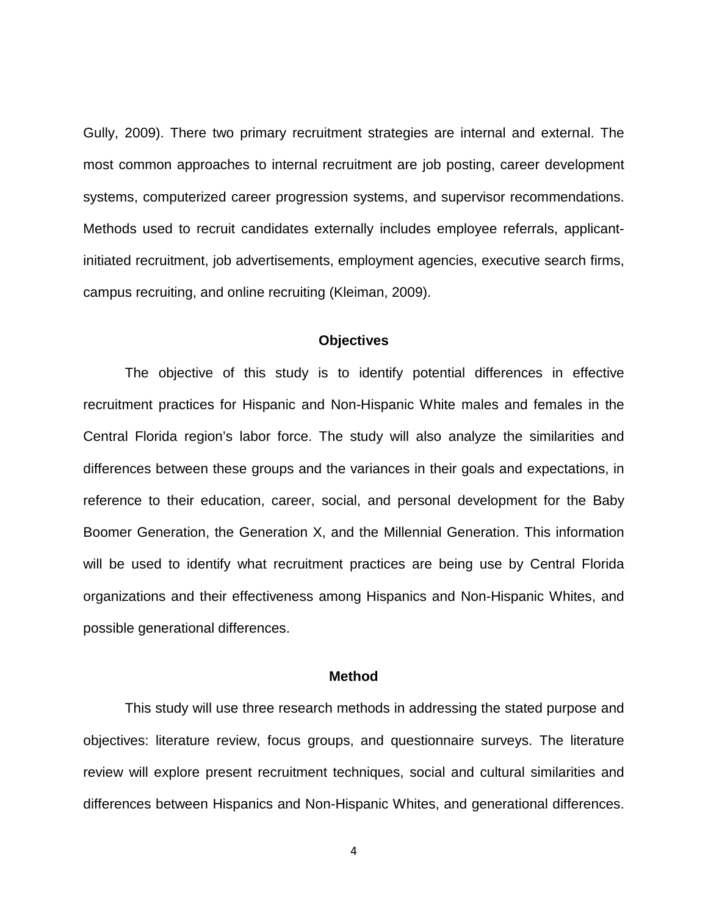Gully, 2009). There two primary recruitment strategies are internal and external. The most common approaches to internal recruitment are job posting, career development systems, computerized career progression systems, and supervisor recommendations. Methods used to recruit candidates externally includes employee referrals, applicant-initiated recruitment, job advertisements, employment agencies, executive search firms, campus recruiting, and online recruiting (Kleiman, 2009).

## Objectives

The objective of this study is to identify potential differences in effective recruitment practices for Hispanic and Non-Hispanic White males and females in the Central Florida region's labor force. The study will also analyze the similarities and differences between these groups and the variances in their goals and expectations, in reference to their education, career, social, and personal development for the Baby Boomer Generation, the Generation X, and the Millennial Generation. This information will be used to identify what recruitment practices are being use by Central Florida organizations and their effectiveness among Hispanics and Non-Hispanic Whites, and possible generational differences.

## Method

This study will use three research methods in addressing the stated purpose and objectives: literature review, focus groups, and questionnaire surveys. The literature review will explore present recruitment techniques, social and cultural similarities and differences between Hispanics and Non-Hispanic Whites, and generational differences.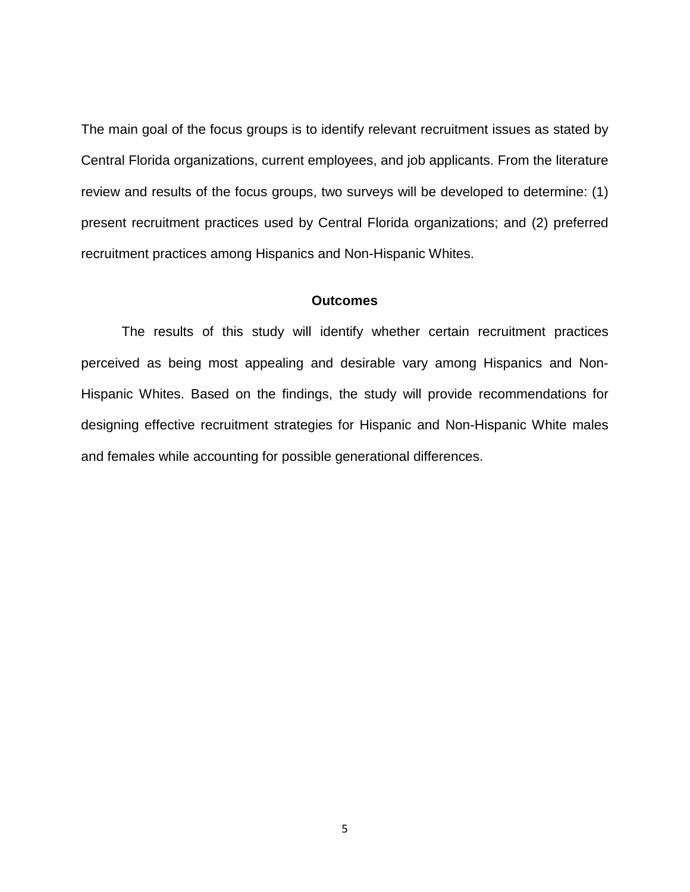The main goal of the focus groups is to identify relevant recruitment issues as stated by Central Florida organizations, current employees, and job applicants. From the literature review and results of the focus groups, two surveys will be developed to determine: (1) present recruitment practices used by Central Florida organizations; and (2) preferred recruitment practices among Hispanics and Non-Hispanic Whites.

## Outcomes

The results of this study will identify whether certain recruitment practices perceived as being most appealing and desirable vary among Hispanics and Non-Hispanic Whites. Based on the findings, the study will provide recommendations for designing effective recruitment strategies for Hispanic and Non-Hispanic White males and females while accounting for possible generational differences.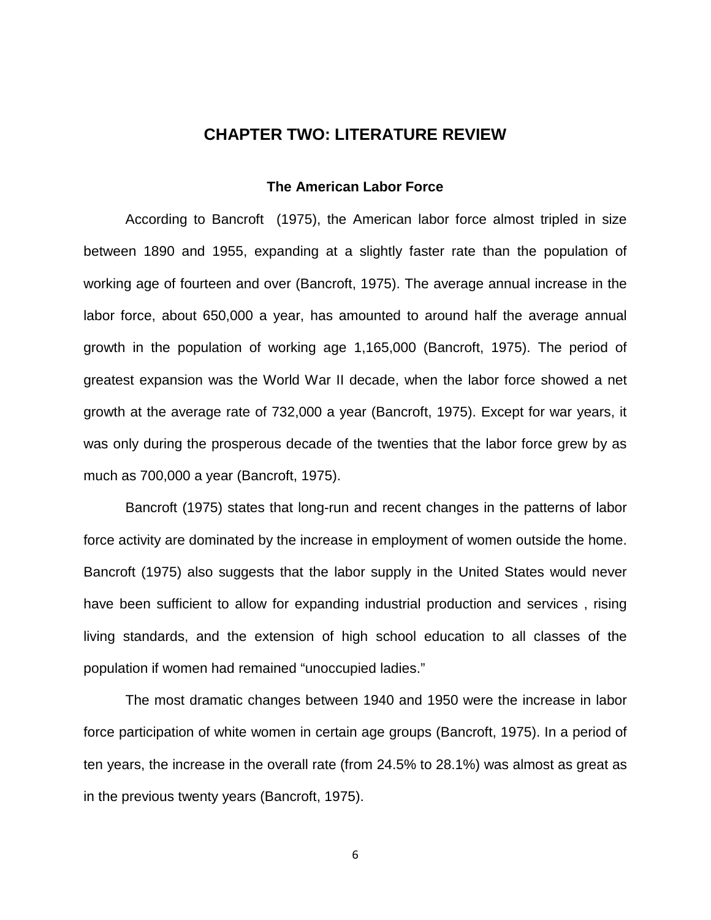# CHAPTER TWO: LITERATURE REVIEW

## The American Labor Force

According to Bancroft (1975), the American labor force almost tripled in size between 1890 and 1955, expanding at a slightly faster rate than the population of working age of fourteen and over (Bancroft, 1975). The average annual increase in the labor force, about 650,000 a year, has amounted to around half the average annual growth in the population of working age 1,165,000 (Bancroft, 1975). The period of greatest expansion was the World War II decade, when the labor force showed a net growth at the average rate of 732,000 a year (Bancroft, 1975). Except for war years, it was only during the prosperous decade of the twenties that the labor force grew by as much as 700,000 a year (Bancroft, 1975).

Bancroft (1975) states that long-run and recent changes in the patterns of labor force activity are dominated by the increase in employment of women outside the home. Bancroft (1975) also suggests that the labor supply in the United States would never have been sufficient to allow for expanding industrial production and services , rising living standards, and the extension of high school education to all classes of the population if women had remained "unoccupied ladies."

The most dramatic changes between 1940 and 1950 were the increase in labor force participation of white women in certain age groups (Bancroft, 1975). In a period of ten years, the increase in the overall rate (from 24.5% to 28.1%) was almost as great as in the previous twenty years (Bancroft, 1975).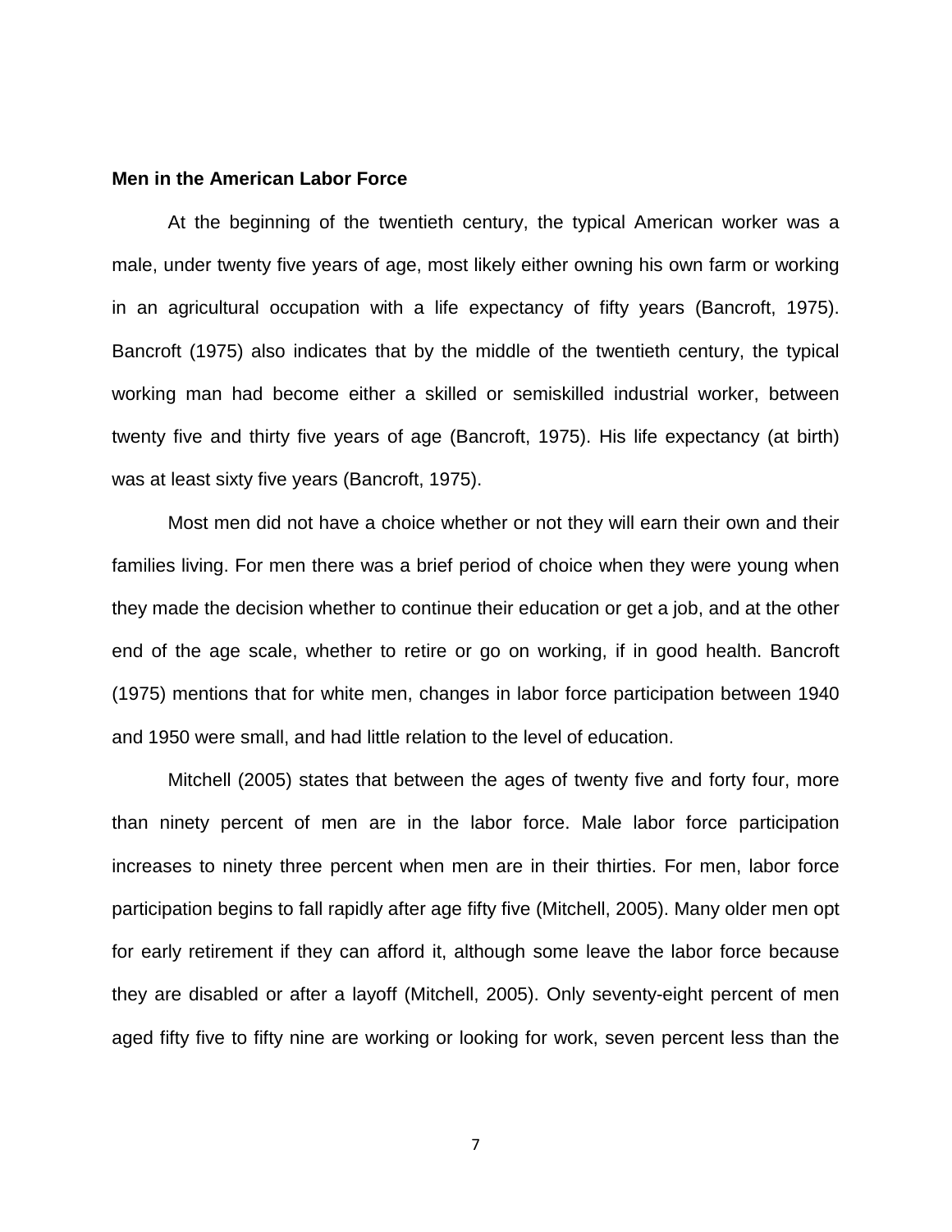**Men in the American Labor Force**

At the beginning of the twentieth century, the typical American worker was a male, under twenty five years of age, most likely either owning his own farm or working in an agricultural occupation with a life expectancy of fifty years (Bancroft, 1975). Bancroft (1975) also indicates that by the middle of the twentieth century, the typical working man had become either a skilled or semiskilled industrial worker, between twenty five and thirty five years of age (Bancroft, 1975). His life expectancy (at birth) was at least sixty five years (Bancroft, 1975).

Most men did not have a choice whether or not they will earn their own and their families living. For men there was a brief period of choice when they were young when they made the decision whether to continue their education or get a job, and at the other end of the age scale, whether to retire or go on working, if in good health. Bancroft (1975) mentions that for white men, changes in labor force participation between 1940 and 1950 were small, and had little relation to the level of education.

Mitchell (2005) states that between the ages of twenty five and forty four, more than ninety percent of men are in the labor force. Male labor force participation increases to ninety three percent when men are in their thirties. For men, labor force participation begins to fall rapidly after age fifty five (Mitchell, 2005). Many older men opt for early retirement if they can afford it, although some leave the labor force because they are disabled or after a layoff (Mitchell, 2005). Only seventy-eight percent of men aged fifty five to fifty nine are working or looking for work, seven percent less than the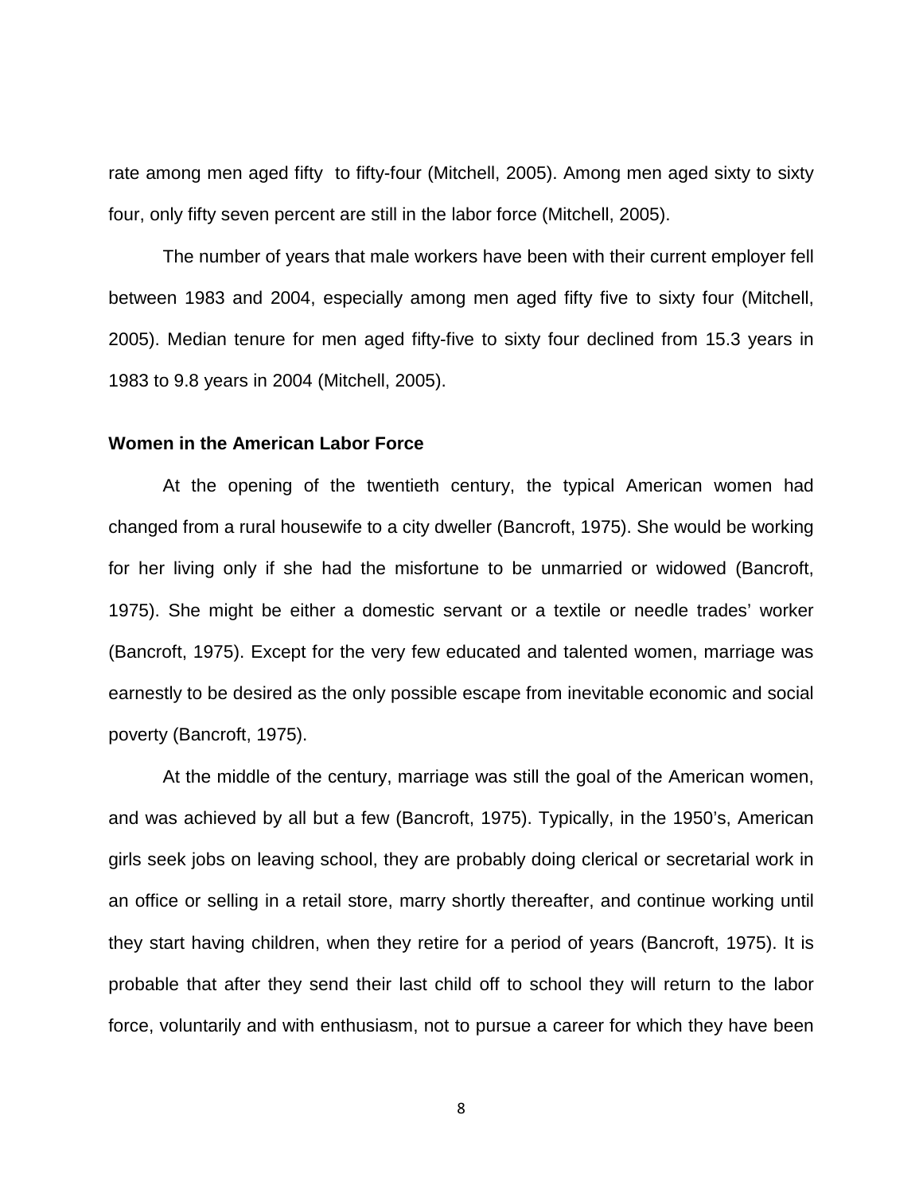rate among men aged fifty  to fifty-four (Mitchell, 2005). Among men aged sixty to sixty four, only fifty seven percent are still in the labor force (Mitchell, 2005).

The number of years that male workers have been with their current employer fell between 1983 and 2004, especially among men aged fifty five to sixty four (Mitchell, 2005). Median tenure for men aged fifty-five to sixty four declined from 15.3 years in 1983 to 9.8 years in 2004 (Mitchell, 2005).

**Women in the American Labor Force**

At the opening of the twentieth century, the typical American women had changed from a rural housewife to a city dweller (Bancroft, 1975). She would be working for her living only if she had the misfortune to be unmarried or widowed (Bancroft, 1975). She might be either a domestic servant or a textile or needle trades' worker (Bancroft, 1975). Except for the very few educated and talented women, marriage was earnestly to be desired as the only possible escape from inevitable economic and social poverty (Bancroft, 1975).

At the middle of the century, marriage was still the goal of the American women, and was achieved by all but a few (Bancroft, 1975). Typically, in the 1950's, American girls seek jobs on leaving school, they are probably doing clerical or secretarial work in an office or selling in a retail store, marry shortly thereafter, and continue working until they start having children, when they retire for a period of years (Bancroft, 1975). It is probable that after they send their last child off to school they will return to the labor force, voluntarily and with enthusiasm, not to pursue a career for which they have been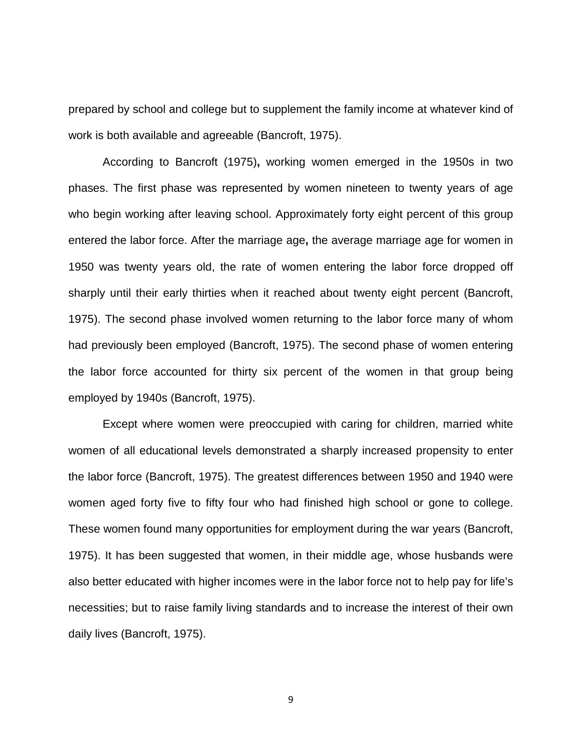prepared by school and college but to supplement the family income at whatever kind of work is both available and agreeable (Bancroft, 1975).

According to Bancroft (1975)**,** working women emerged in the 1950s in two phases. The first phase was represented by women nineteen to twenty years of age who begin working after leaving school. Approximately forty eight percent of this group entered the labor force. After the marriage age**,** the average marriage age for women in 1950 was twenty years old, the rate of women entering the labor force dropped off sharply until their early thirties when it reached about twenty eight percent (Bancroft, 1975). The second phase involved women returning to the labor force many of whom had previously been employed (Bancroft, 1975). The second phase of women entering the labor force accounted for thirty six percent of the women in that group being employed by 1940s (Bancroft, 1975).

Except where women were preoccupied with caring for children, married white women of all educational levels demonstrated a sharply increased propensity to enter the labor force (Bancroft, 1975). The greatest differences between 1950 and 1940 were women aged forty five to fifty four who had finished high school or gone to college. These women found many opportunities for employment during the war years (Bancroft, 1975). It has been suggested that women, in their middle age, whose husbands were also better educated with higher incomes were in the labor force not to help pay for life's necessities; but to raise family living standards and to increase the interest of their own daily lives (Bancroft, 1975).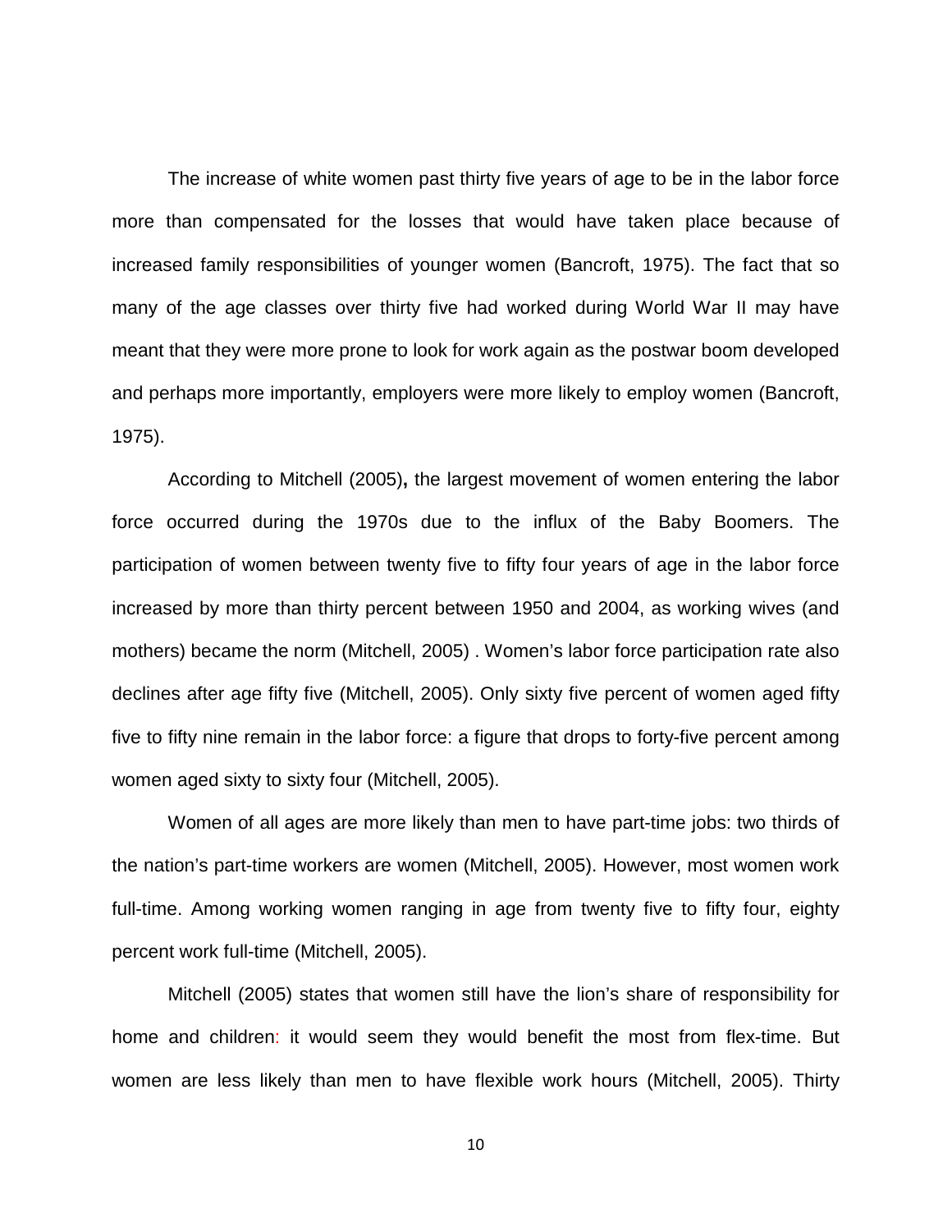The increase of white women past thirty five years of age to be in the labor force more than compensated for the losses that would have taken place because of increased family responsibilities of younger women (Bancroft, 1975). The fact that so many of the age classes over thirty five had worked during World War II may have meant that they were more prone to look for work again as the postwar boom developed and perhaps more importantly, employers were more likely to employ women (Bancroft, 1975).

According to Mitchell (2005)**,** the largest movement of women entering the labor force occurred during the 1970s due to the influx of the Baby Boomers. The participation of women between twenty five to fifty four years of age in the labor force increased by more than thirty percent between 1950 and 2004, as working wives (and mothers) became the norm (Mitchell, 2005) . Women's labor force participation rate also declines after age fifty five (Mitchell, 2005). Only sixty five percent of women aged fifty five to fifty nine remain in the labor force: a figure that drops to forty-five percent among women aged sixty to sixty four (Mitchell, 2005).

Women of all ages are more likely than men to have part-time jobs: two thirds of the nation's part-time workers are women (Mitchell, 2005). However, most women work full-time. Among working women ranging in age from twenty five to fifty four, eighty percent work full-time (Mitchell, 2005).

Mitchell (2005) states that women still have the lion's share of responsibility for home and children: it would seem they would benefit the most from flex-time. But women are less likely than men to have flexible work hours (Mitchell, 2005). Thirty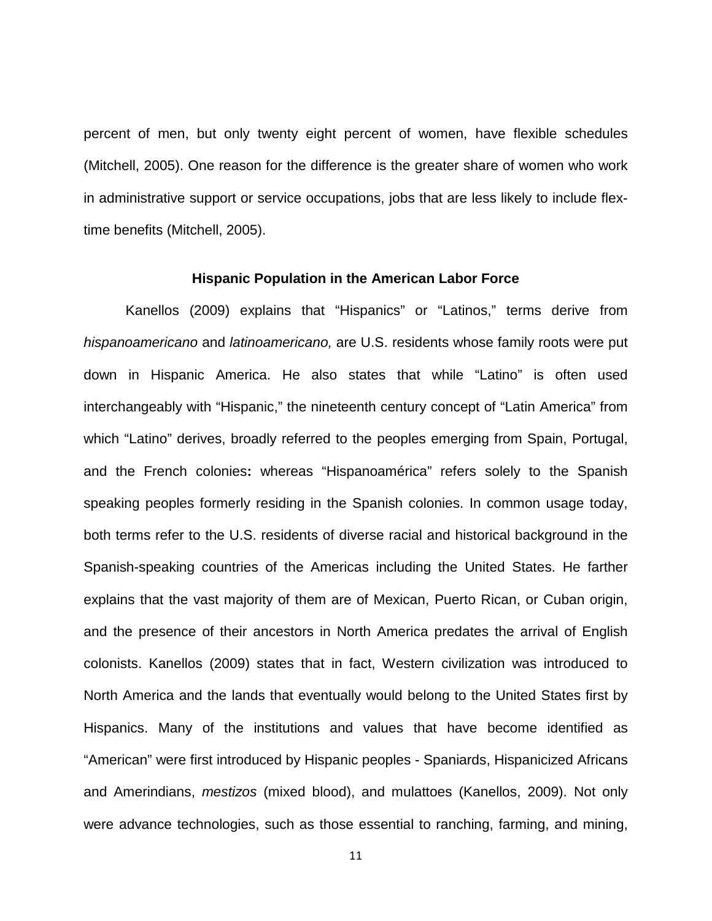percent of men, but only twenty eight percent of women, have flexible schedules (Mitchell, 2005). One reason for the difference is the greater share of women who work in administrative support or service occupations, jobs that are less likely to include flex-time benefits (Mitchell, 2005).

## Hispanic Population in the American Labor Force

Kanellos (2009) explains that "Hispanics" or "Latinos," terms derive from *hispanoamericano* and *latinoamericano,* are U.S. residents whose family roots were put down in Hispanic America. He also states that while "Latino" is often used interchangeably with "Hispanic," the nineteenth century concept of "Latin America" from which "Latino" derives, broadly referred to the peoples emerging from Spain, Portugal, and the French colonies**:** whereas "Hispanoamérica" refers solely to the Spanish speaking peoples formerly residing in the Spanish colonies. In common usage today, both terms refer to the U.S. residents of diverse racial and historical background in the Spanish-speaking countries of the Americas including the United States. He farther explains that the vast majority of them are of Mexican, Puerto Rican, or Cuban origin, and the presence of their ancestors in North America predates the arrival of English colonists. Kanellos (2009) states that in fact, Western civilization was introduced to North America and the lands that eventually would belong to the United States first by Hispanics. Many of the institutions and values that have become identified as "American" were first introduced by Hispanic peoples - Spaniards, Hispanicized Africans and Amerindians, *mestizos* (mixed blood), and mulattoes (Kanellos, 2009). Not only were advance technologies, such as those essential to ranching, farming, and mining,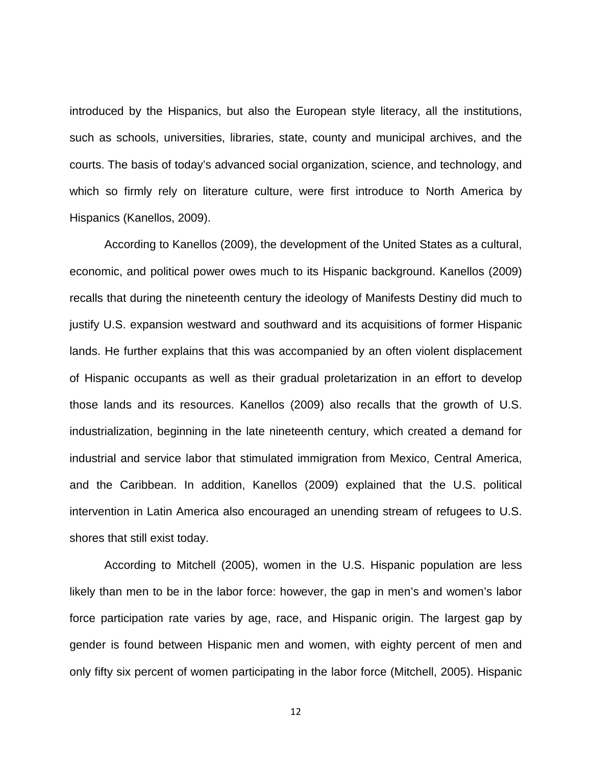introduced by the Hispanics, but also the European style literacy, all the institutions, such as schools, universities, libraries, state, county and municipal archives, and the courts. The basis of today's advanced social organization, science, and technology, and which so firmly rely on literature culture, were first introduce to North America by Hispanics (Kanellos, 2009).

According to Kanellos (2009), the development of the United States as a cultural, economic, and political power owes much to its Hispanic background. Kanellos (2009) recalls that during the nineteenth century the ideology of Manifests Destiny did much to justify U.S. expansion westward and southward and its acquisitions of former Hispanic lands. He further explains that this was accompanied by an often violent displacement of Hispanic occupants as well as their gradual proletarization in an effort to develop those lands and its resources. Kanellos (2009) also recalls that the growth of U.S. industrialization, beginning in the late nineteenth century, which created a demand for industrial and service labor that stimulated immigration from Mexico, Central America, and the Caribbean. In addition, Kanellos (2009) explained that the U.S. political intervention in Latin America also encouraged an unending stream of refugees to U.S. shores that still exist today.

According to Mitchell (2005), women in the U.S. Hispanic population are less likely than men to be in the labor force: however, the gap in men's and women's labor force participation rate varies by age, race, and Hispanic origin. The largest gap by gender is found between Hispanic men and women, with eighty percent of men and only fifty six percent of women participating in the labor force (Mitchell, 2005). Hispanic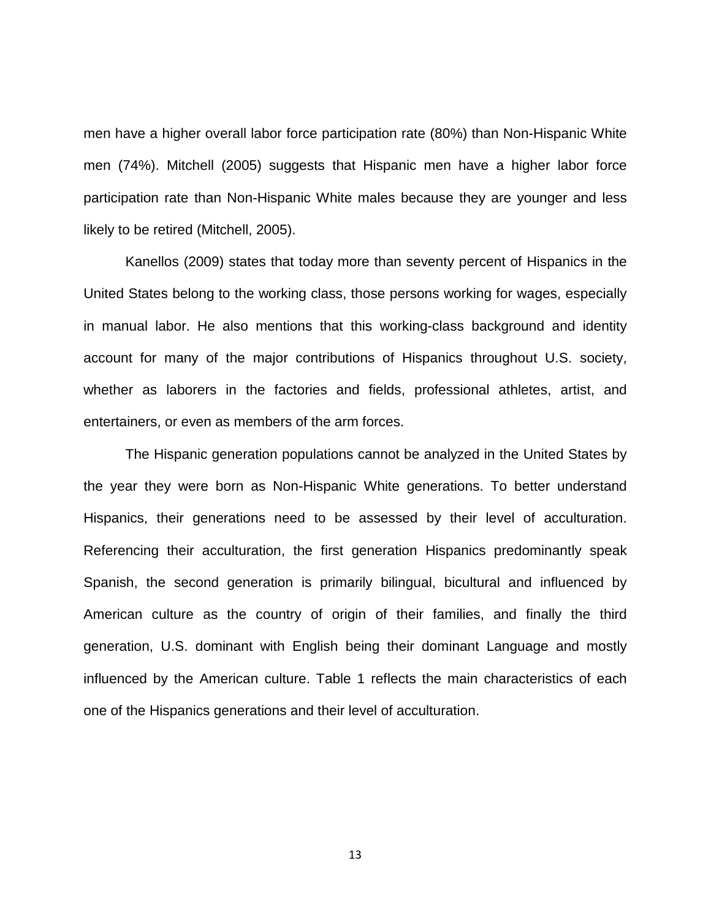men have a higher overall labor force participation rate (80%) than Non-Hispanic White men (74%). Mitchell (2005) suggests that Hispanic men have a higher labor force participation rate than Non-Hispanic White males because they are younger and less likely to be retired (Mitchell, 2005).

Kanellos (2009) states that today more than seventy percent of Hispanics in the United States belong to the working class, those persons working for wages, especially in manual labor. He also mentions that this working-class background and identity account for many of the major contributions of Hispanics throughout U.S. society, whether as laborers in the factories and fields, professional athletes, artist, and entertainers, or even as members of the arm forces.

The Hispanic generation populations cannot be analyzed in the United States by the year they were born as Non-Hispanic White generations. To better understand Hispanics, their generations need to be assessed by their level of acculturation. Referencing their acculturation, the first generation Hispanics predominantly speak Spanish, the second generation is primarily bilingual, bicultural and influenced by American culture as the country of origin of their families, and finally the third generation, U.S. dominant with English being their dominant Language and mostly influenced by the American culture. Table 1 reflects the main characteristics of each one of the Hispanics generations and their level of acculturation.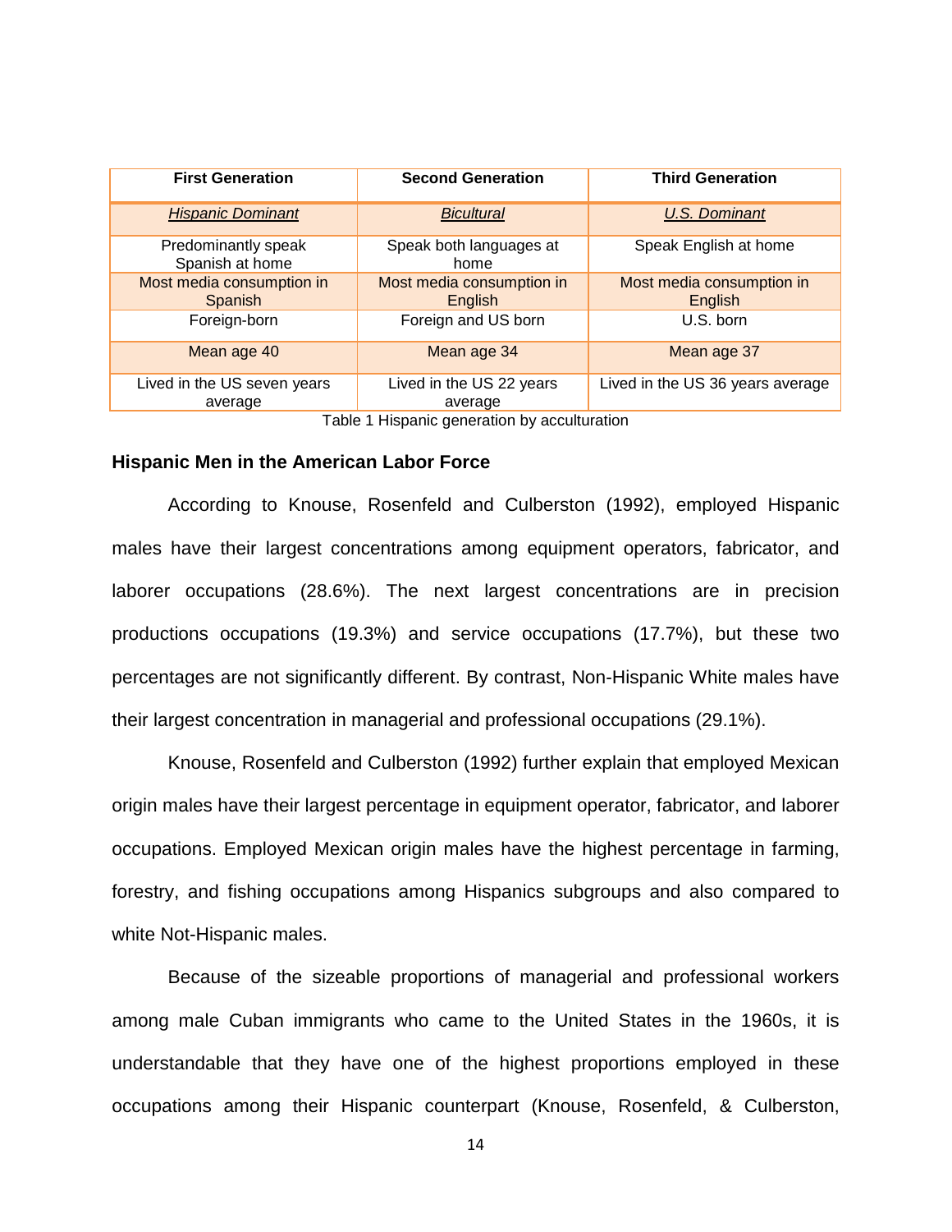| First Generation | Second Generation | Third Generation |
| --- | --- | --- |
| *Hispanic Dominant* | *Bicultural* | *U.S. Dominant* |
| Predominantly speak Spanish at home | Speak both languages at home | Speak English at home |
| Most media consumption in Spanish | Most media consumption in English | Most media consumption in English |
| Foreign-born | Foreign and US born | U.S. born |
| Mean age 40 | Mean age 34 | Mean age 37 |
| Lived in the US seven years average | Lived in the US 22 years average | Lived in the US 36 years average |

Table 1 Hispanic generation by acculturation

### Hispanic Men in the American Labor Force

According to Knouse, Rosenfeld and Culberston (1992), employed Hispanic males have their largest concentrations among equipment operators, fabricator, and laborer occupations (28.6%). The next largest concentrations are in precision productions occupations (19.3%) and service occupations (17.7%), but these two percentages are not significantly different. By contrast, Non-Hispanic White males have their largest concentration in managerial and professional occupations (29.1%).

Knouse, Rosenfeld and Culberston (1992) further explain that employed Mexican origin males have their largest percentage in equipment operator, fabricator, and laborer occupations. Employed Mexican origin males have the highest percentage in farming, forestry, and fishing occupations among Hispanics subgroups and also compared to white Not-Hispanic males.

Because of the sizeable proportions of managerial and professional workers among male Cuban immigrants who came to the United States in the 1960s, it is understandable that they have one of the highest proportions employed in these occupations among their Hispanic counterpart (Knouse, Rosenfeld, & Culberston,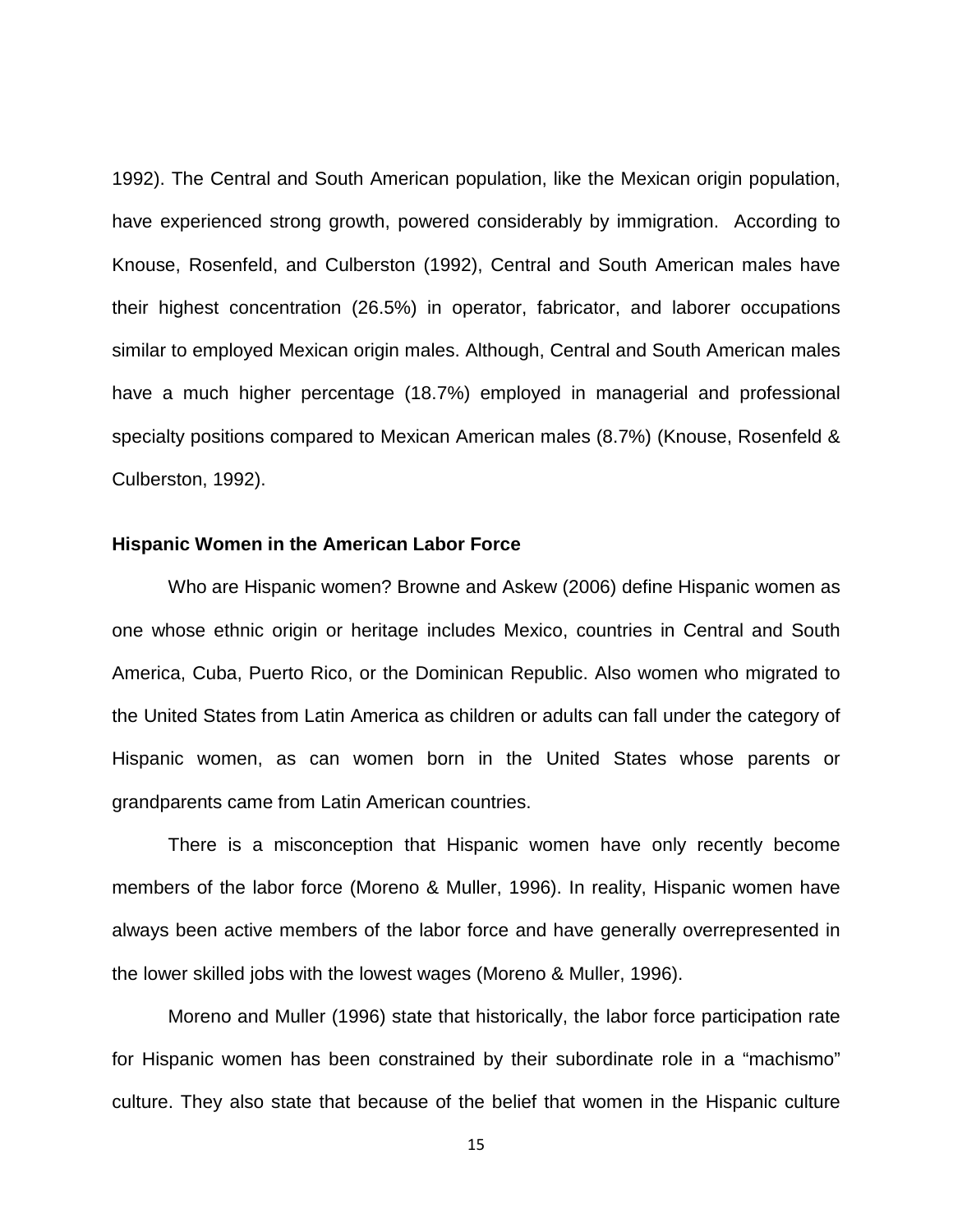1992). The Central and South American population, like the Mexican origin population, have experienced strong growth, powered considerably by immigration. According to Knouse, Rosenfeld, and Culberston (1992), Central and South American males have their highest concentration (26.5%) in operator, fabricator, and laborer occupations similar to employed Mexican origin males. Although, Central and South American males have a much higher percentage (18.7%) employed in managerial and professional specialty positions compared to Mexican American males (8.7%) (Knouse, Rosenfeld & Culberston, 1992).

### Hispanic Women in the American Labor Force

Who are Hispanic women? Browne and Askew (2006) define Hispanic women as one whose ethnic origin or heritage includes Mexico, countries in Central and South America, Cuba, Puerto Rico, or the Dominican Republic. Also women who migrated to the United States from Latin America as children or adults can fall under the category of Hispanic women, as can women born in the United States whose parents or grandparents came from Latin American countries.

There is a misconception that Hispanic women have only recently become members of the labor force (Moreno & Muller, 1996). In reality, Hispanic women have always been active members of the labor force and have generally overrepresented in the lower skilled jobs with the lowest wages (Moreno & Muller, 1996).

Moreno and Muller (1996) state that historically, the labor force participation rate for Hispanic women has been constrained by their subordinate role in a “machismo” culture. They also state that because of the belief that women in the Hispanic culture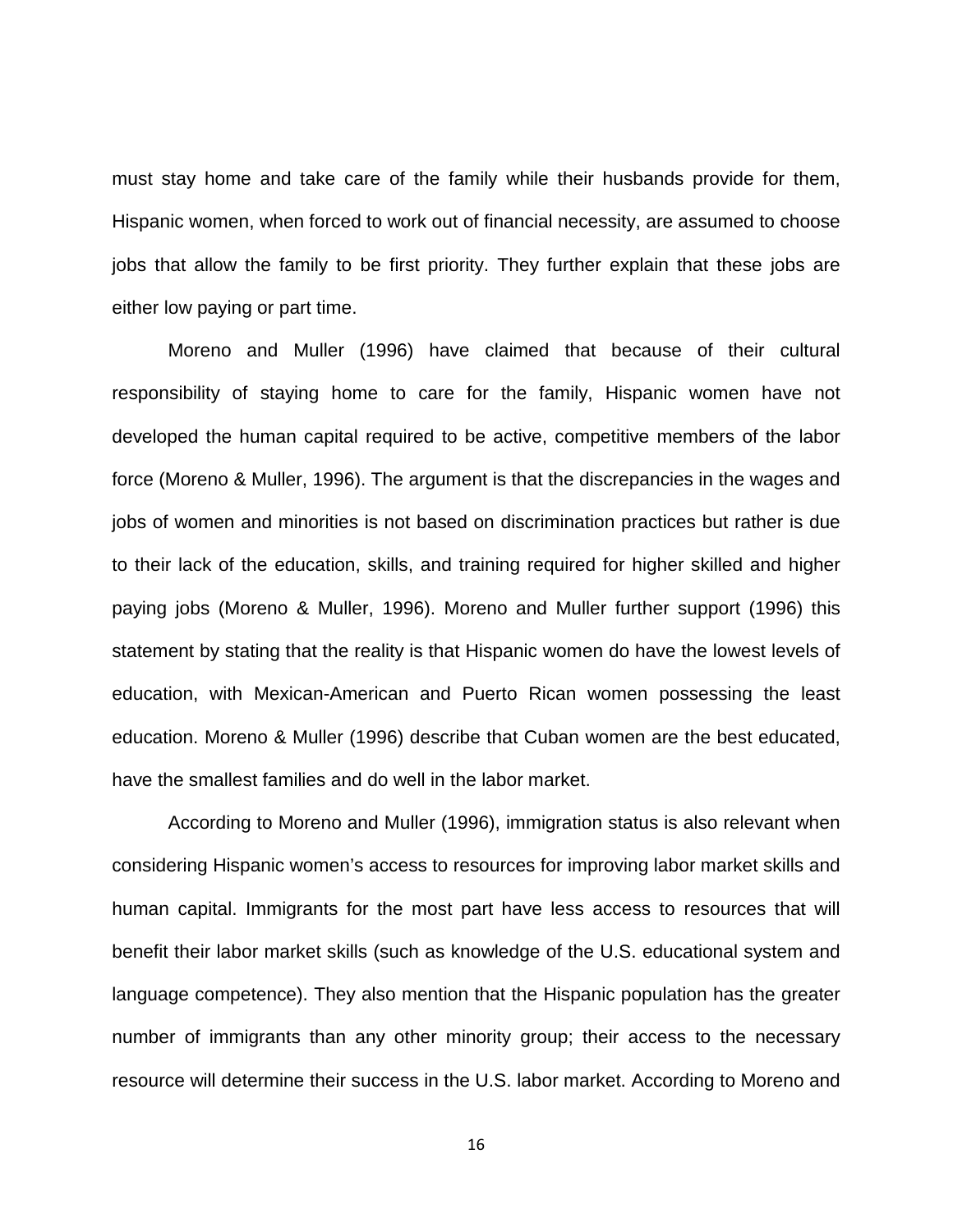must stay home and take care of the family while their husbands provide for them, Hispanic women, when forced to work out of financial necessity, are assumed to choose jobs that allow the family to be first priority. They further explain that these jobs are either low paying or part time.

Moreno and Muller (1996) have claimed that because of their cultural responsibility of staying home to care for the family, Hispanic women have not developed the human capital required to be active, competitive members of the labor force (Moreno & Muller, 1996). The argument is that the discrepancies in the wages and jobs of women and minorities is not based on discrimination practices but rather is due to their lack of the education, skills, and training required for higher skilled and higher paying jobs (Moreno & Muller, 1996). Moreno and Muller further support (1996) this statement by stating that the reality is that Hispanic women do have the lowest levels of education, with Mexican-American and Puerto Rican women possessing the least education. Moreno & Muller (1996) describe that Cuban women are the best educated, have the smallest families and do well in the labor market.

According to Moreno and Muller (1996), immigration status is also relevant when considering Hispanic women's access to resources for improving labor market skills and human capital. Immigrants for the most part have less access to resources that will benefit their labor market skills (such as knowledge of the U.S. educational system and language competence). They also mention that the Hispanic population has the greater number of immigrants than any other minority group; their access to the necessary resource will determine their success in the U.S. labor market. According to Moreno and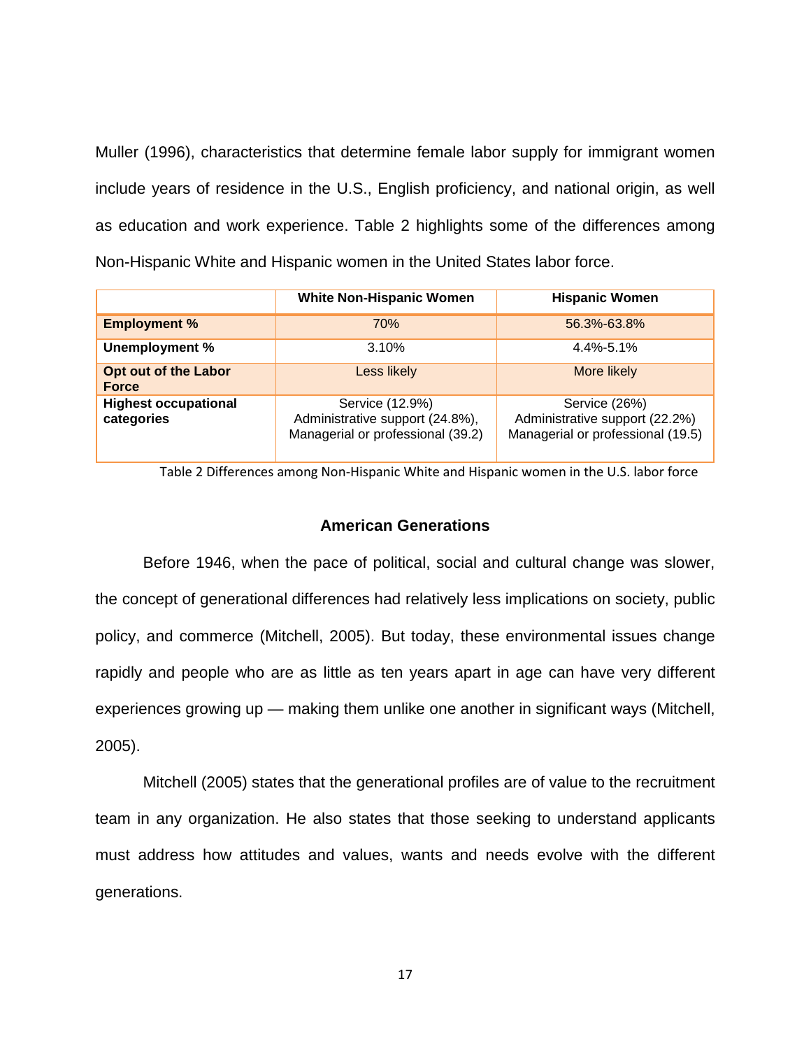Muller (1996), characteristics that determine female labor supply for immigrant women include years of residence in the U.S., English proficiency, and national origin, as well as education and work experience. Table 2 highlights some of the differences among Non-Hispanic White and Hispanic women in the United States labor force.

| | White Non-Hispanic Women | Hispanic Women |
|---|---|---|
| **Employment %** | 70% | 56.3%-63.8% |
| **Unemployment %** | 3.10% | 4.4%-5.1% |
| **Opt out of the Labor Force** | Less likely | More likely |
| **Highest occupational categories** | Service (12.9%) Administrative support (24.8%), Managerial or professional (39.2) | Service (26%) Administrative support (22.2%) Managerial or professional (19.5) |

Table 2 Differences among Non-Hispanic White and Hispanic women in the U.S. labor force

## American Generations

Before 1946, when the pace of political, social and cultural change was slower, the concept of generational differences had relatively less implications on society, public policy, and commerce (Mitchell, 2005). But today, these environmental issues change rapidly and people who are as little as ten years apart in age can have very different experiences growing up — making them unlike one another in significant ways (Mitchell, 2005).

Mitchell (2005) states that the generational profiles are of value to the recruitment team in any organization. He also states that those seeking to understand applicants must address how attitudes and values, wants and needs evolve with the different generations.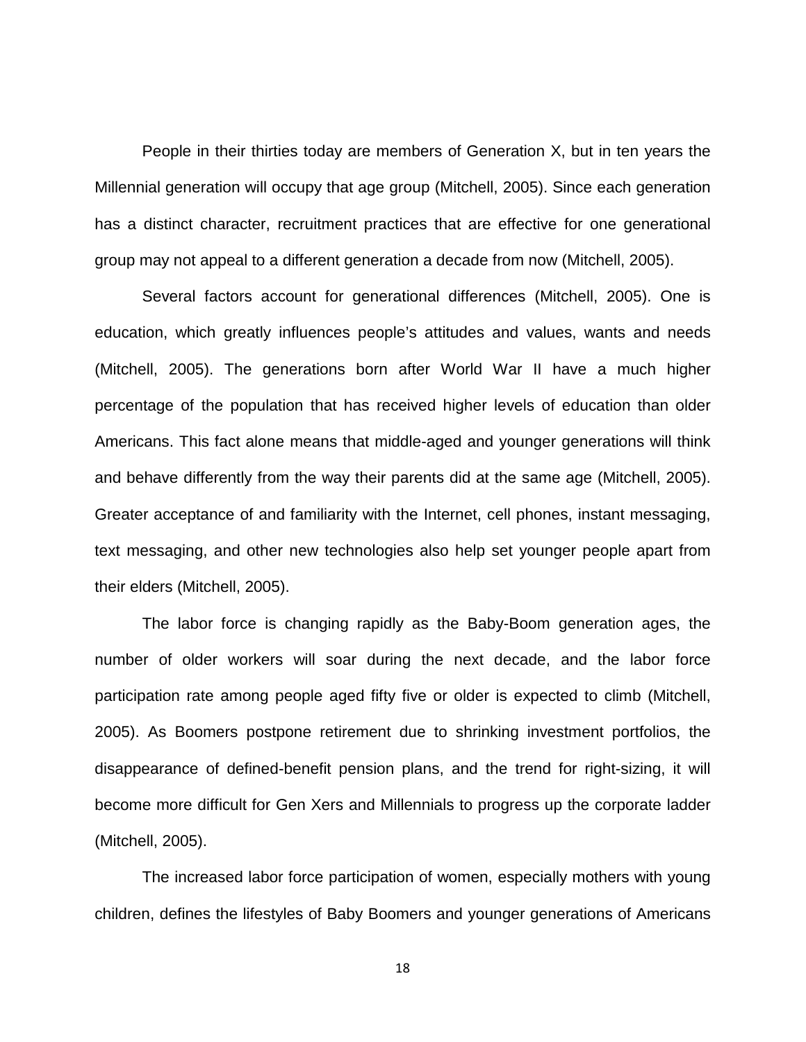People in their thirties today are members of Generation X, but in ten years the Millennial generation will occupy that age group (Mitchell, 2005). Since each generation has a distinct character, recruitment practices that are effective for one generational group may not appeal to a different generation a decade from now (Mitchell, 2005).

Several factors account for generational differences (Mitchell, 2005). One is education, which greatly influences people's attitudes and values, wants and needs (Mitchell, 2005). The generations born after World War II have a much higher percentage of the population that has received higher levels of education than older Americans. This fact alone means that middle-aged and younger generations will think and behave differently from the way their parents did at the same age (Mitchell, 2005). Greater acceptance of and familiarity with the Internet, cell phones, instant messaging, text messaging, and other new technologies also help set younger people apart from their elders (Mitchell, 2005).

The labor force is changing rapidly as the Baby-Boom generation ages, the number of older workers will soar during the next decade, and the labor force participation rate among people aged fifty five or older is expected to climb (Mitchell, 2005). As Boomers postpone retirement due to shrinking investment portfolios, the disappearance of defined-benefit pension plans, and the trend for right-sizing, it will become more difficult for Gen Xers and Millennials to progress up the corporate ladder (Mitchell, 2005).

The increased labor force participation of women, especially mothers with young children, defines the lifestyles of Baby Boomers and younger generations of Americans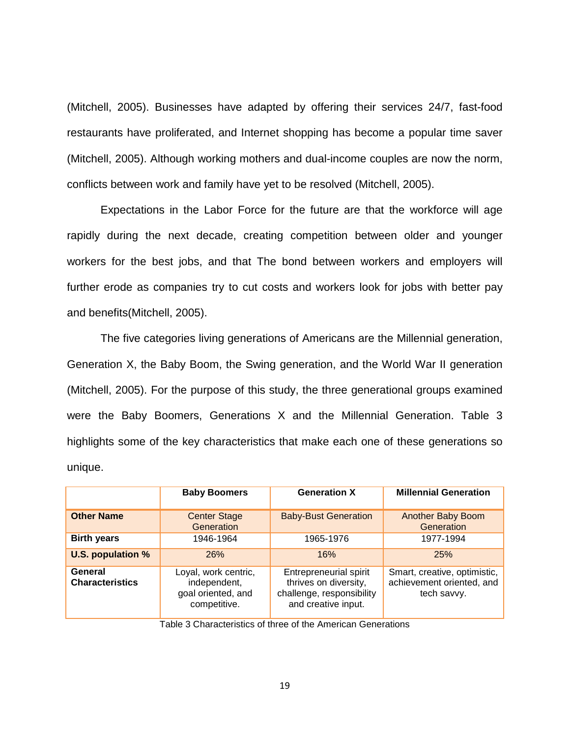(Mitchell, 2005). Businesses have adapted by offering their services 24/7, fast-food restaurants have proliferated, and Internet shopping has become a popular time saver (Mitchell, 2005). Although working mothers and dual-income couples are now the norm, conflicts between work and family have yet to be resolved (Mitchell, 2005).

Expectations in the Labor Force for the future are that the workforce will age rapidly during the next decade, creating competition between older and younger workers for the best jobs, and that The bond between workers and employers will further erode as companies try to cut costs and workers look for jobs with better pay and benefits(Mitchell, 2005).

The five categories living generations of Americans are the Millennial generation, Generation X, the Baby Boom, the Swing generation, and the World War II generation (Mitchell, 2005). For the purpose of this study, the three generational groups examined were the Baby Boomers, Generations X and the Millennial Generation. Table 3 highlights some of the key characteristics that make each one of these generations so unique.

| | Baby Boomers | Generation X | Millennial Generation |
|---|---|---|---|
| **Other Name** | Center Stage Generation | Baby-Bust Generation | Another Baby Boom Generation |
| **Birth years** | 1946-1964 | 1965-1976 | 1977-1994 |
| **U.S. population %** | 26% | 16% | 25% |
| **General Characteristics** | Loyal, work centric, independent, goal oriented, and competitive. | Entrepreneurial spirit thrives on diversity, challenge, responsibility and creative input. | Smart, creative, optimistic, achievement oriented, and tech savvy. |

Table 3 Characteristics of three of the American Generations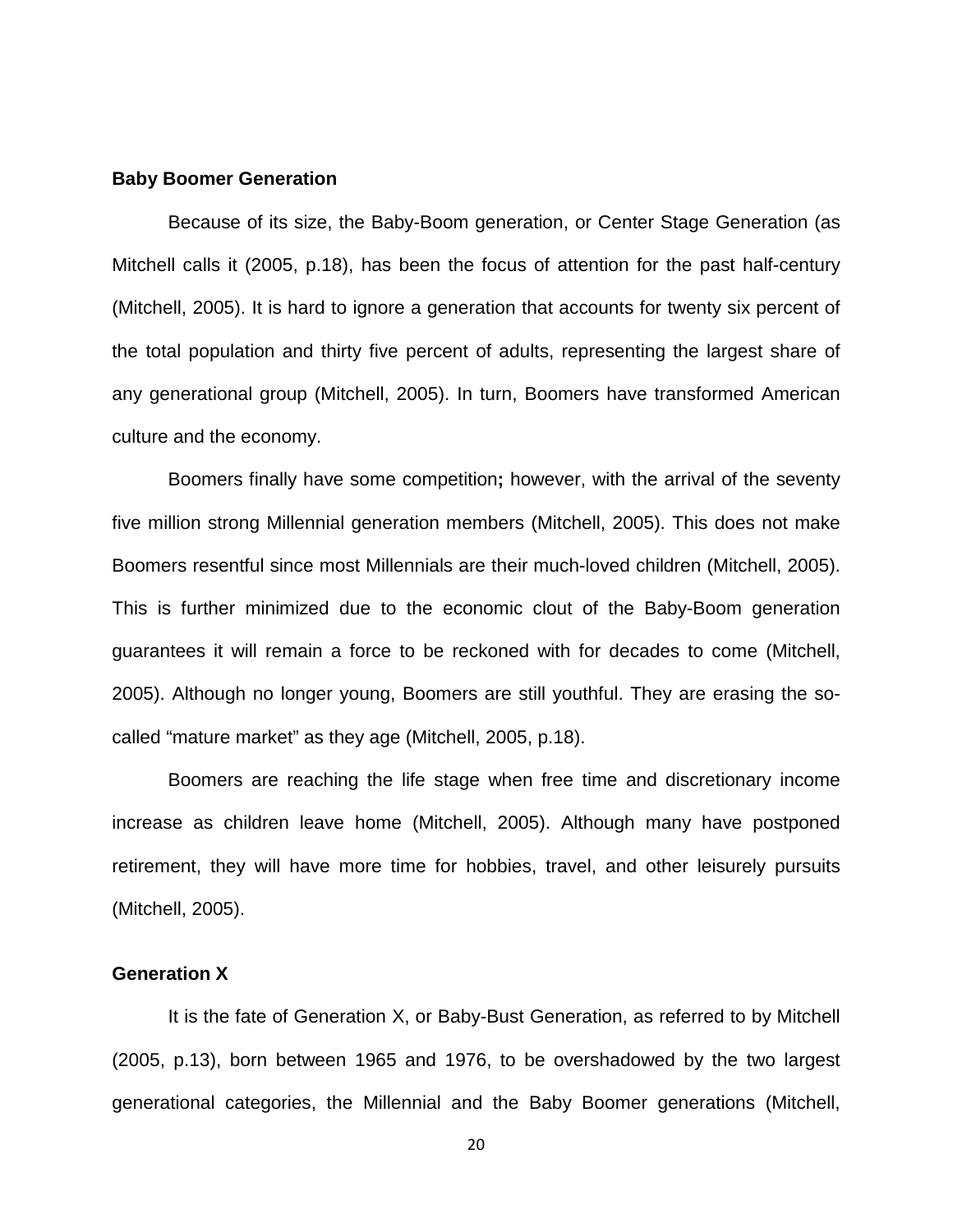**Baby Boomer Generation**

Because of its size, the Baby-Boom generation, or Center Stage Generation (as Mitchell calls it (2005, p.18), has been the focus of attention for the past half-century (Mitchell, 2005). It is hard to ignore a generation that accounts for twenty six percent of the total population and thirty five percent of adults, representing the largest share of any generational group (Mitchell, 2005). In turn, Boomers have transformed American culture and the economy.

Boomers finally have some competition**;** however, with the arrival of the seventy five million strong Millennial generation members (Mitchell, 2005). This does not make Boomers resentful since most Millennials are their much-loved children (Mitchell, 2005). This is further minimized due to the economic clout of the Baby-Boom generation guarantees it will remain a force to be reckoned with for decades to come (Mitchell, 2005). Although no longer young, Boomers are still youthful. They are erasing the so-called "mature market" as they age (Mitchell, 2005, p.18).

Boomers are reaching the life stage when free time and discretionary income increase as children leave home (Mitchell, 2005). Although many have postponed retirement, they will have more time for hobbies, travel, and other leisurely pursuits (Mitchell, 2005).

**Generation X**

It is the fate of Generation X, or Baby-Bust Generation, as referred to by Mitchell (2005, p.13), born between 1965 and 1976, to be overshadowed by the two largest generational categories, the Millennial and the Baby Boomer generations (Mitchell,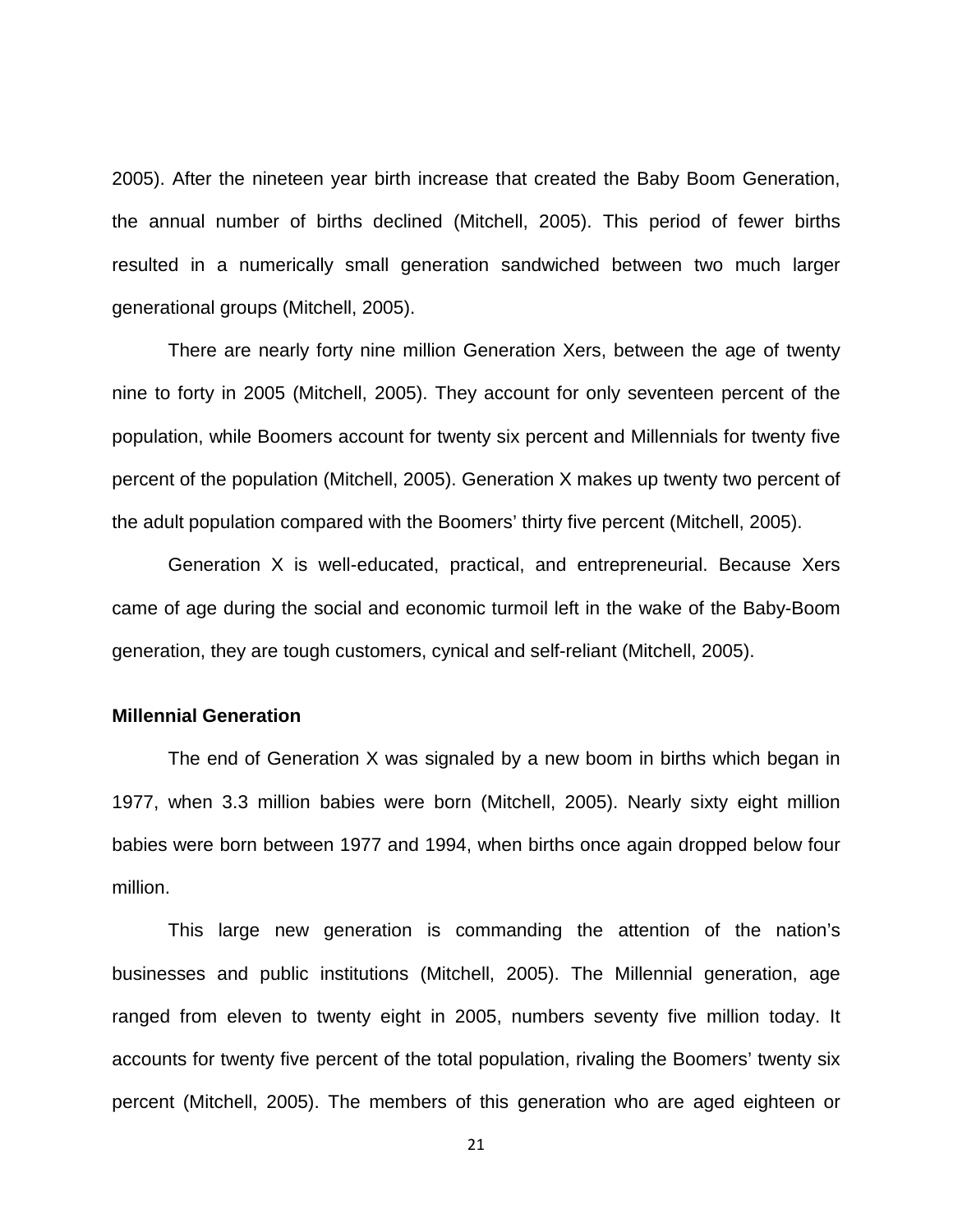2005). After the nineteen year birth increase that created the Baby Boom Generation, the annual number of births declined (Mitchell, 2005). This period of fewer births resulted in a numerically small generation sandwiched between two much larger generational groups (Mitchell, 2005).

There are nearly forty nine million Generation Xers, between the age of twenty nine to forty in 2005 (Mitchell, 2005). They account for only seventeen percent of the population, while Boomers account for twenty six percent and Millennials for twenty five percent of the population (Mitchell, 2005). Generation X makes up twenty two percent of the adult population compared with the Boomers' thirty five percent (Mitchell, 2005).

Generation X is well-educated, practical, and entrepreneurial. Because Xers came of age during the social and economic turmoil left in the wake of the Baby-Boom generation, they are tough customers, cynical and self-reliant (Mitchell, 2005).

### Millennial Generation

The end of Generation X was signaled by a new boom in births which began in 1977, when 3.3 million babies were born (Mitchell, 2005). Nearly sixty eight million babies were born between 1977 and 1994, when births once again dropped below four million.

This large new generation is commanding the attention of the nation's businesses and public institutions (Mitchell, 2005). The Millennial generation, age ranged from eleven to twenty eight in 2005, numbers seventy five million today. It accounts for twenty five percent of the total population, rivaling the Boomers' twenty six percent (Mitchell, 2005). The members of this generation who are aged eighteen or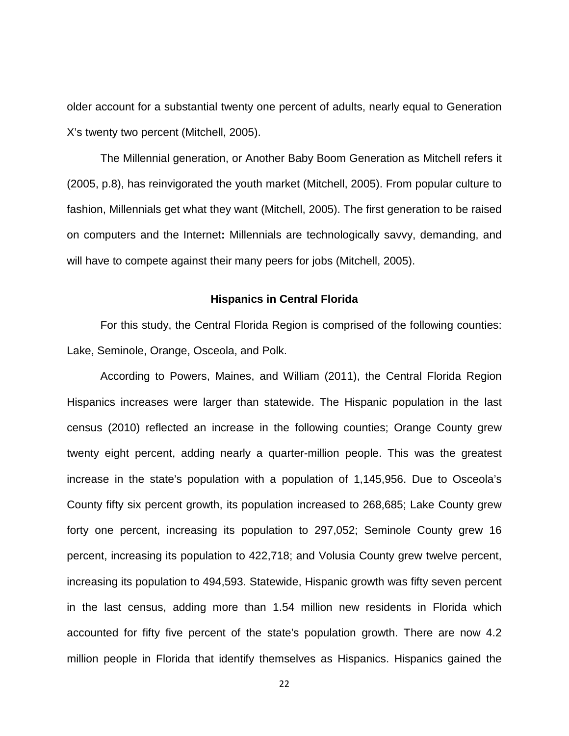older account for a substantial twenty one percent of adults, nearly equal to Generation X's twenty two percent (Mitchell, 2005).

The Millennial generation, or Another Baby Boom Generation as Mitchell refers it (2005, p.8), has reinvigorated the youth market (Mitchell, 2005). From popular culture to fashion, Millennials get what they want (Mitchell, 2005). The first generation to be raised on computers and the Internet**:** Millennials are technologically savvy, demanding, and will have to compete against their many peers for jobs (Mitchell, 2005).

### Hispanics in Central Florida

For this study, the Central Florida Region is comprised of the following counties: Lake, Seminole, Orange, Osceola, and Polk.

According to Powers, Maines, and William (2011), the Central Florida Region Hispanics increases were larger than statewide. The Hispanic population in the last census (2010) reflected an increase in the following counties; Orange County grew twenty eight percent, adding nearly a quarter-million people. This was the greatest increase in the state's population with a population of 1,145,956. Due to Osceola's County fifty six percent growth, its population increased to 268,685; Lake County grew forty one percent, increasing its population to 297,052; Seminole County grew 16 percent, increasing its population to 422,718; and Volusia County grew twelve percent, increasing its population to 494,593. Statewide, Hispanic growth was fifty seven percent in the last census, adding more than 1.54 million new residents in Florida which accounted for fifty five percent of the state's population growth. There are now 4.2 million people in Florida that identify themselves as Hispanics. Hispanics gained the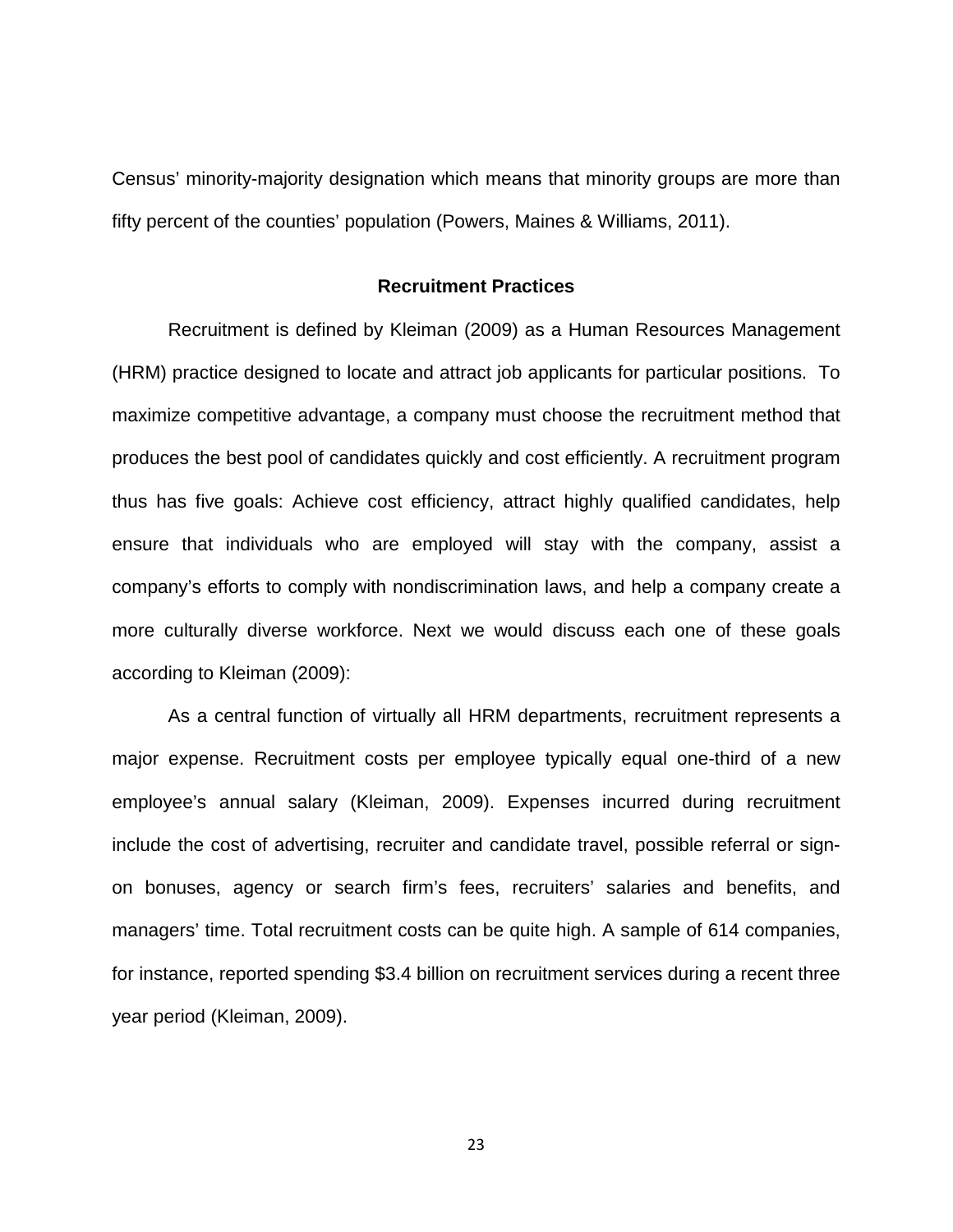Census' minority-majority designation which means that minority groups are more than fifty percent of the counties' population (Powers, Maines & Williams, 2011).

## Recruitment Practices

Recruitment is defined by Kleiman (2009) as a Human Resources Management (HRM) practice designed to locate and attract job applicants for particular positions. To maximize competitive advantage, a company must choose the recruitment method that produces the best pool of candidates quickly and cost efficiently. A recruitment program thus has five goals: Achieve cost efficiency, attract highly qualified candidates, help ensure that individuals who are employed will stay with the company, assist a company's efforts to comply with nondiscrimination laws, and help a company create a more culturally diverse workforce. Next we would discuss each one of these goals according to Kleiman (2009):

As a central function of virtually all HRM departments, recruitment represents a major expense. Recruitment costs per employee typically equal one-third of a new employee's annual salary (Kleiman, 2009). Expenses incurred during recruitment include the cost of advertising, recruiter and candidate travel, possible referral or sign-on bonuses, agency or search firm's fees, recruiters' salaries and benefits, and managers' time. Total recruitment costs can be quite high. A sample of 614 companies, for instance, reported spending $3.4 billion on recruitment services during a recent three year period (Kleiman, 2009).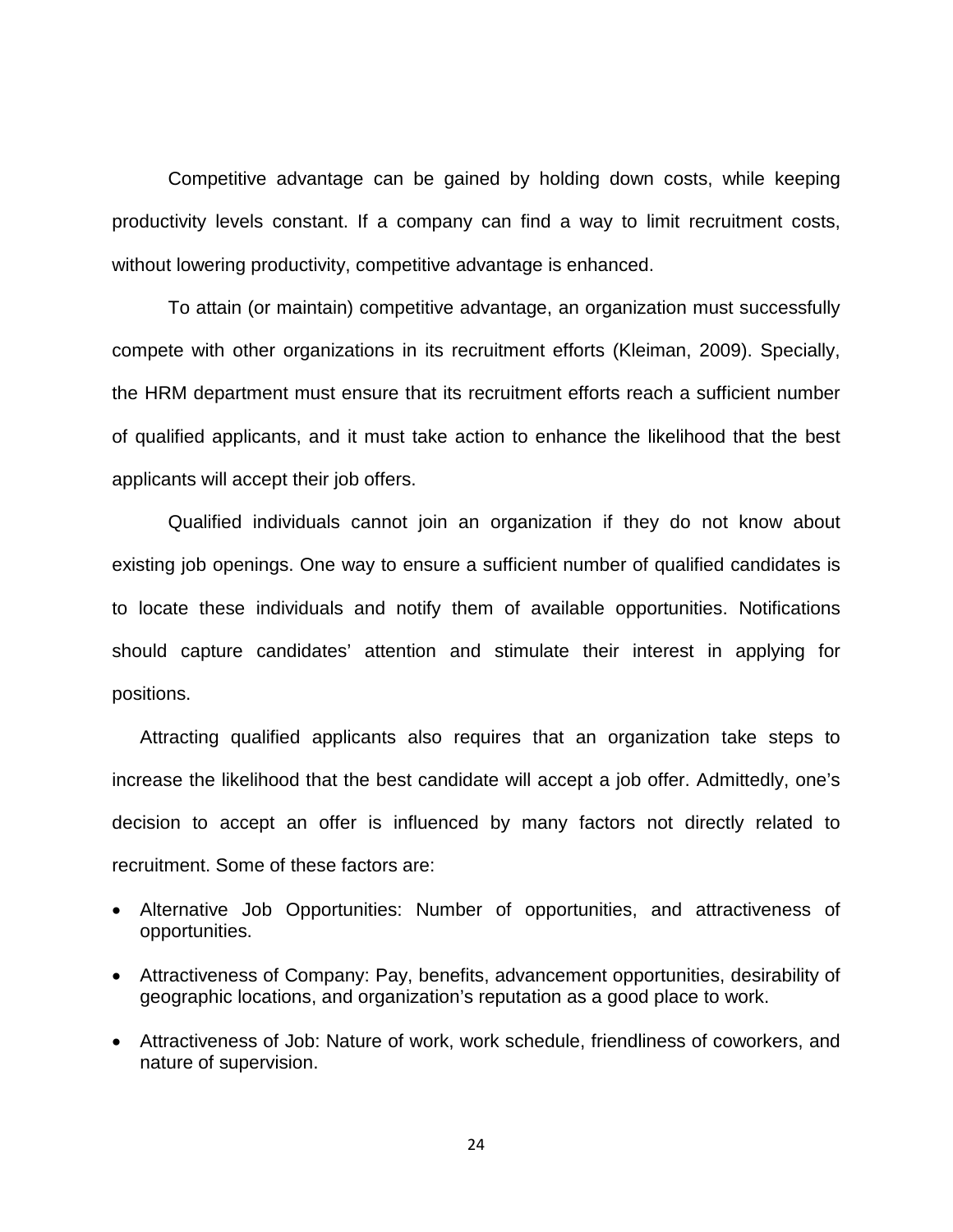Competitive advantage can be gained by holding down costs, while keeping productivity levels constant. If a company can find a way to limit recruitment costs, without lowering productivity, competitive advantage is enhanced.

To attain (or maintain) competitive advantage, an organization must successfully compete with other organizations in its recruitment efforts (Kleiman, 2009). Specially, the HRM department must ensure that its recruitment efforts reach a sufficient number of qualified applicants, and it must take action to enhance the likelihood that the best applicants will accept their job offers.

Qualified individuals cannot join an organization if they do not know about existing job openings. One way to ensure a sufficient number of qualified candidates is to locate these individuals and notify them of available opportunities. Notifications should capture candidates' attention and stimulate their interest in applying for positions.

Attracting qualified applicants also requires that an organization take steps to increase the likelihood that the best candidate will accept a job offer. Admittedly, one's decision to accept an offer is influenced by many factors not directly related to recruitment. Some of these factors are:

- Alternative Job Opportunities: Number of opportunities, and attractiveness of opportunities.
- Attractiveness of Company: Pay, benefits, advancement opportunities, desirability of geographic locations, and organization's reputation as a good place to work.
- Attractiveness of Job: Nature of work, work schedule, friendliness of coworkers, and nature of supervision.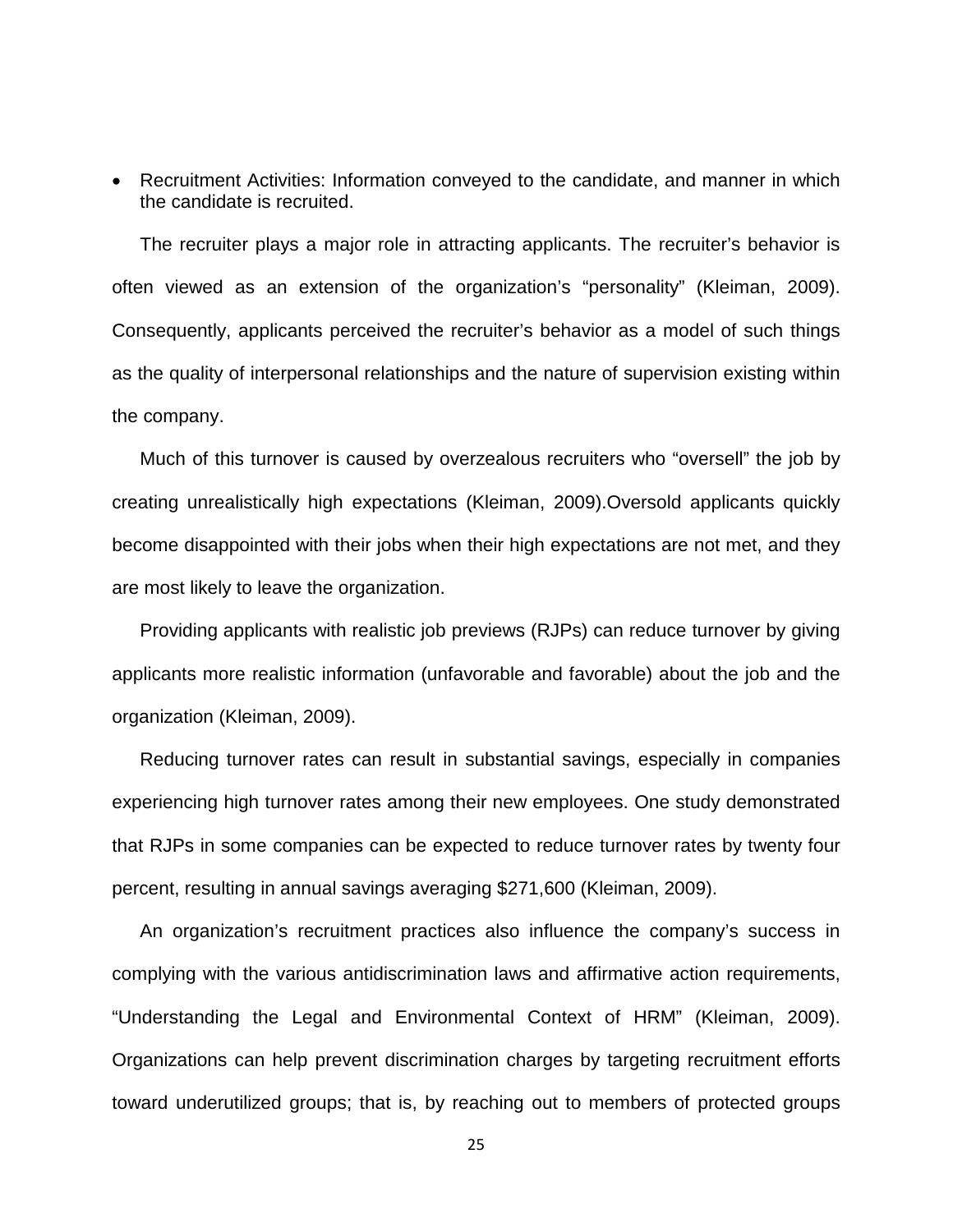- Recruitment Activities: Information conveyed to the candidate, and manner in which the candidate is recruited.

The recruiter plays a major role in attracting applicants. The recruiter's behavior is often viewed as an extension of the organization's "personality" (Kleiman, 2009). Consequently, applicants perceived the recruiter's behavior as a model of such things as the quality of interpersonal relationships and the nature of supervision existing within the company.

Much of this turnover is caused by overzealous recruiters who "oversell" the job by creating unrealistically high expectations (Kleiman, 2009).Oversold applicants quickly become disappointed with their jobs when their high expectations are not met, and they are most likely to leave the organization.

Providing applicants with realistic job previews (RJPs) can reduce turnover by giving applicants more realistic information (unfavorable and favorable) about the job and the organization (Kleiman, 2009).

Reducing turnover rates can result in substantial savings, especially in companies experiencing high turnover rates among their new employees. One study demonstrated that RJPs in some companies can be expected to reduce turnover rates by twenty four percent, resulting in annual savings averaging $271,600 (Kleiman, 2009).

An organization's recruitment practices also influence the company's success in complying with the various antidiscrimination laws and affirmative action requirements, "Understanding the Legal and Environmental Context of HRM" (Kleiman, 2009). Organizations can help prevent discrimination charges by targeting recruitment efforts toward underutilized groups; that is, by reaching out to members of protected groups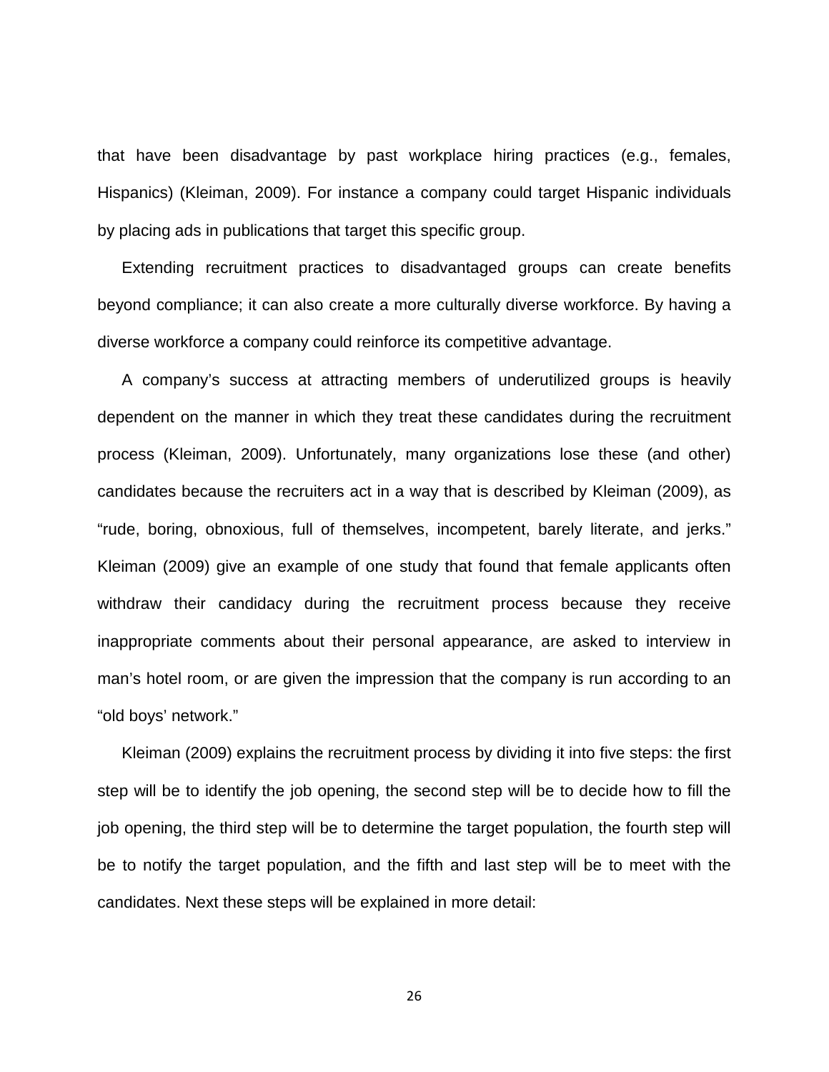that have been disadvantage by past workplace hiring practices (e.g., females, Hispanics) (Kleiman, 2009). For instance a company could target Hispanic individuals by placing ads in publications that target this specific group.

Extending recruitment practices to disadvantaged groups can create benefits beyond compliance; it can also create a more culturally diverse workforce. By having a diverse workforce a company could reinforce its competitive advantage.

A company's success at attracting members of underutilized groups is heavily dependent on the manner in which they treat these candidates during the recruitment process (Kleiman, 2009). Unfortunately, many organizations lose these (and other) candidates because the recruiters act in a way that is described by Kleiman (2009), as "rude, boring, obnoxious, full of themselves, incompetent, barely literate, and jerks." Kleiman (2009) give an example of one study that found that female applicants often withdraw their candidacy during the recruitment process because they receive inappropriate comments about their personal appearance, are asked to interview in man's hotel room, or are given the impression that the company is run according to an "old boys' network."

Kleiman (2009) explains the recruitment process by dividing it into five steps: the first step will be to identify the job opening, the second step will be to decide how to fill the job opening, the third step will be to determine the target population, the fourth step will be to notify the target population, and the fifth and last step will be to meet with the candidates. Next these steps will be explained in more detail: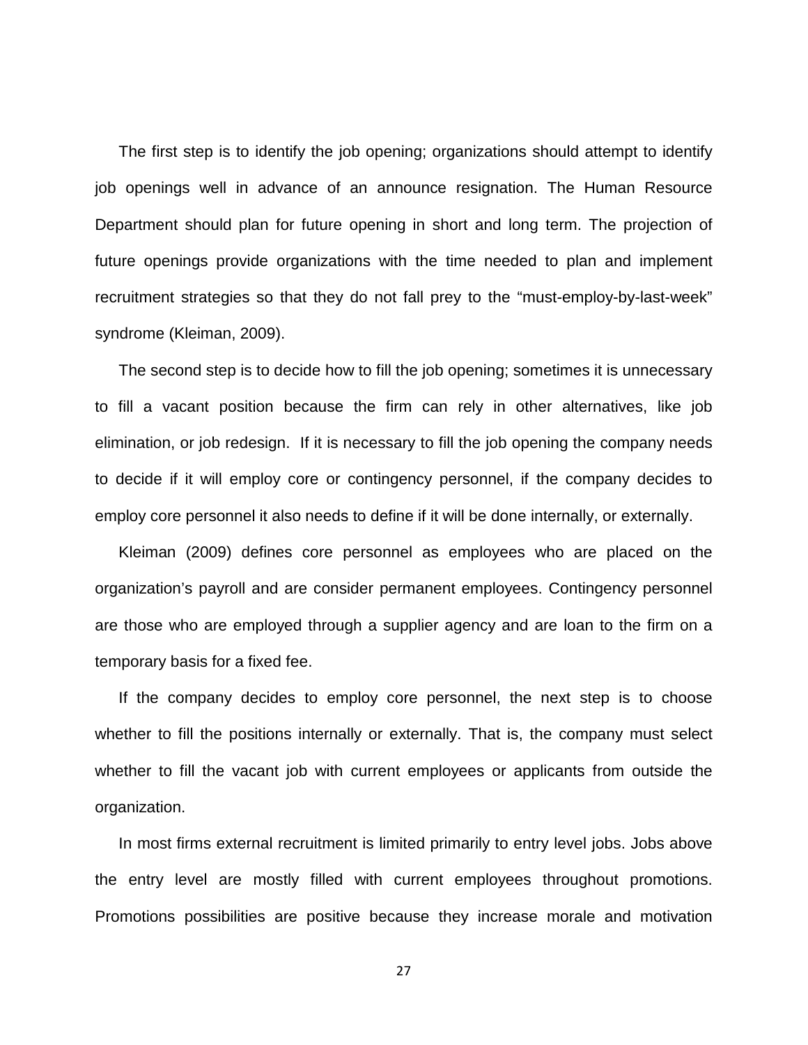The first step is to identify the job opening; organizations should attempt to identify job openings well in advance of an announce resignation. The Human Resource Department should plan for future opening in short and long term. The projection of future openings provide organizations with the time needed to plan and implement recruitment strategies so that they do not fall prey to the “must-employ-by-last-week” syndrome (Kleiman, 2009).

The second step is to decide how to fill the job opening; sometimes it is unnecessary to fill a vacant position because the firm can rely in other alternatives, like job elimination, or job redesign. If it is necessary to fill the job opening the company needs to decide if it will employ core or contingency personnel, if the company decides to employ core personnel it also needs to define if it will be done internally, or externally.

Kleiman (2009) defines core personnel as employees who are placed on the organization’s payroll and are consider permanent employees. Contingency personnel are those who are employed through a supplier agency and are loan to the firm on a temporary basis for a fixed fee.

If the company decides to employ core personnel, the next step is to choose whether to fill the positions internally or externally. That is, the company must select whether to fill the vacant job with current employees or applicants from outside the organization.

In most firms external recruitment is limited primarily to entry level jobs. Jobs above the entry level are mostly filled with current employees throughout promotions. Promotions possibilities are positive because they increase morale and motivation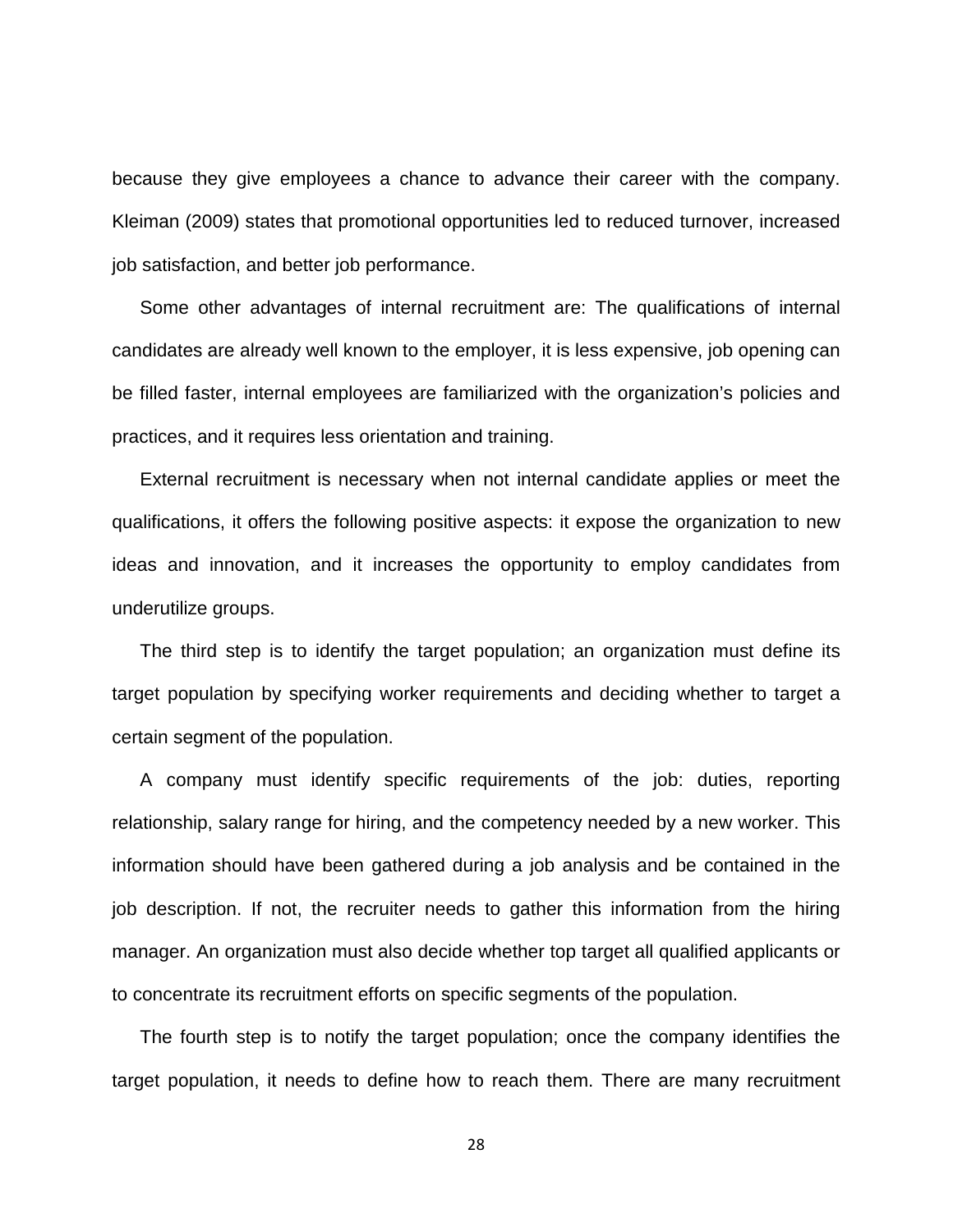because they give employees a chance to advance their career with the company. Kleiman (2009) states that promotional opportunities led to reduced turnover, increased job satisfaction, and better job performance.

Some other advantages of internal recruitment are: The qualifications of internal candidates are already well known to the employer, it is less expensive, job opening can be filled faster, internal employees are familiarized with the organization's policies and practices, and it requires less orientation and training.

External recruitment is necessary when not internal candidate applies or meet the qualifications, it offers the following positive aspects: it expose the organization to new ideas and innovation, and it increases the opportunity to employ candidates from underutilize groups.

The third step is to identify the target population; an organization must define its target population by specifying worker requirements and deciding whether to target a certain segment of the population.

A company must identify specific requirements of the job: duties, reporting relationship, salary range for hiring, and the competency needed by a new worker. This information should have been gathered during a job analysis and be contained in the job description. If not, the recruiter needs to gather this information from the hiring manager. An organization must also decide whether top target all qualified applicants or to concentrate its recruitment efforts on specific segments of the population.

The fourth step is to notify the target population; once the company identifies the target population, it needs to define how to reach them. There are many recruitment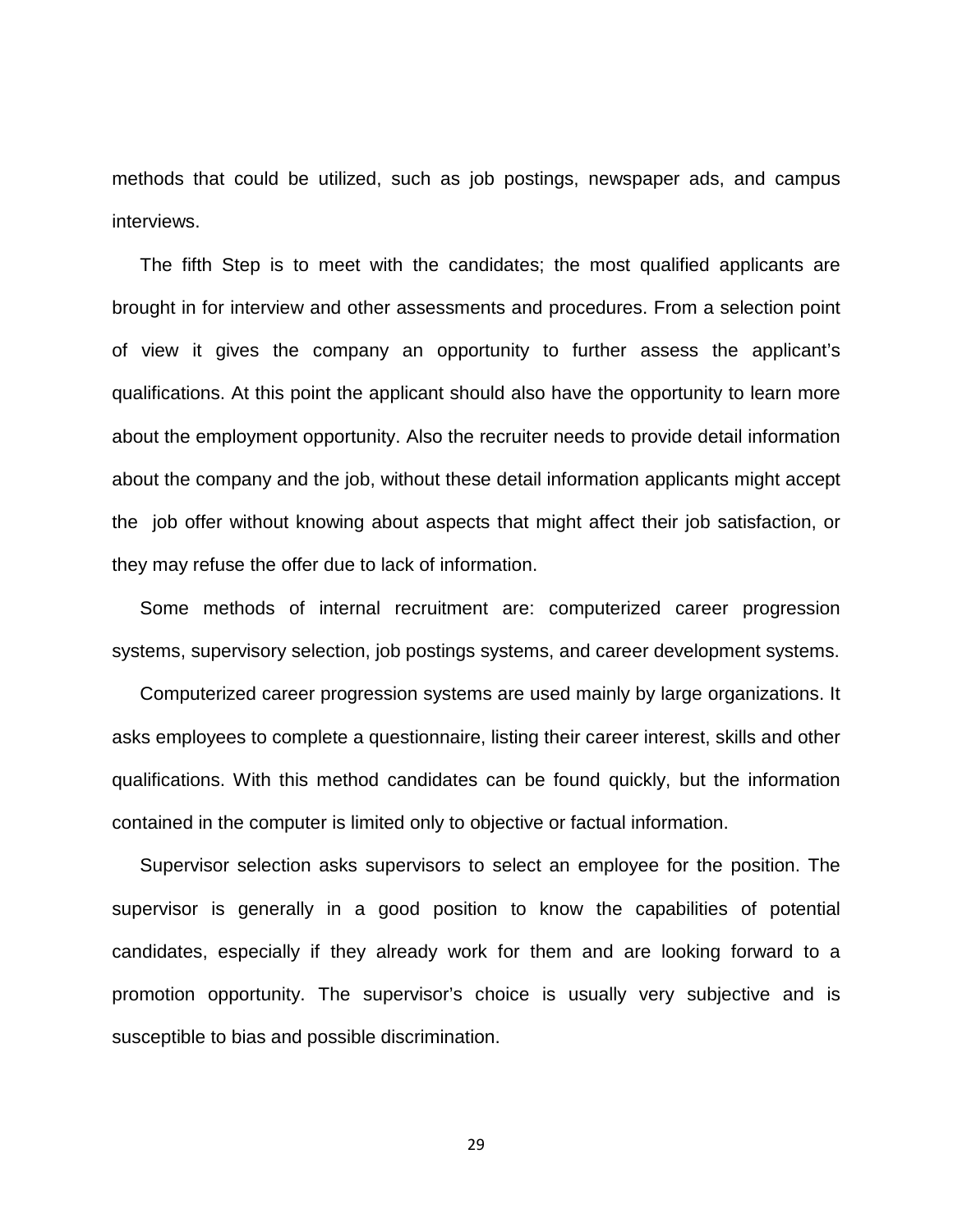methods that could be utilized, such as job postings, newspaper ads, and campus interviews.

The fifth Step is to meet with the candidates; the most qualified applicants are brought in for interview and other assessments and procedures. From a selection point of view it gives the company an opportunity to further assess the applicant's qualifications. At this point the applicant should also have the opportunity to learn more about the employment opportunity. Also the recruiter needs to provide detail information about the company and the job, without these detail information applicants might accept the job offer without knowing about aspects that might affect their job satisfaction, or they may refuse the offer due to lack of information.

Some methods of internal recruitment are: computerized career progression systems, supervisory selection, job postings systems, and career development systems.

Computerized career progression systems are used mainly by large organizations. It asks employees to complete a questionnaire, listing their career interest, skills and other qualifications. With this method candidates can be found quickly, but the information contained in the computer is limited only to objective or factual information.

Supervisor selection asks supervisors to select an employee for the position. The supervisor is generally in a good position to know the capabilities of potential candidates, especially if they already work for them and are looking forward to a promotion opportunity. The supervisor's choice is usually very subjective and is susceptible to bias and possible discrimination.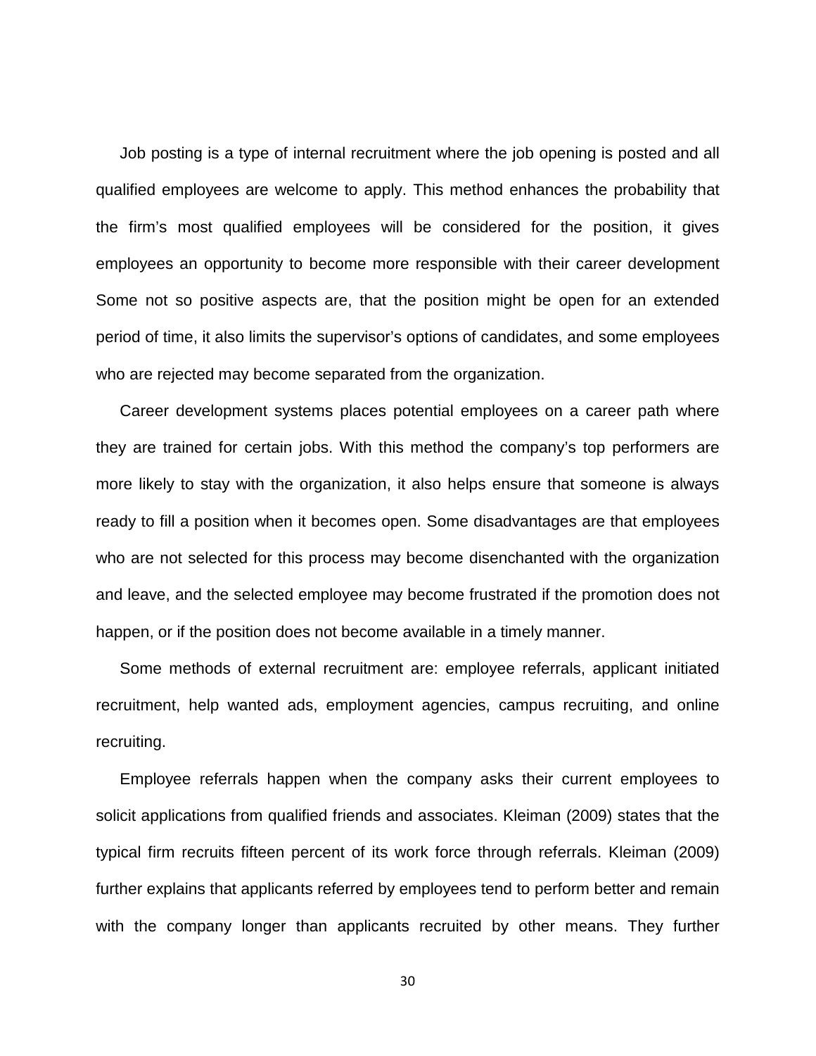Job posting is a type of internal recruitment where the job opening is posted and all qualified employees are welcome to apply. This method enhances the probability that the firm's most qualified employees will be considered for the position, it gives employees an opportunity to become more responsible with their career development Some not so positive aspects are, that the position might be open for an extended period of time, it also limits the supervisor's options of candidates, and some employees who are rejected may become separated from the organization.

Career development systems places potential employees on a career path where they are trained for certain jobs. With this method the company's top performers are more likely to stay with the organization, it also helps ensure that someone is always ready to fill a position when it becomes open. Some disadvantages are that employees who are not selected for this process may become disenchanted with the organization and leave, and the selected employee may become frustrated if the promotion does not happen, or if the position does not become available in a timely manner.

Some methods of external recruitment are: employee referrals, applicant initiated recruitment, help wanted ads, employment agencies, campus recruiting, and online recruiting.

Employee referrals happen when the company asks their current employees to solicit applications from qualified friends and associates. Kleiman (2009) states that the typical firm recruits fifteen percent of its work force through referrals. Kleiman (2009) further explains that applicants referred by employees tend to perform better and remain with the company longer than applicants recruited by other means. They further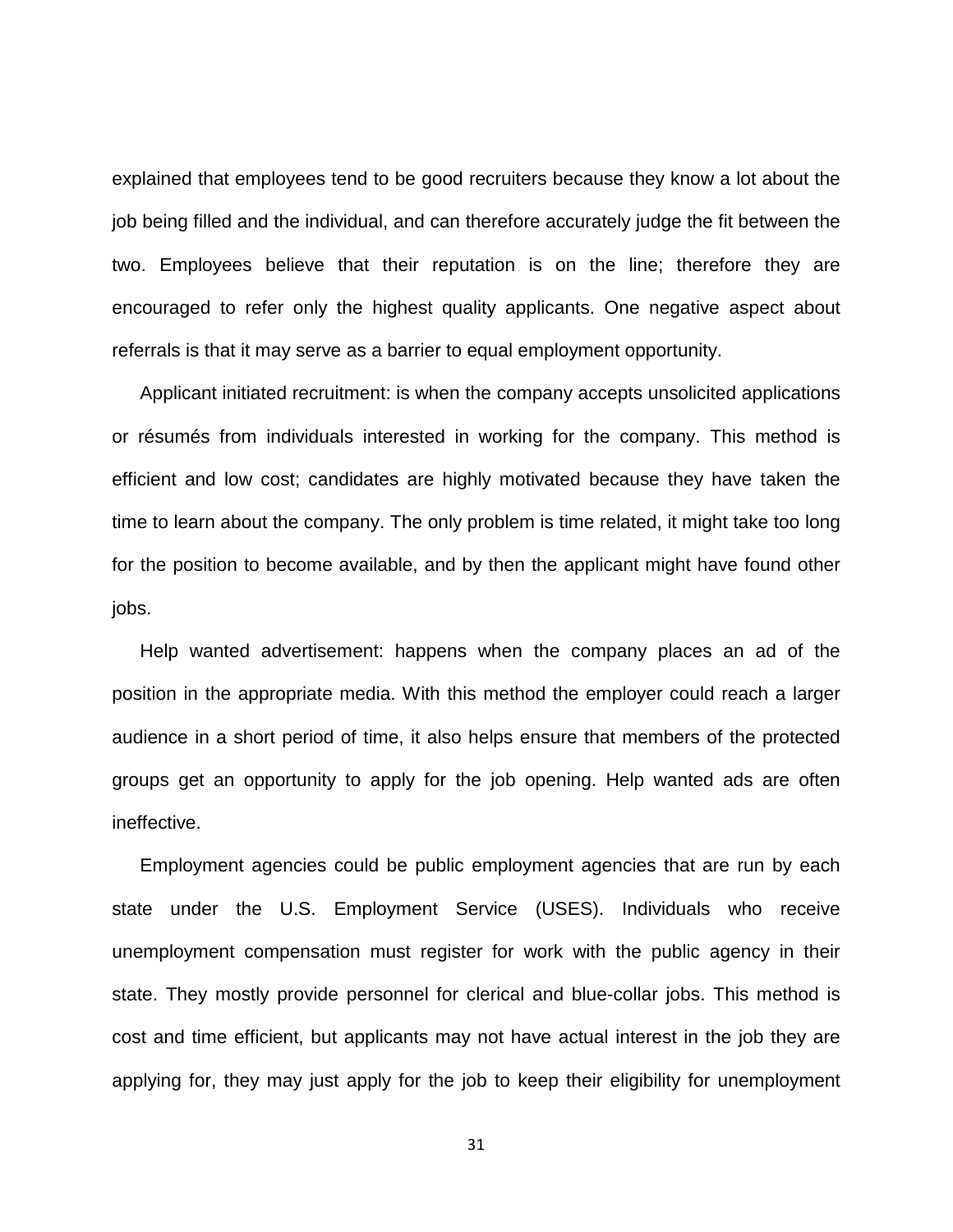explained that employees tend to be good recruiters because they know a lot about the job being filled and the individual, and can therefore accurately judge the fit between the two. Employees believe that their reputation is on the line; therefore they are encouraged to refer only the highest quality applicants. One negative aspect about referrals is that it may serve as a barrier to equal employment opportunity.

Applicant initiated recruitment: is when the company accepts unsolicited applications or résumés from individuals interested in working for the company. This method is efficient and low cost; candidates are highly motivated because they have taken the time to learn about the company. The only problem is time related, it might take too long for the position to become available, and by then the applicant might have found other jobs.

Help wanted advertisement: happens when the company places an ad of the position in the appropriate media. With this method the employer could reach a larger audience in a short period of time, it also helps ensure that members of the protected groups get an opportunity to apply for the job opening. Help wanted ads are often ineffective.

Employment agencies could be public employment agencies that are run by each state under the U.S. Employment Service (USES). Individuals who receive unemployment compensation must register for work with the public agency in their state. They mostly provide personnel for clerical and blue-collar jobs. This method is cost and time efficient, but applicants may not have actual interest in the job they are applying for, they may just apply for the job to keep their eligibility for unemployment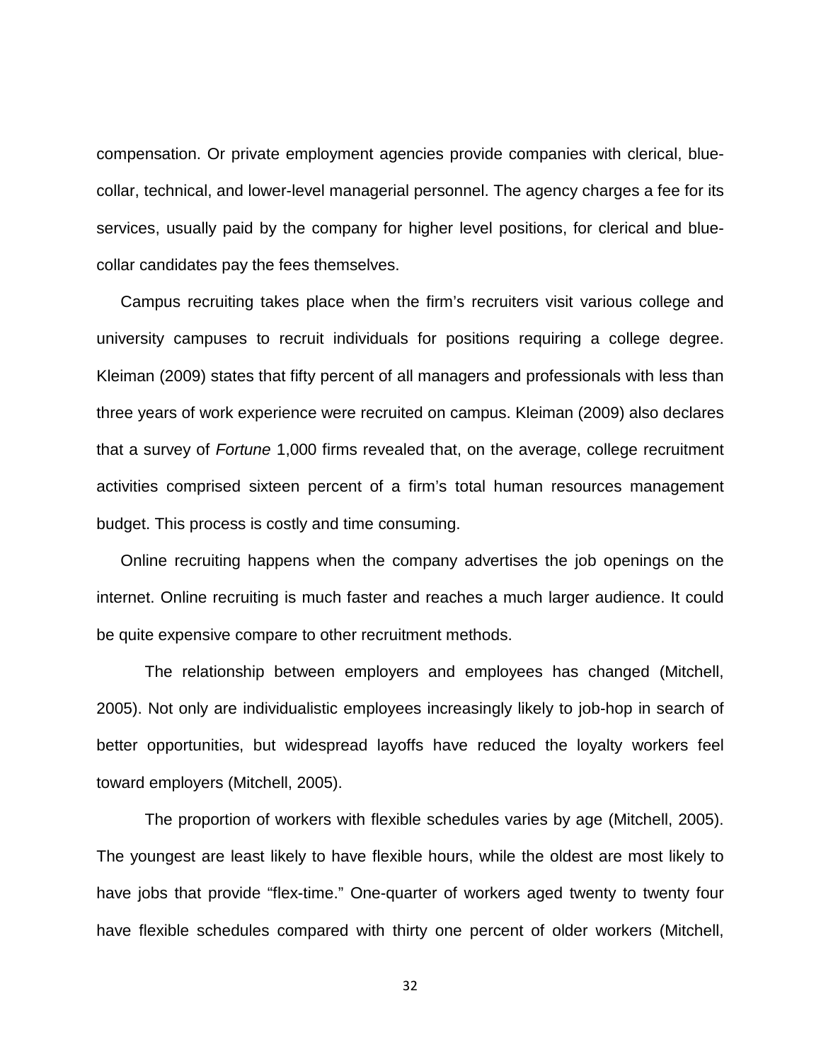compensation. Or private employment agencies provide companies with clerical, blue-collar, technical, and lower-level managerial personnel. The agency charges a fee for its services, usually paid by the company for higher level positions, for clerical and blue-collar candidates pay the fees themselves.

Campus recruiting takes place when the firm's recruiters visit various college and university campuses to recruit individuals for positions requiring a college degree. Kleiman (2009) states that fifty percent of all managers and professionals with less than three years of work experience were recruited on campus. Kleiman (2009) also declares that a survey of *Fortune* 1,000 firms revealed that, on the average, college recruitment activities comprised sixteen percent of a firm's total human resources management budget. This process is costly and time consuming.

Online recruiting happens when the company advertises the job openings on the internet. Online recruiting is much faster and reaches a much larger audience. It could be quite expensive compare to other recruitment methods.

The relationship between employers and employees has changed (Mitchell, 2005). Not only are individualistic employees increasingly likely to job-hop in search of better opportunities, but widespread layoffs have reduced the loyalty workers feel toward employers (Mitchell, 2005).

The proportion of workers with flexible schedules varies by age (Mitchell, 2005). The youngest are least likely to have flexible hours, while the oldest are most likely to have jobs that provide "flex-time." One-quarter of workers aged twenty to twenty four have flexible schedules compared with thirty one percent of older workers (Mitchell,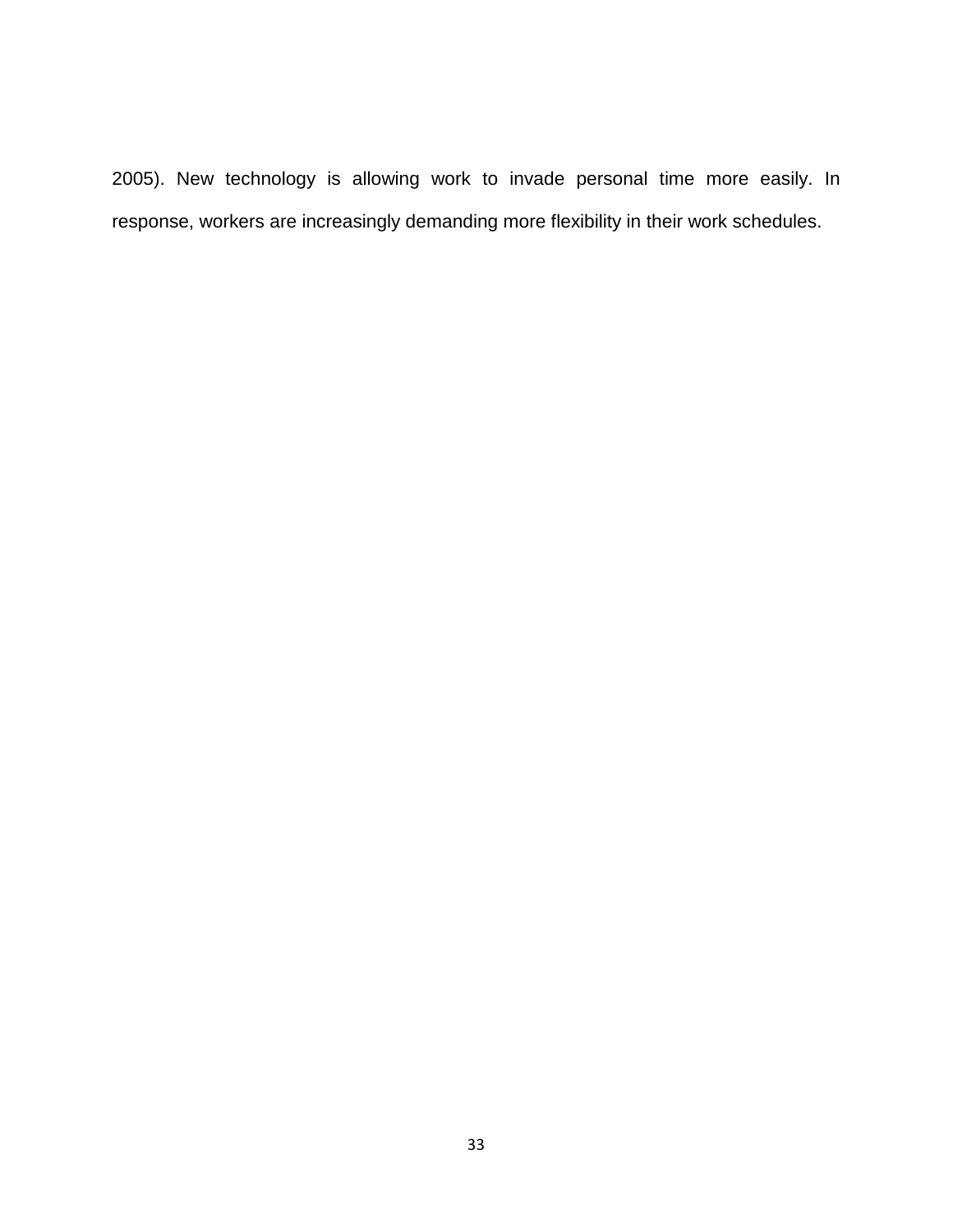2005). New technology is allowing work to invade personal time more easily. In response, workers are increasingly demanding more flexibility in their work schedules.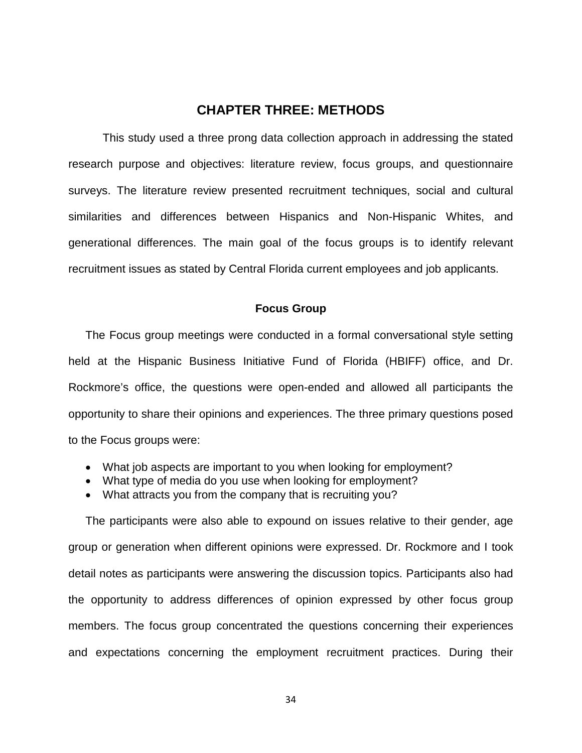# CHAPTER THREE: METHODS

This study used a three prong data collection approach in addressing the stated research purpose and objectives: literature review, focus groups, and questionnaire surveys. The literature review presented recruitment techniques, social and cultural similarities and differences between Hispanics and Non-Hispanic Whites, and generational differences. The main goal of the focus groups is to identify relevant recruitment issues as stated by Central Florida current employees and job applicants.

## Focus Group

The Focus group meetings were conducted in a formal conversational style setting held at the Hispanic Business Initiative Fund of Florida (HBIFF) office, and Dr. Rockmore's office, the questions were open-ended and allowed all participants the opportunity to share their opinions and experiences. The three primary questions posed to the Focus groups were:

- What job aspects are important to you when looking for employment?
- What type of media do you use when looking for employment?
- What attracts you from the company that is recruiting you?

The participants were also able to expound on issues relative to their gender, age group or generation when different opinions were expressed. Dr. Rockmore and I took detail notes as participants were answering the discussion topics. Participants also had the opportunity to address differences of opinion expressed by other focus group members. The focus group concentrated the questions concerning their experiences and expectations concerning the employment recruitment practices. During their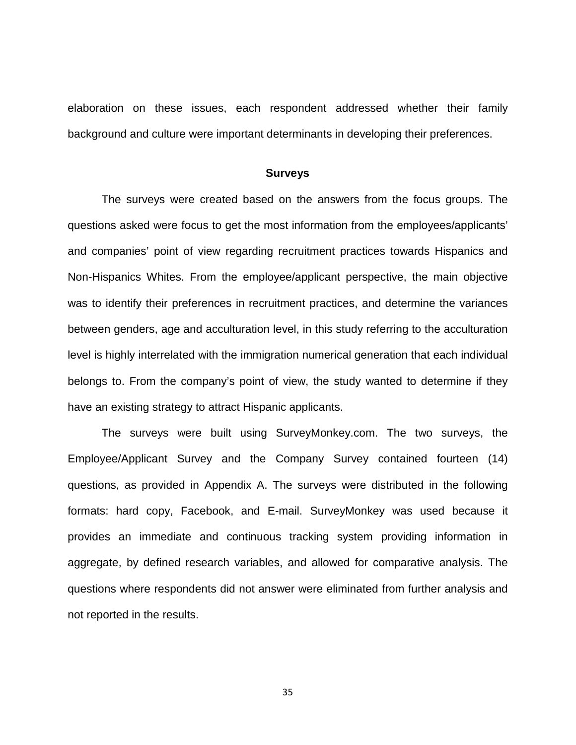elaboration on these issues, each respondent addressed whether their family background and culture were important determinants in developing their preferences.

## Surveys

The surveys were created based on the answers from the focus groups. The questions asked were focus to get the most information from the employees/applicants' and companies' point of view regarding recruitment practices towards Hispanics and Non-Hispanics Whites. From the employee/applicant perspective, the main objective was to identify their preferences in recruitment practices, and determine the variances between genders, age and acculturation level, in this study referring to the acculturation level is highly interrelated with the immigration numerical generation that each individual belongs to. From the company's point of view, the study wanted to determine if they have an existing strategy to attract Hispanic applicants.

The surveys were built using SurveyMonkey.com. The two surveys, the Employee/Applicant Survey and the Company Survey contained fourteen (14) questions, as provided in Appendix A. The surveys were distributed in the following formats: hard copy, Facebook, and E-mail. SurveyMonkey was used because it provides an immediate and continuous tracking system providing information in aggregate, by defined research variables, and allowed for comparative analysis. The questions where respondents did not answer were eliminated from further analysis and not reported in the results.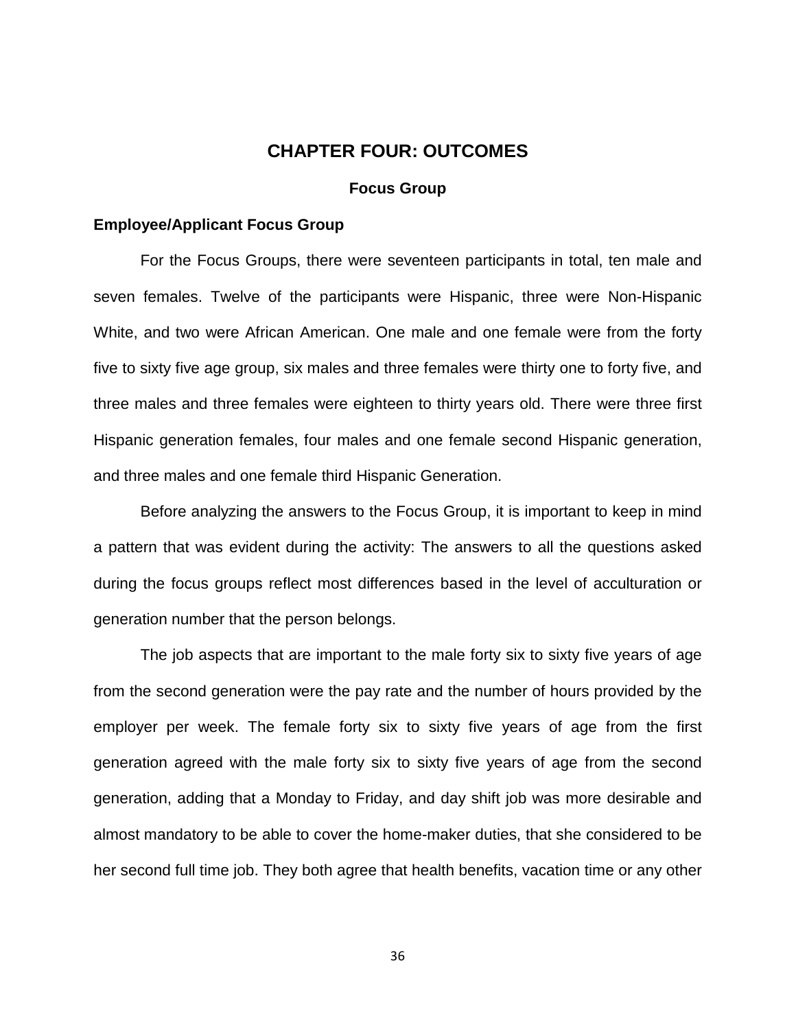# CHAPTER FOUR: OUTCOMES

## Focus Group

### Employee/Applicant Focus Group

For the Focus Groups, there were seventeen participants in total, ten male and seven females. Twelve of the participants were Hispanic, three were Non-Hispanic White, and two were African American. One male and one female were from the forty five to sixty five age group, six males and three females were thirty one to forty five, and three males and three females were eighteen to thirty years old. There were three first Hispanic generation females, four males and one female second Hispanic generation, and three males and one female third Hispanic Generation.

Before analyzing the answers to the Focus Group, it is important to keep in mind a pattern that was evident during the activity: The answers to all the questions asked during the focus groups reflect most differences based in the level of acculturation or generation number that the person belongs.

The job aspects that are important to the male forty six to sixty five years of age from the second generation were the pay rate and the number of hours provided by the employer per week. The female forty six to sixty five years of age from the first generation agreed with the male forty six to sixty five years of age from the second generation, adding that a Monday to Friday, and day shift job was more desirable and almost mandatory to be able to cover the home-maker duties, that she considered to be her second full time job. They both agree that health benefits, vacation time or any other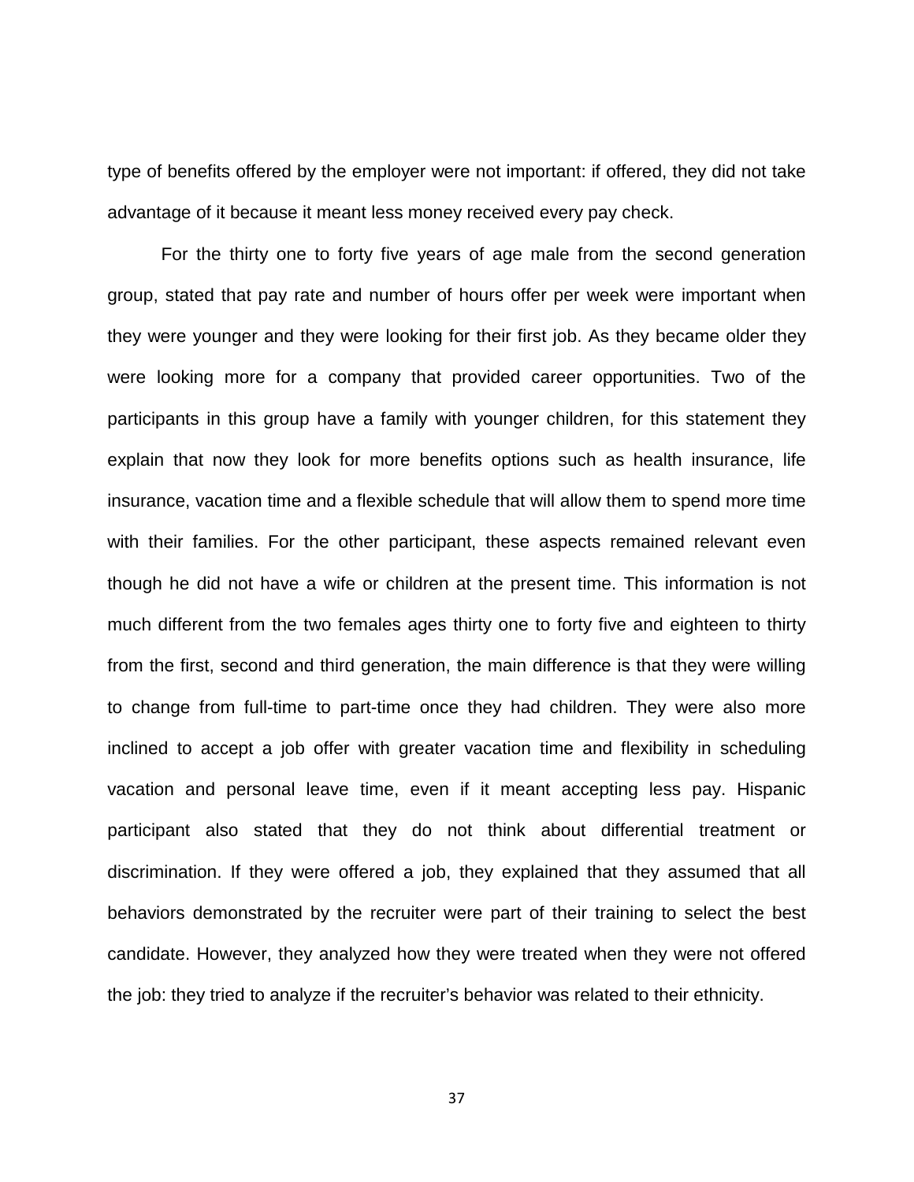type of benefits offered by the employer were not important: if offered, they did not take advantage of it because it meant less money received every pay check.

For the thirty one to forty five years of age male from the second generation group, stated that pay rate and number of hours offer per week were important when they were younger and they were looking for their first job. As they became older they were looking more for a company that provided career opportunities. Two of the participants in this group have a family with younger children, for this statement they explain that now they look for more benefits options such as health insurance, life insurance, vacation time and a flexible schedule that will allow them to spend more time with their families. For the other participant, these aspects remained relevant even though he did not have a wife or children at the present time. This information is not much different from the two females ages thirty one to forty five and eighteen to thirty from the first, second and third generation, the main difference is that they were willing to change from full-time to part-time once they had children. They were also more inclined to accept a job offer with greater vacation time and flexibility in scheduling vacation and personal leave time, even if it meant accepting less pay. Hispanic participant also stated that they do not think about differential treatment or discrimination. If they were offered a job, they explained that they assumed that all behaviors demonstrated by the recruiter were part of their training to select the best candidate. However, they analyzed how they were treated when they were not offered the job: they tried to analyze if the recruiter's behavior was related to their ethnicity.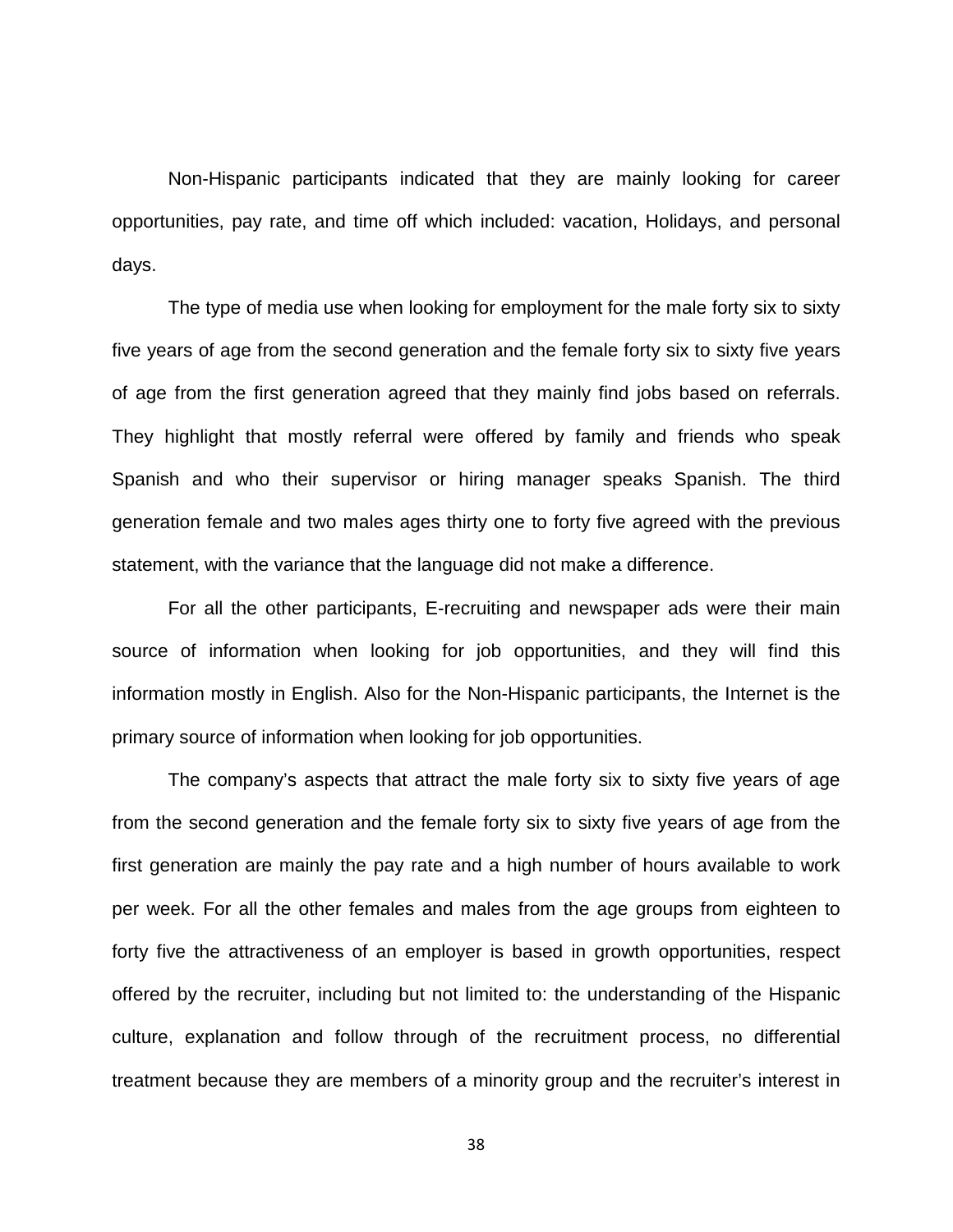Non-Hispanic participants indicated that they are mainly looking for career opportunities, pay rate, and time off which included: vacation, Holidays, and personal days.

The type of media use when looking for employment for the male forty six to sixty five years of age from the second generation and the female forty six to sixty five years of age from the first generation agreed that they mainly find jobs based on referrals. They highlight that mostly referral were offered by family and friends who speak Spanish and who their supervisor or hiring manager speaks Spanish. The third generation female and two males ages thirty one to forty five agreed with the previous statement, with the variance that the language did not make a difference.

For all the other participants, E-recruiting and newspaper ads were their main source of information when looking for job opportunities, and they will find this information mostly in English. Also for the Non-Hispanic participants, the Internet is the primary source of information when looking for job opportunities.

The company's aspects that attract the male forty six to sixty five years of age from the second generation and the female forty six to sixty five years of age from the first generation are mainly the pay rate and a high number of hours available to work per week. For all the other females and males from the age groups from eighteen to forty five the attractiveness of an employer is based in growth opportunities, respect offered by the recruiter, including but not limited to: the understanding of the Hispanic culture, explanation and follow through of the recruitment process, no differential treatment because they are members of a minority group and the recruiter's interest in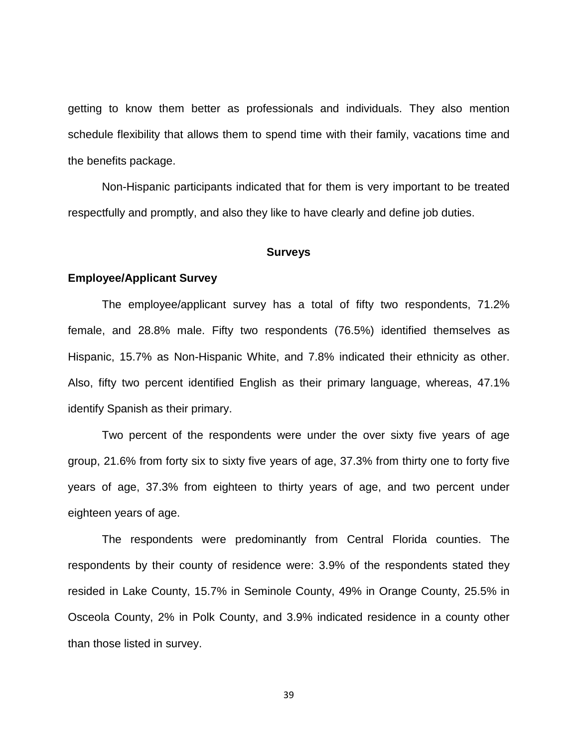getting to know them better as professionals and individuals. They also mention schedule flexibility that allows them to spend time with their family, vacations time and the benefits package.

Non-Hispanic participants indicated that for them is very important to be treated respectfully and promptly, and also they like to have clearly and define job duties.

## Surveys

### Employee/Applicant Survey

The employee/applicant survey has a total of fifty two respondents, 71.2% female, and 28.8% male. Fifty two respondents (76.5%) identified themselves as Hispanic, 15.7% as Non-Hispanic White, and 7.8% indicated their ethnicity as other. Also, fifty two percent identified English as their primary language, whereas, 47.1% identify Spanish as their primary.

Two percent of the respondents were under the over sixty five years of age group, 21.6% from forty six to sixty five years of age, 37.3% from thirty one to forty five years of age, 37.3% from eighteen to thirty years of age, and two percent under eighteen years of age.

The respondents were predominantly from Central Florida counties. The respondents by their county of residence were: 3.9% of the respondents stated they resided in Lake County, 15.7% in Seminole County, 49% in Orange County, 25.5% in Osceola County, 2% in Polk County, and 3.9% indicated residence in a county other than those listed in survey.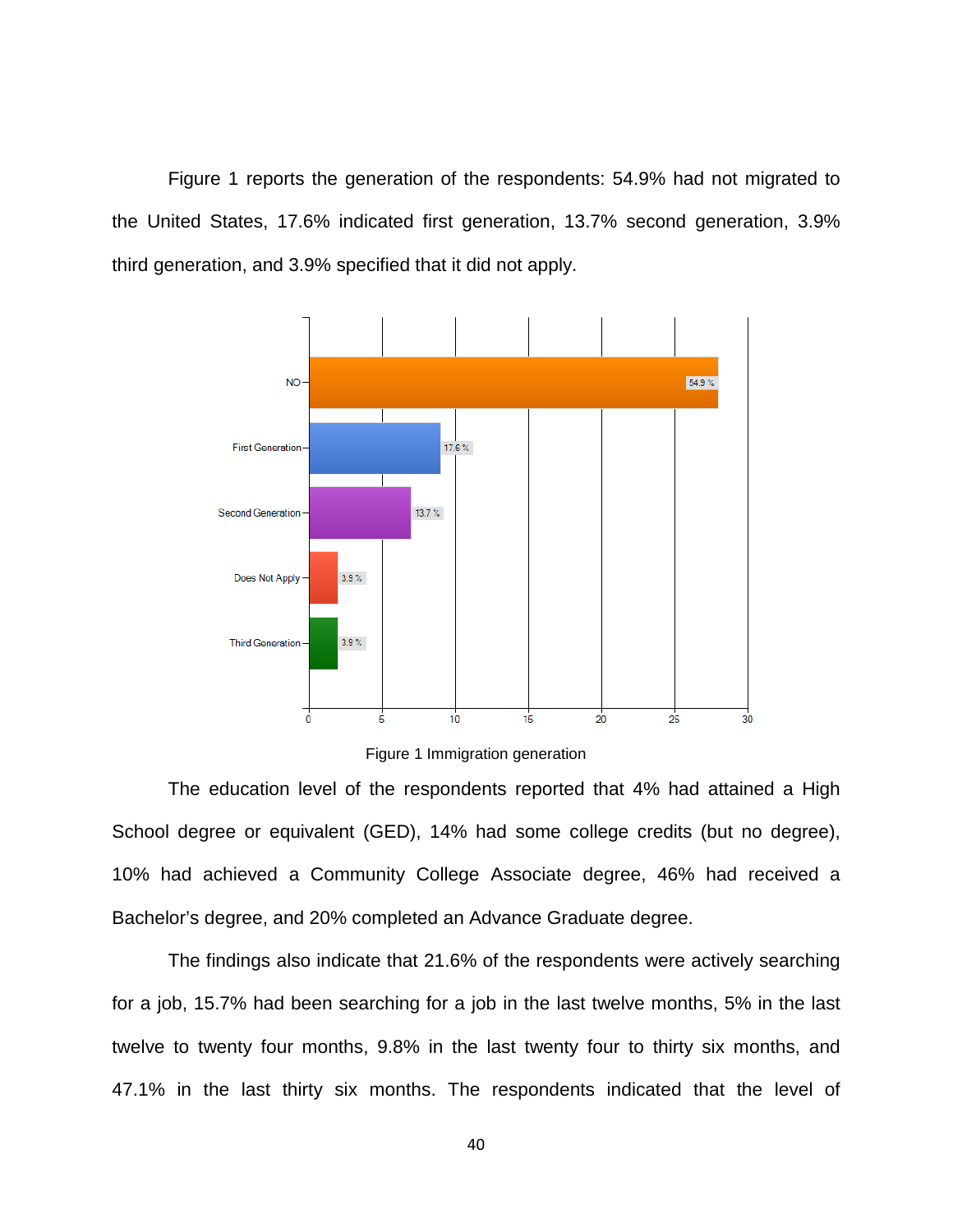Figure 1 reports the generation of the respondents: 54.9% had not migrated to the United States, 17.6% indicated first generation, 13.7% second generation, 3.9% third generation, and 3.9% specified that it did not apply.

NO
First Generation
Second Generation
Does Not Apply
Third Generation

54.9 %
17.6 %
13.7 %
3.9 %
3.9 %

0
5
10
15
20
25
30

Figure 1 Immigration generation

The education level of the respondents reported that 4% had attained a High School degree or equivalent (GED), 14% had some college credits (but no degree), 10% had achieved a Community College Associate degree, 46% had received a Bachelor's degree, and 20% completed an Advance Graduate degree.

The findings also indicate that 21.6% of the respondents were actively searching for a job, 15.7% had been searching for a job in the last twelve months, 5% in the last twelve to twenty four months, 9.8% in the last twenty four to thirty six months, and 47.1% in the last thirty six months. The respondents indicated that the level of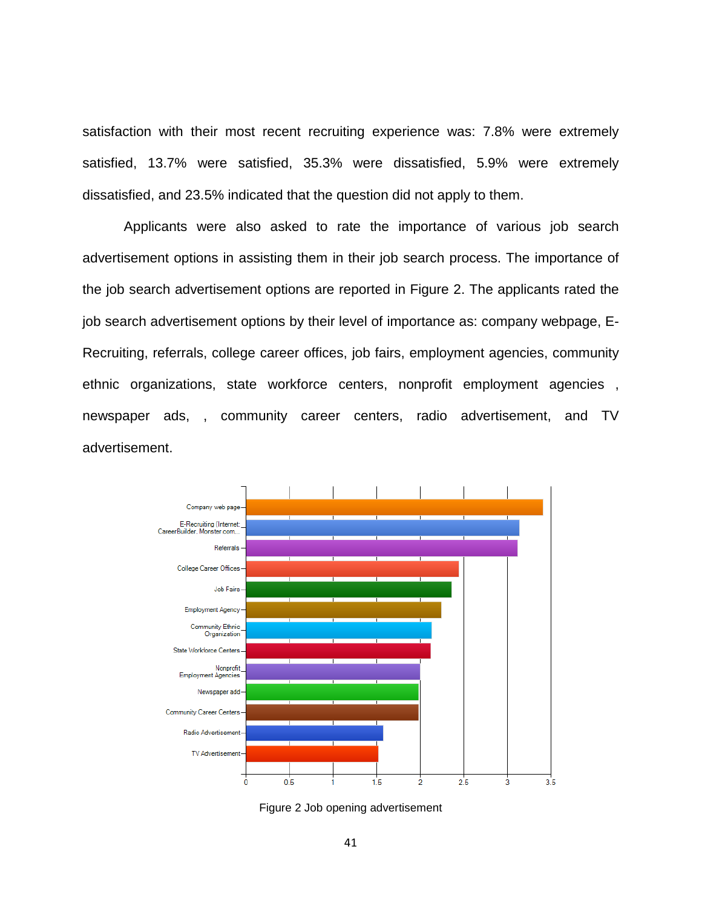satisfaction with their most recent recruiting experience was: 7.8% were extremely satisfied, 13.7% were satisfied, 35.3% were dissatisfied, 5.9% were extremely dissatisfied, and 23.5% indicated that the question did not apply to them.

Applicants were also asked to rate the importance of various job search advertisement options in assisting them in their job search process. The importance of the job search advertisement options are reported in Figure 2. The applicants rated the job search advertisement options by their level of importance as: company webpage, E-Recruiting, referrals, college career offices, job fairs, employment agencies, community ethnic organizations, state workforce centers, nonprofit employment agencies , newspaper ads, , community career centers, radio advertisement, and TV advertisement.

Company web page
E-Recruiting (Internet: CareerBuilder, Monster.com,...
Referrals
College Career Offices
Job Fairs
Employment Agency
Community Ethnic Organization
State Workforce Centers
Nonprofit Employment Agencies
Newspaper add
Community Career Centers
Radio Advertisement
TV Advertisement

0 0.5 1 1.5 2 2.5 3 3.5

Figure 2 Job opening advertisement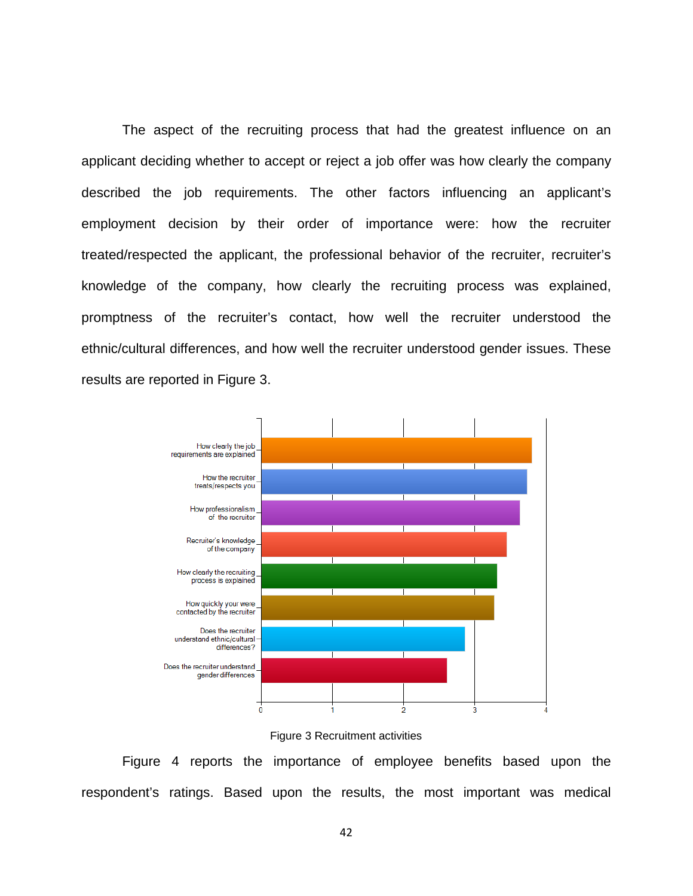The aspect of the recruiting process that had the greatest influence on an applicant deciding whether to accept or reject a job offer was how clearly the company described the job requirements. The other factors influencing an applicant's employment decision by their order of importance were: how the recruiter treated/respected the applicant, the professional behavior of the recruiter, recruiter's knowledge of the company, how clearly the recruiting process was explained, promptness of the recruiter's contact, how well the recruiter understood the ethnic/cultural differences, and how well the recruiter understood gender issues. These results are reported in Figure 3.

Figure 3 Recruitment activities

Figure 4 reports the importance of employee benefits based upon the respondent's ratings. Based upon the results, the most important was medical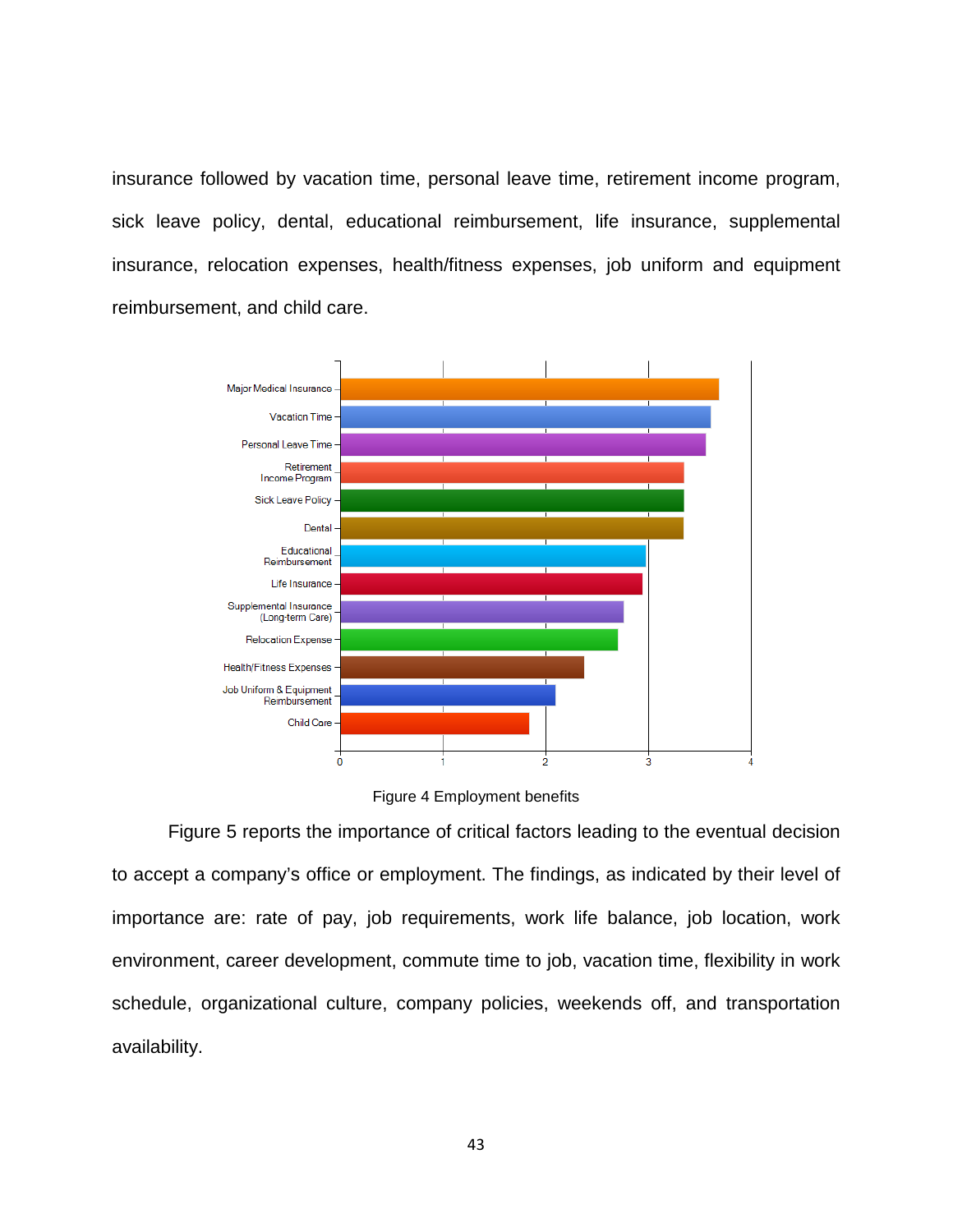insurance followed by vacation time, personal leave time, retirement income program, sick leave policy, dental, educational reimbursement, life insurance, supplemental insurance, relocation expenses, health/fitness expenses, job uniform and equipment reimbursement, and child care.

Figure 4 Employment benefits

Figure 5 reports the importance of critical factors leading to the eventual decision to accept a company's office or employment. The findings, as indicated by their level of importance are: rate of pay, job requirements, work life balance, job location, work environment, career development, commute time to job, vacation time, flexibility in work schedule, organizational culture, company policies, weekends off, and transportation availability.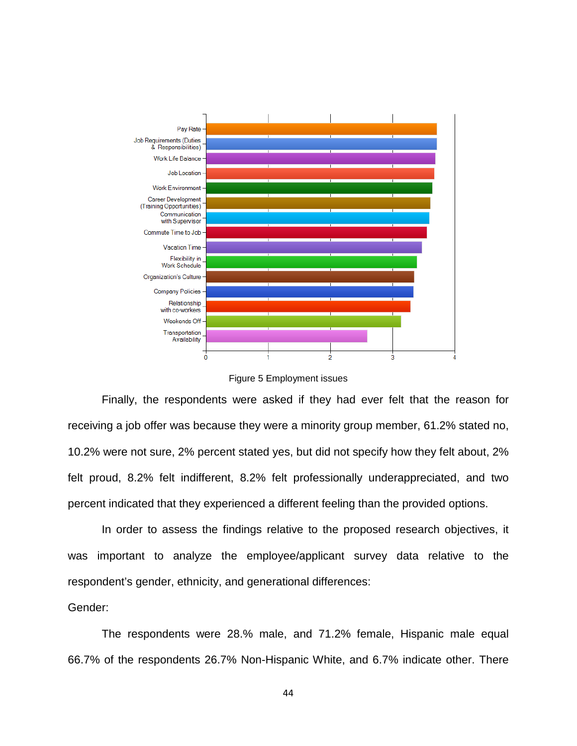Pay Rate
Job Requirements (Duties & Responsibilities)
Work Life Balance
Job Location
Work Environment
Career Development (Training Opportunities)
Communication with Supervisor
Commute Time to Job
Vacation Time
Flexibility in Work Schedule
Organization's Culture
Company Policies
Relationship with co-workers
Weekends Off
Transportation Availability

0 1 2 3 4

Figure 5 Employment issues

Finally, the respondents were asked if they had ever felt that the reason for receiving a job offer was because they were a minority group member, 61.2% stated no, 10.2% were not sure, 2% percent stated yes, but did not specify how they felt about, 2% felt proud, 8.2% felt indifferent, 8.2% felt professionally underappreciated, and two percent indicated that they experienced a different feeling than the provided options.

In order to assess the findings relative to the proposed research objectives, it was important to analyze the employee/applicant survey data relative to the respondent's gender, ethnicity, and generational differences:

Gender:

The respondents were 28.% male, and 71.2% female, Hispanic male equal 66.7% of the respondents 26.7% Non-Hispanic White, and 6.7% indicate other. There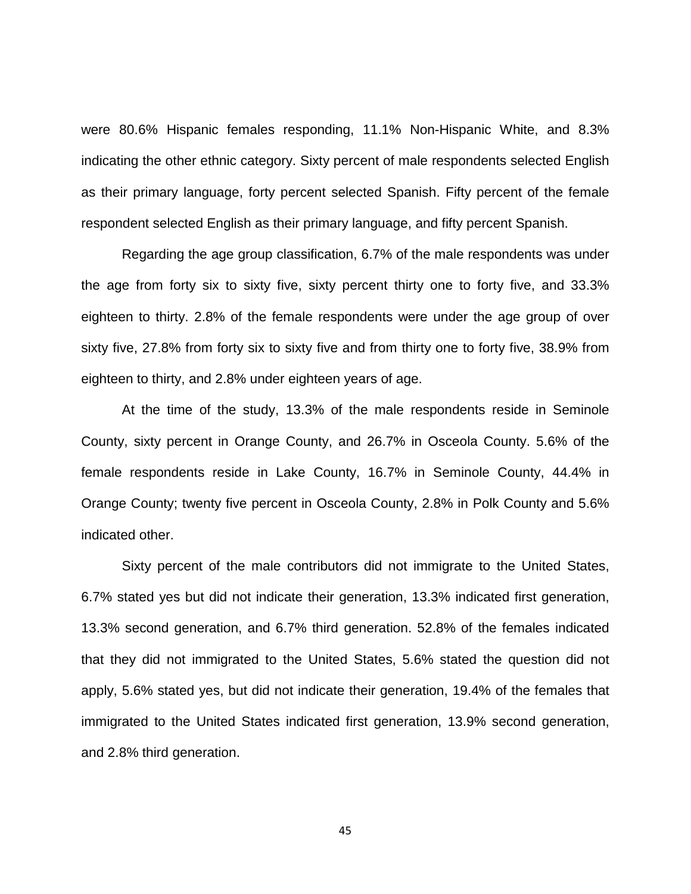were 80.6% Hispanic females responding, 11.1% Non-Hispanic White, and 8.3% indicating the other ethnic category. Sixty percent of male respondents selected English as their primary language, forty percent selected Spanish. Fifty percent of the female respondent selected English as their primary language, and fifty percent Spanish.

Regarding the age group classification, 6.7% of the male respondents was under the age from forty six to sixty five, sixty percent thirty one to forty five, and 33.3% eighteen to thirty. 2.8% of the female respondents were under the age group of over sixty five, 27.8% from forty six to sixty five and from thirty one to forty five, 38.9% from eighteen to thirty, and 2.8% under eighteen years of age.

At the time of the study, 13.3% of the male respondents reside in Seminole County, sixty percent in Orange County, and 26.7% in Osceola County. 5.6% of the female respondents reside in Lake County, 16.7% in Seminole County, 44.4% in Orange County; twenty five percent in Osceola County, 2.8% in Polk County and 5.6% indicated other.

Sixty percent of the male contributors did not immigrate to the United States, 6.7% stated yes but did not indicate their generation, 13.3% indicated first generation, 13.3% second generation, and 6.7% third generation. 52.8% of the females indicated that they did not immigrated to the United States, 5.6% stated the question did not apply, 5.6% stated yes, but did not indicate their generation, 19.4% of the females that immigrated to the United States indicated first generation, 13.9% second generation, and 2.8% third generation.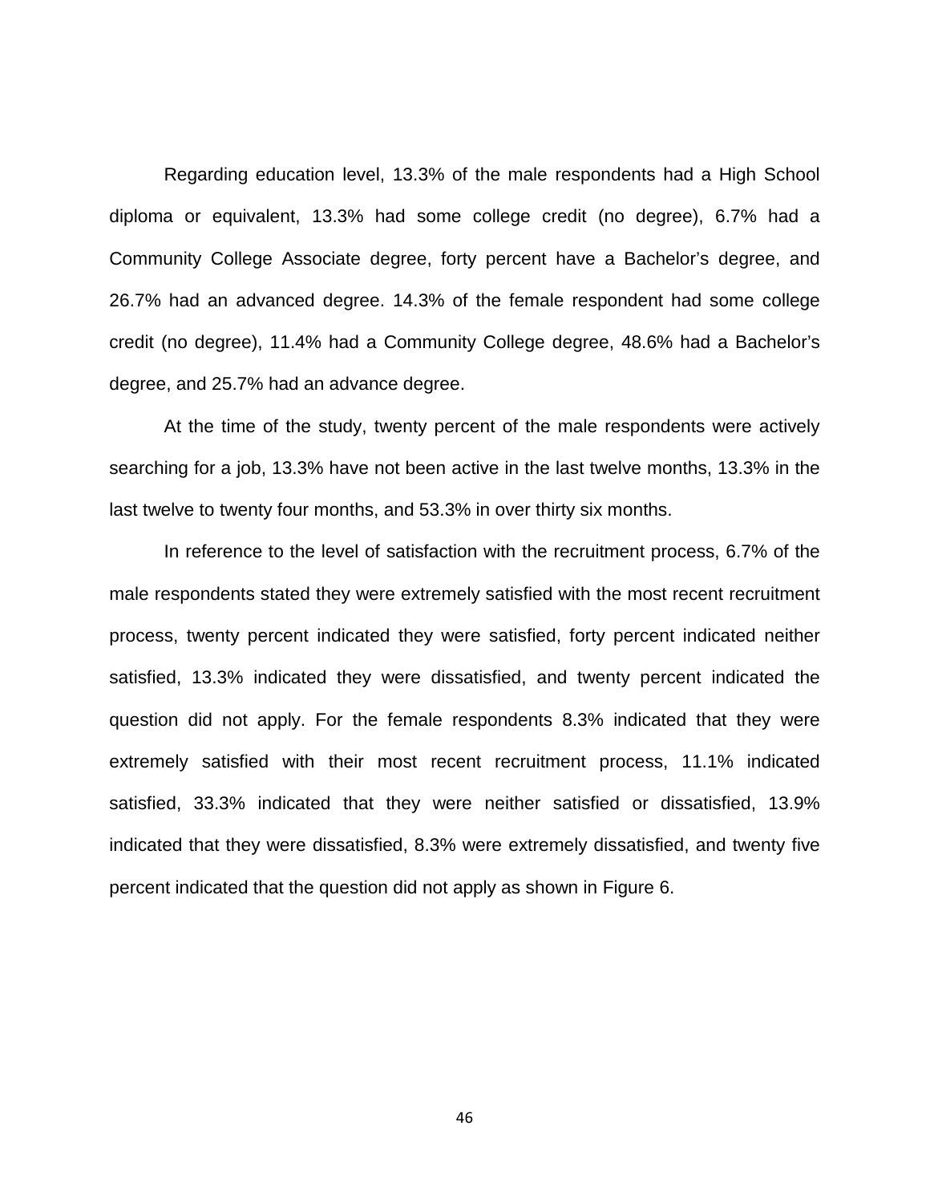Regarding education level, 13.3% of the male respondents had a High School diploma or equivalent, 13.3% had some college credit (no degree), 6.7% had a Community College Associate degree, forty percent have a Bachelor's degree, and 26.7% had an advanced degree. 14.3% of the female respondent had some college credit (no degree), 11.4% had a Community College degree, 48.6% had a Bachelor's degree, and 25.7% had an advance degree.

At the time of the study, twenty percent of the male respondents were actively searching for a job, 13.3% have not been active in the last twelve months, 13.3% in the last twelve to twenty four months, and 53.3% in over thirty six months.

In reference to the level of satisfaction with the recruitment process, 6.7% of the male respondents stated they were extremely satisfied with the most recent recruitment process, twenty percent indicated they were satisfied, forty percent indicated neither satisfied, 13.3% indicated they were dissatisfied, and twenty percent indicated the question did not apply. For the female respondents 8.3% indicated that they were extremely satisfied with their most recent recruitment process, 11.1% indicated satisfied, 33.3% indicated that they were neither satisfied or dissatisfied, 13.9% indicated that they were dissatisfied, 8.3% were extremely dissatisfied, and twenty five percent indicated that the question did not apply as shown in Figure 6.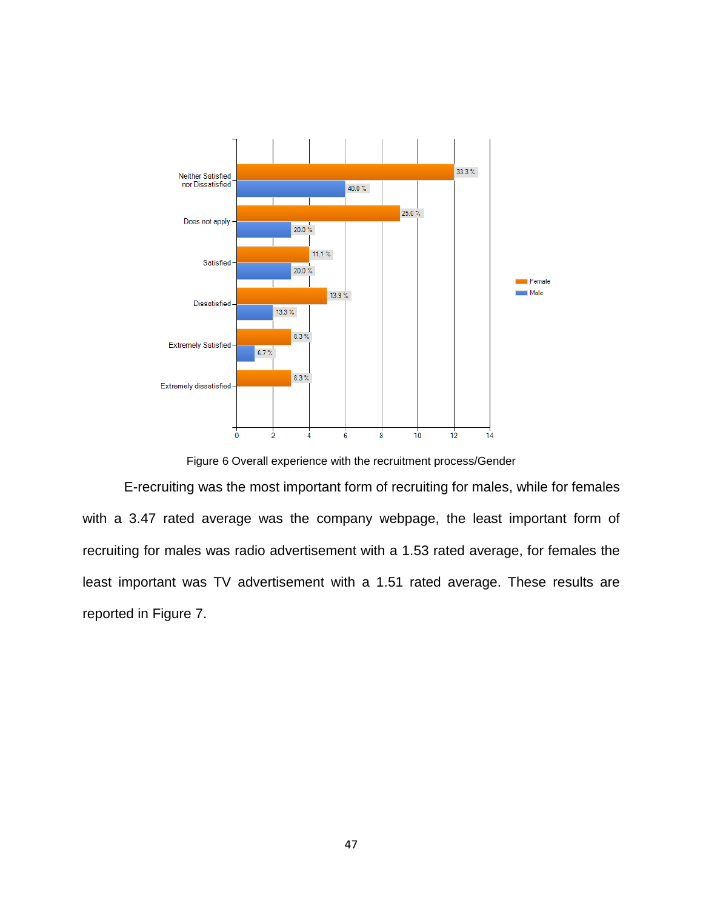Neither Satisfied nor Dissatisfied
33.3 %
40.0 %
Does not apply
25.0 %
20.0 %
Satisfied
11.1 %
20.0 %
Dissatisfied
13.9 %
13.3 %
Extremely Satisfied
8.3 %
6.7 %
Extremely dissatisfied
8.3 %

0 2 4 6 8 10 12 14

Female
Male

Figure 6 Overall experience with the recruitment process/Gender

E-recruiting was the most important form of recruiting for males, while for females with a 3.47 rated average was the company webpage, the least important form of recruiting for males was radio advertisement with a 1.53 rated average, for females the least important was TV advertisement with a 1.51 rated average. These results are reported in Figure 7.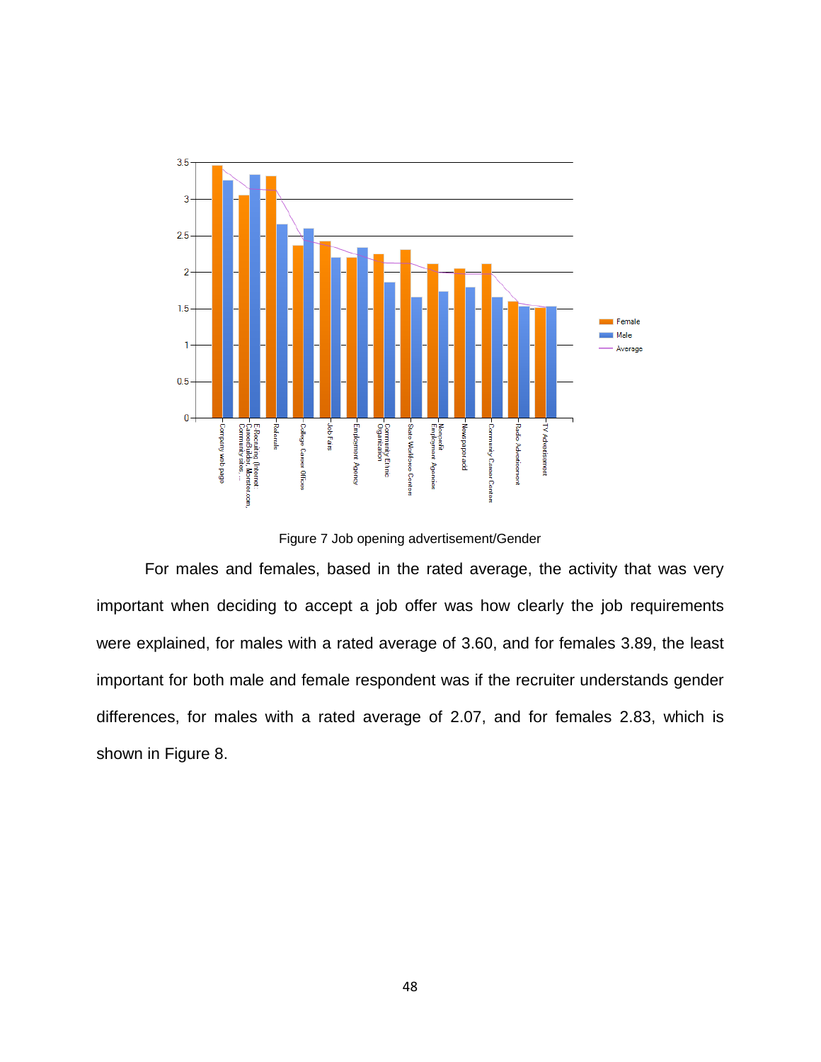3.5
3
2.5
2
1.5
1
0.5
0

Female
Male
Average

Company web page
E-Recruiting (Internet CareerBuilder, Monster.com, Community sites ...
Referrals
College Career Offices
Job Fairs
Employment Agency
Community Ethnic Organization
State Workforce Centers
Nonprofit Employment Agencies
Newspaper add
Community Career Centers
Radio Advertisement
TV Advertisement

Figure 7 Job opening advertisement/Gender

For males and females, based in the rated average, the activity that was very important when deciding to accept a job offer was how clearly the job requirements were explained, for males with a rated average of 3.60, and for females 3.89, the least important for both male and female respondent was if the recruiter understands gender differences, for males with a rated average of 2.07, and for females 2.83, which is shown in Figure 8.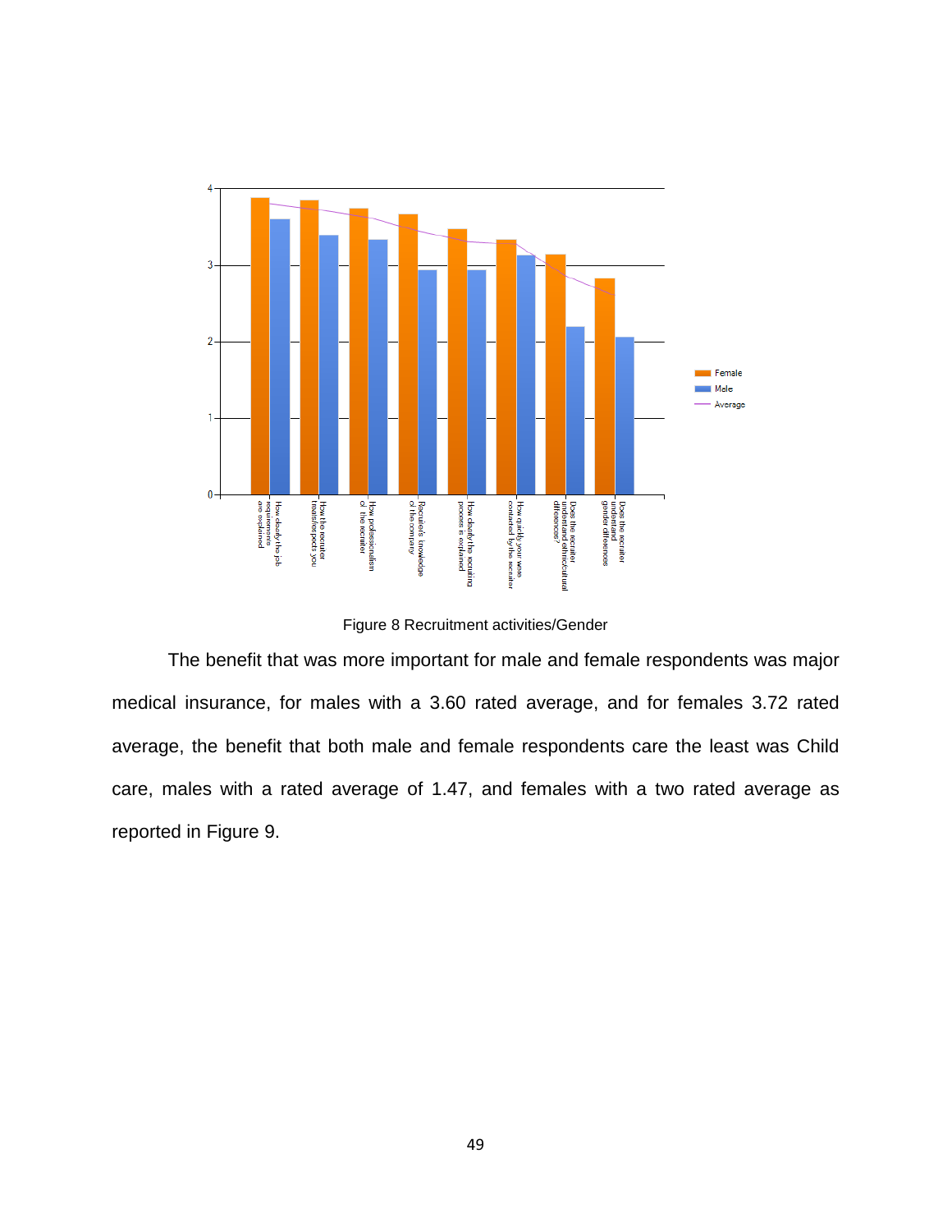4
3
2
1
0

How clearly the job requirements are explained
How the recruiter treats/respects you
How professionalism of the recruiter
Recruiter's knowledge of the company
How clearly the recruiting process is explained
How quickly your were contacted by the recruiter
Does the recruiter understand ethnic/cultural differences?
Does the recruiter understand gender differences

Female
Male
Average

Figure 8 Recruitment activities/Gender

The benefit that was more important for male and female respondents was major medical insurance, for males with a 3.60 rated average, and for females 3.72 rated average, the benefit that both male and female respondents care the least was Child care, males with a rated average of 1.47, and females with a two rated average as reported in Figure 9.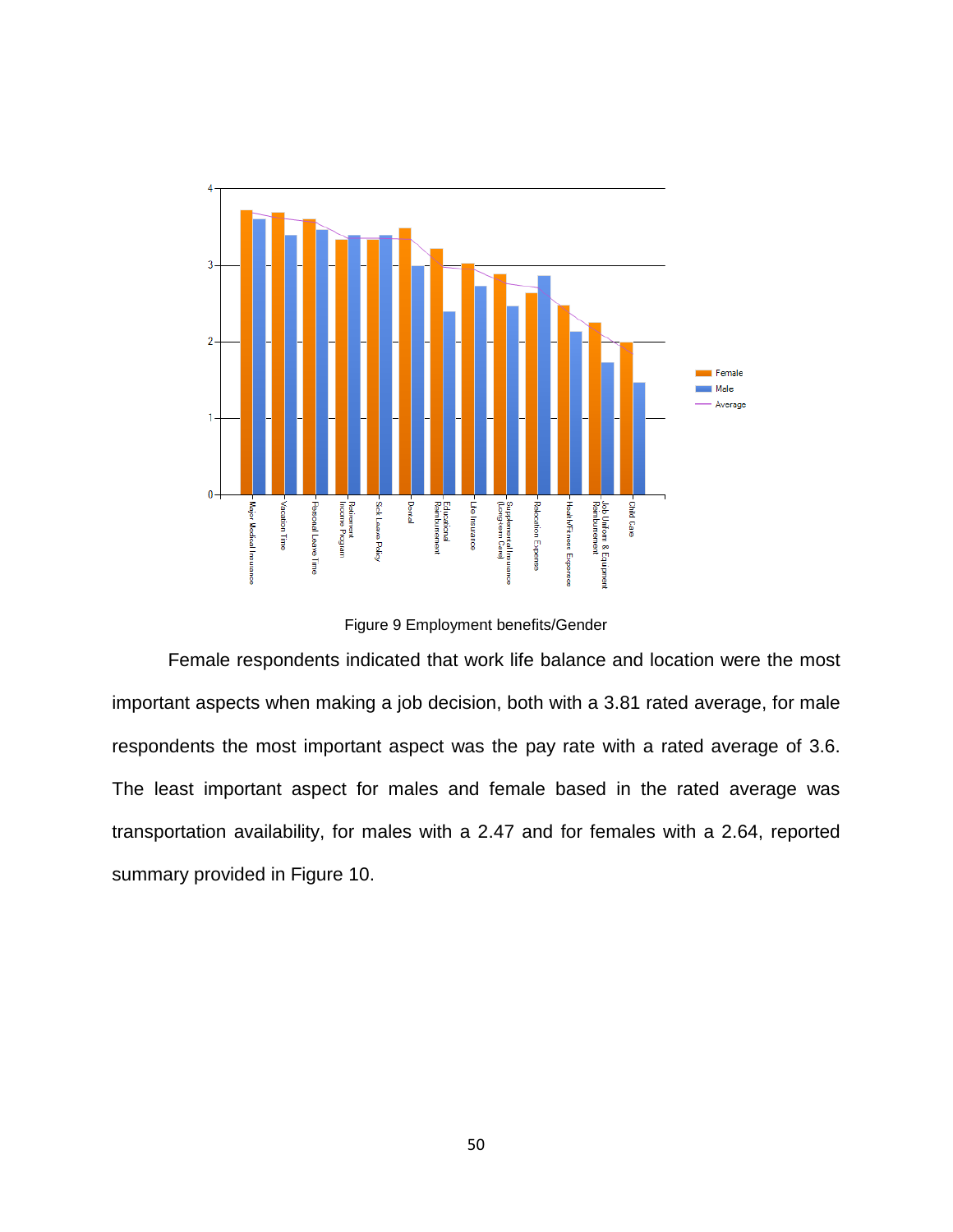4

3

2

1

0

Female
Male
Average

Major Medical Insurance
Vacation Time
Personal Leave Time
Retirement Income Program
Sick Leave Policy
Dental
Educational Reimbursement
Life Insurance
Supplemental Insurance (Long-term Care)
Relocation Expenses
Health/Fitness Expenses
Job Uniform & Equipment Reimbursement
Child Care

Figure 9 Employment benefits/Gender

Female respondents indicated that work life balance and location were the most important aspects when making a job decision, both with a 3.81 rated average, for male respondents the most important aspect was the pay rate with a rated average of 3.6. The least important aspect for males and female based in the rated average was transportation availability, for males with a 2.47 and for females with a 2.64, reported summary provided in Figure 10.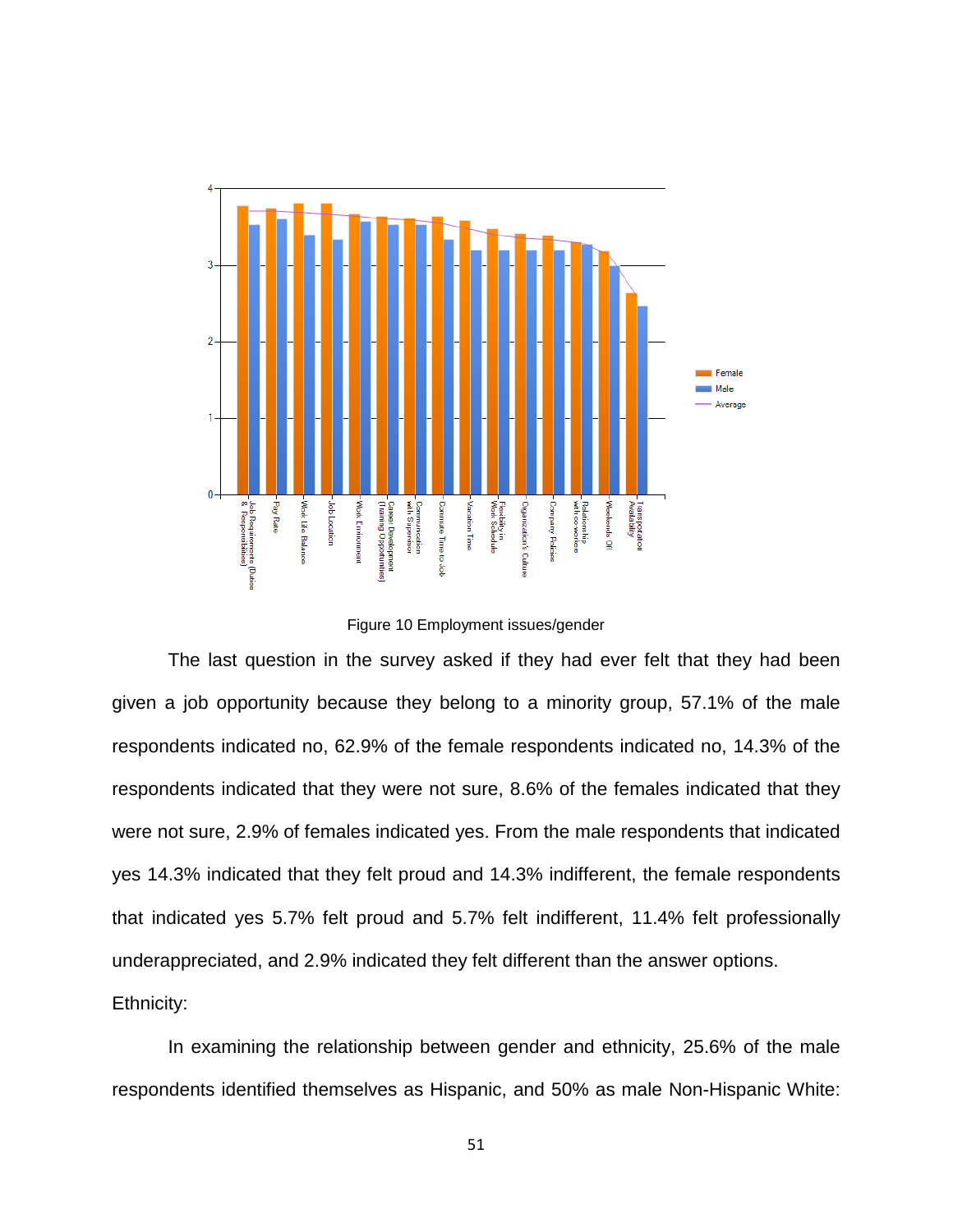4
3
2
1
0

Female
Male
Average

Job Requirements (Duties & Responsibilities)
Pay Rate
Work Life Balance
Job Location
Work Environment
Career Development (Training Opportunities)
Communication with Supervisor
Commute Time to Job
Vacation Time
Flexibility in Work Schedule
Organization's Culture
Company Policies
Relationship with co-workers
Weekends Off
Transportation Availability

Figure 10 Employment issues/gender

The last question in the survey asked if they had ever felt that they had been given a job opportunity because they belong to a minority group, 57.1% of the male respondents indicated no, 62.9% of the female respondents indicated no, 14.3% of the respondents indicated that they were not sure, 8.6% of the females indicated that they were not sure, 2.9% of females indicated yes. From the male respondents that indicated yes 14.3% indicated that they felt proud and 14.3% indifferent, the female respondents that indicated yes 5.7% felt proud and 5.7% felt indifferent, 11.4% felt professionally underappreciated, and 2.9% indicated they felt different than the answer options.

Ethnicity:

In examining the relationship between gender and ethnicity, 25.6% of the male respondents identified themselves as Hispanic, and 50% as male Non-Hispanic White: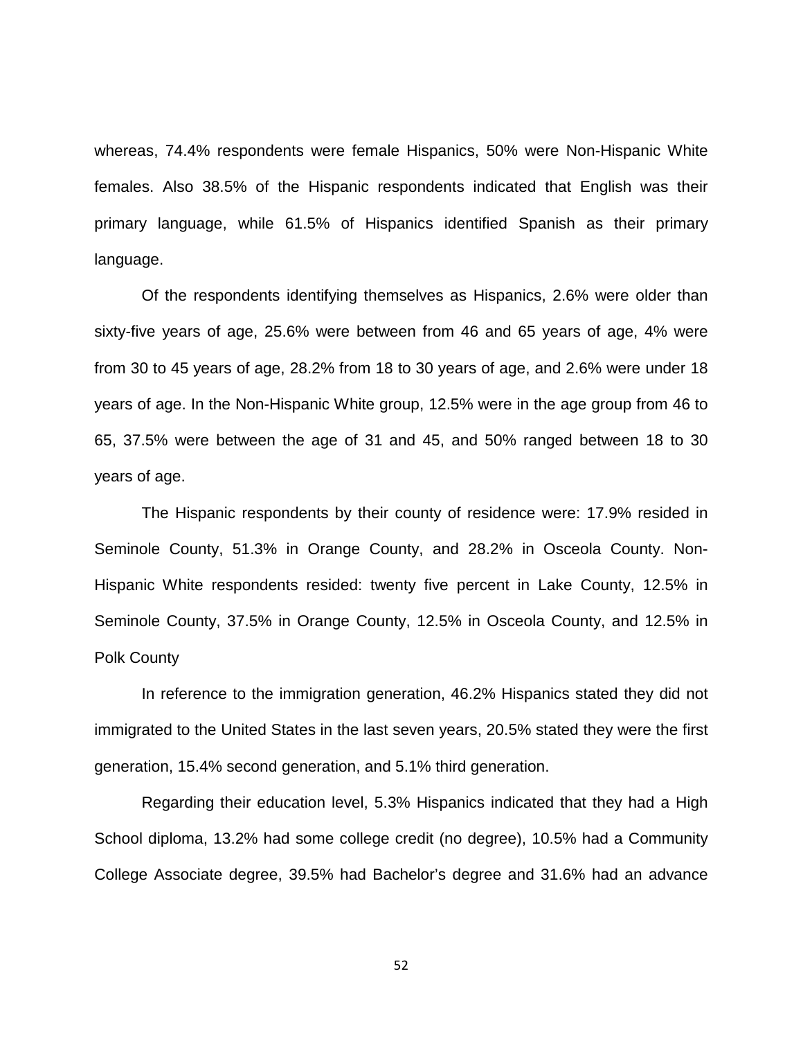whereas, 74.4% respondents were female Hispanics, 50% were Non-Hispanic White females. Also 38.5% of the Hispanic respondents indicated that English was their primary language, while 61.5% of Hispanics identified Spanish as their primary language.

Of the respondents identifying themselves as Hispanics, 2.6% were older than sixty-five years of age, 25.6% were between from 46 and 65 years of age, 4% were from 30 to 45 years of age, 28.2% from 18 to 30 years of age, and 2.6% were under 18 years of age. In the Non-Hispanic White group, 12.5% were in the age group from 46 to 65, 37.5% were between the age of 31 and 45, and 50% ranged between 18 to 30 years of age.

The Hispanic respondents by their county of residence were: 17.9% resided in Seminole County, 51.3% in Orange County, and 28.2% in Osceola County. Non-Hispanic White respondents resided: twenty five percent in Lake County, 12.5% in Seminole County, 37.5% in Orange County, 12.5% in Osceola County, and 12.5% in Polk County

In reference to the immigration generation, 46.2% Hispanics stated they did not immigrated to the United States in the last seven years, 20.5% stated they were the first generation, 15.4% second generation, and 5.1% third generation.

Regarding their education level, 5.3% Hispanics indicated that they had a High School diploma, 13.2% had some college credit (no degree), 10.5% had a Community College Associate degree, 39.5% had Bachelor's degree and 31.6% had an advance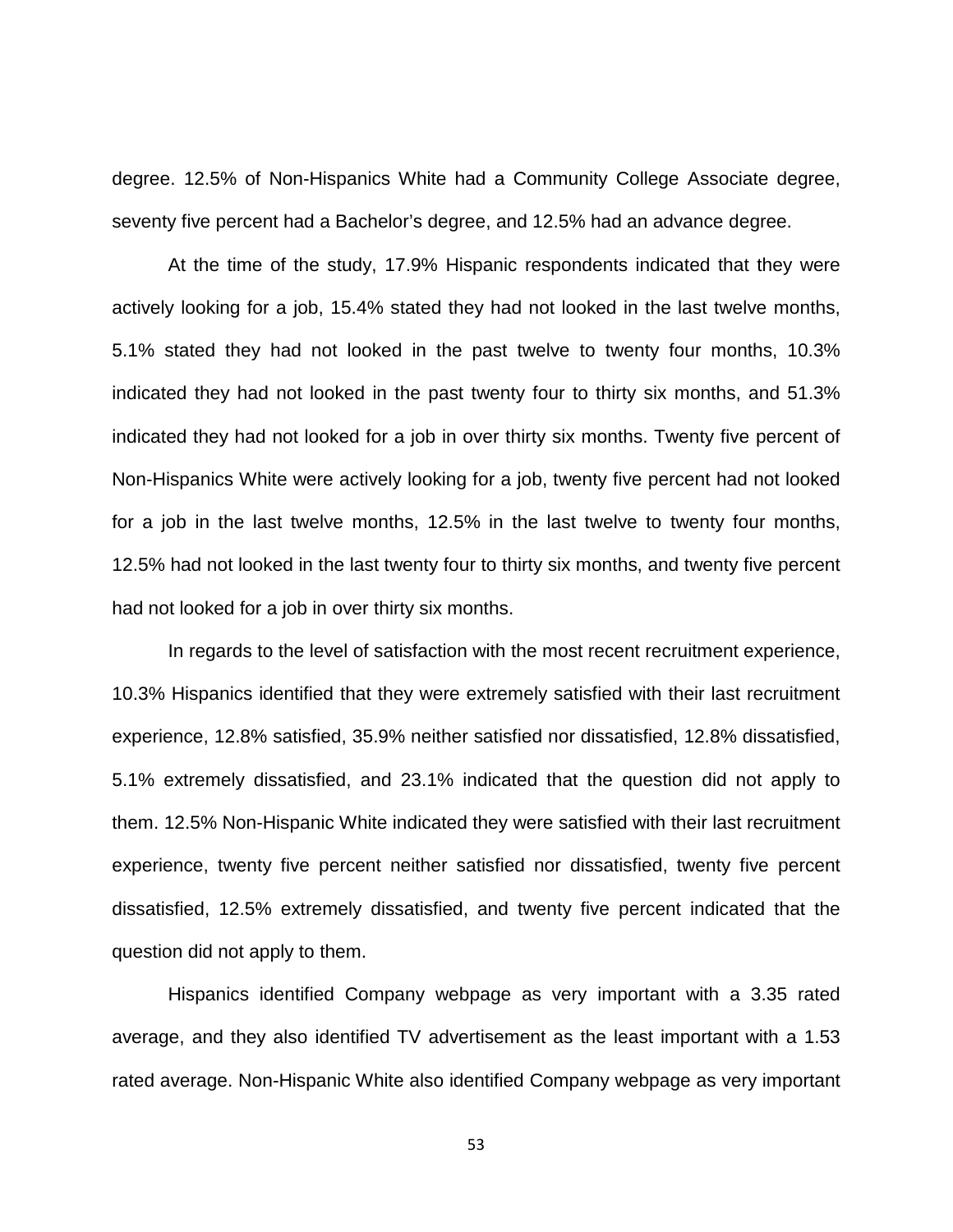degree. 12.5% of Non-Hispanics White had a Community College Associate degree, seventy five percent had a Bachelor's degree, and 12.5% had an advance degree.

At the time of the study, 17.9% Hispanic respondents indicated that they were actively looking for a job, 15.4% stated they had not looked in the last twelve months, 5.1% stated they had not looked in the past twelve to twenty four months, 10.3% indicated they had not looked in the past twenty four to thirty six months, and 51.3% indicated they had not looked for a job in over thirty six months. Twenty five percent of Non-Hispanics White were actively looking for a job, twenty five percent had not looked for a job in the last twelve months, 12.5% in the last twelve to twenty four months, 12.5% had not looked in the last twenty four to thirty six months, and twenty five percent had not looked for a job in over thirty six months.

In regards to the level of satisfaction with the most recent recruitment experience, 10.3% Hispanics identified that they were extremely satisfied with their last recruitment experience, 12.8% satisfied, 35.9% neither satisfied nor dissatisfied, 12.8% dissatisfied, 5.1% extremely dissatisfied, and 23.1% indicated that the question did not apply to them. 12.5% Non-Hispanic White indicated they were satisfied with their last recruitment experience, twenty five percent neither satisfied nor dissatisfied, twenty five percent dissatisfied, 12.5% extremely dissatisfied, and twenty five percent indicated that the question did not apply to them.

Hispanics identified Company webpage as very important with a 3.35 rated average, and they also identified TV advertisement as the least important with a 1.53 rated average. Non-Hispanic White also identified Company webpage as very important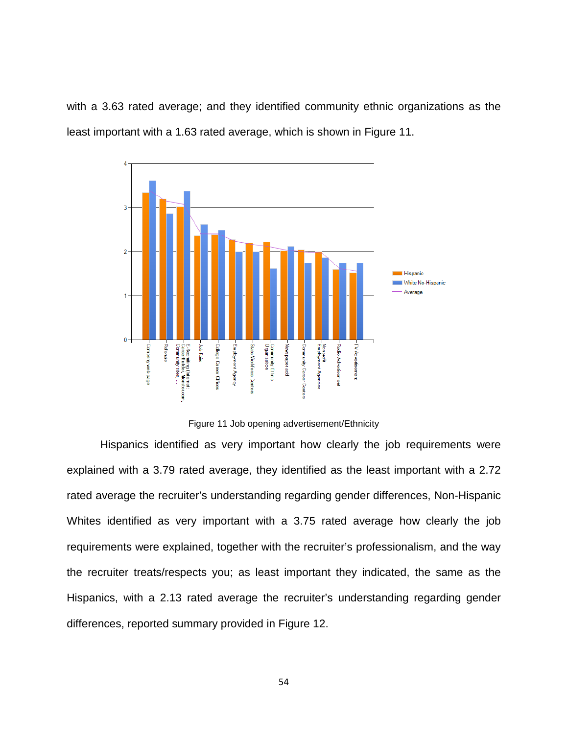with a 3.63 rated average; and they identified community ethnic organizations as the least important with a 1.63 rated average, which is shown in Figure 11.

4
3
2
1
0

Company web page
Referrals
E-Recruiting (Internet: Careerbuilder, Monster.com, Community sites,...
Job Fairs
College Career Offices
Employment Agency
State Workforce Centers
Community Ethnic Organization
Newspaper add
Community Career Centers
Nonprofit Employment Agencies
Radio Advertisement
TV Advertisement

Hispanic
White No-Hispanic
Average

Figure 11 Job opening advertisement/Ethnicity

Hispanics identified as very important how clearly the job requirements were explained with a 3.79 rated average, they identified as the least important with a 2.72 rated average the recruiter's understanding regarding gender differences, Non-Hispanic Whites identified as very important with a 3.75 rated average how clearly the job requirements were explained, together with the recruiter's professionalism, and the way the recruiter treats/respects you; as least important they indicated, the same as the Hispanics, with a 2.13 rated average the recruiter's understanding regarding gender differences, reported summary provided in Figure 12.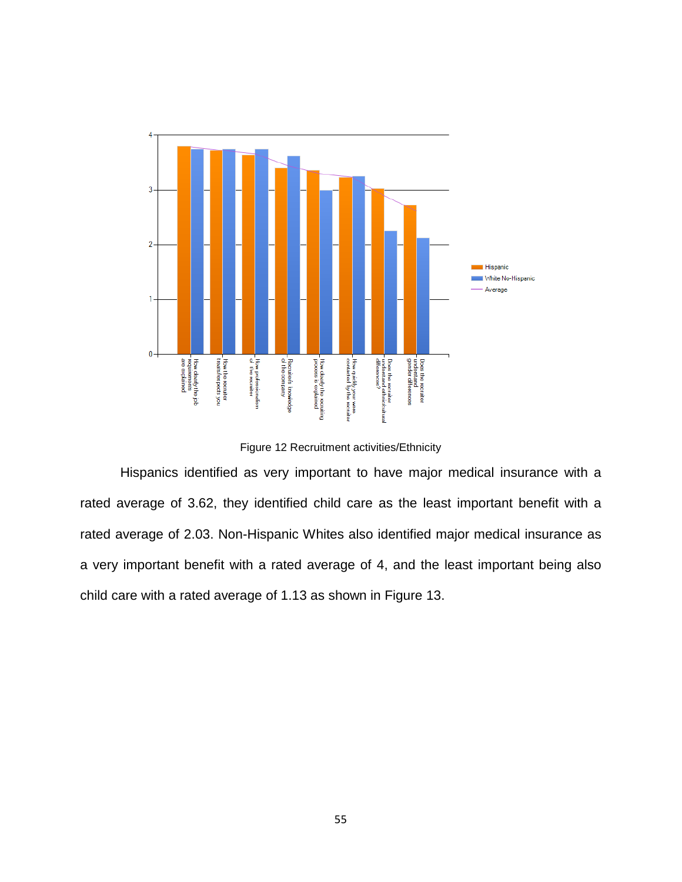4

3

2

1

0

How clearly the job requirements are explained

How the recruiter treats/respects you

How professionalism of the recruiter

Recruiter's knowledge of the company

How clearly the recruiting process is explained

How quickly you were contacted by the recruiter

Does the recruiter understand ethnic/cultural differences?

Does the recruiter understand gender differences

Hispanic

White No-Hispanic

Average

Figure 12 Recruitment activities/Ethnicity

Hispanics identified as very important to have major medical insurance with a rated average of 3.62, they identified child care as the least important benefit with a rated average of 2.03. Non-Hispanic Whites also identified major medical insurance as a very important benefit with a rated average of 4, and the least important being also child care with a rated average of 1.13 as shown in Figure 13.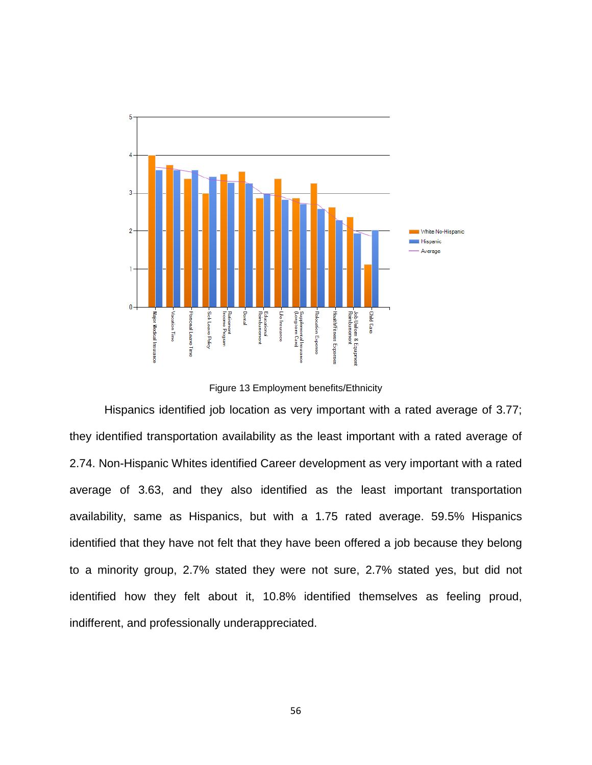5
4
3
2
1
0

Major Medical Insurance
Vacation Time
Personal Leave Time
Sick Leave Policy
Retirement Income Program
Dental
Educational Reimbursement
Life Insurance
Supplemental Insurance (Long-term Care)
Relocation Expenses
Health/Fitness Expenses
Job Uniform & Equipment Reimbursement
Child Care

White No-Hispanic
Hispanic
Average

Figure 13 Employment benefits/Ethnicity

Hispanics identified job location as very important with a rated average of 3.77; they identified transportation availability as the least important with a rated average of 2.74. Non-Hispanic Whites identified Career development as very important with a rated average of 3.63, and they also identified as the least important transportation availability, same as Hispanics, but with a 1.75 rated average. 59.5% Hispanics identified that they have not felt that they have been offered a job because they belong to a minority group, 2.7% stated they were not sure, 2.7% stated yes, but did not identified how they felt about it, 10.8% identified themselves as feeling proud, indifferent, and professionally underappreciated.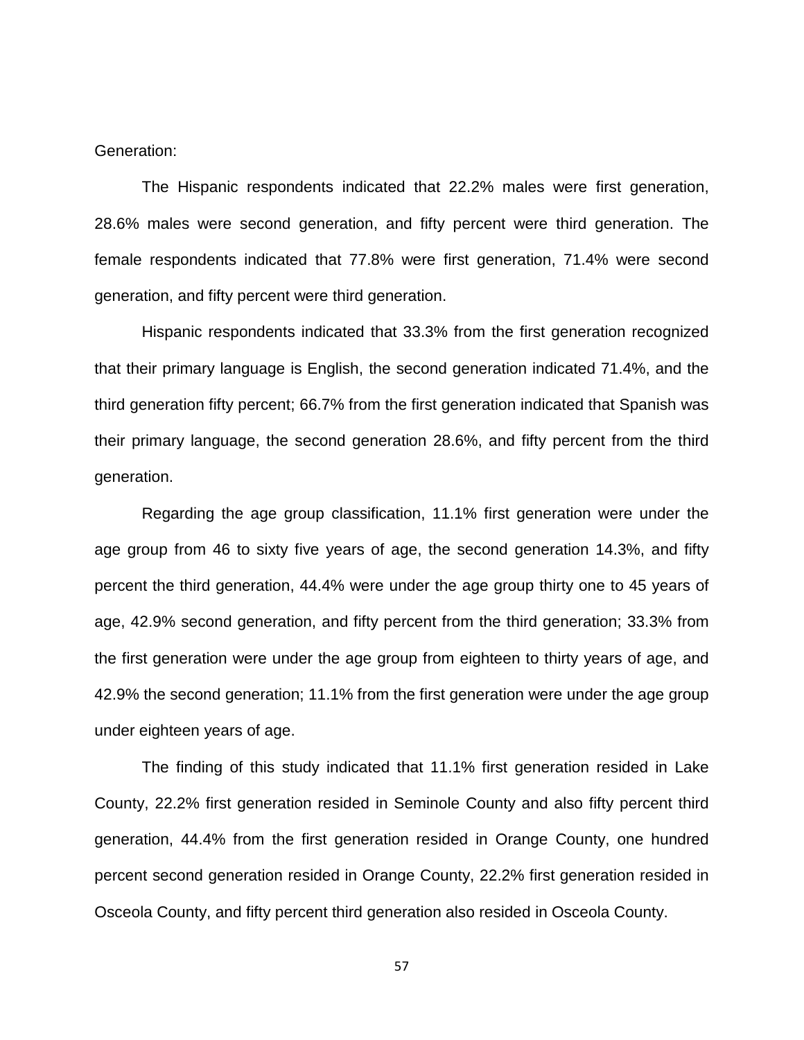Generation:

The Hispanic respondents indicated that 22.2% males were first generation, 28.6% males were second generation, and fifty percent were third generation. The female respondents indicated that 77.8% were first generation, 71.4% were second generation, and fifty percent were third generation.

Hispanic respondents indicated that 33.3% from the first generation recognized that their primary language is English, the second generation indicated 71.4%, and the third generation fifty percent; 66.7% from the first generation indicated that Spanish was their primary language, the second generation 28.6%, and fifty percent from the third generation.

Regarding the age group classification, 11.1% first generation were under the age group from 46 to sixty five years of age, the second generation 14.3%, and fifty percent the third generation, 44.4% were under the age group thirty one to 45 years of age, 42.9% second generation, and fifty percent from the third generation; 33.3% from the first generation were under the age group from eighteen to thirty years of age, and 42.9% the second generation; 11.1% from the first generation were under the age group under eighteen years of age.

The finding of this study indicated that 11.1% first generation resided in Lake County, 22.2% first generation resided in Seminole County and also fifty percent third generation, 44.4% from the first generation resided in Orange County, one hundred percent second generation resided in Orange County, 22.2% first generation resided in Osceola County, and fifty percent third generation also resided in Osceola County.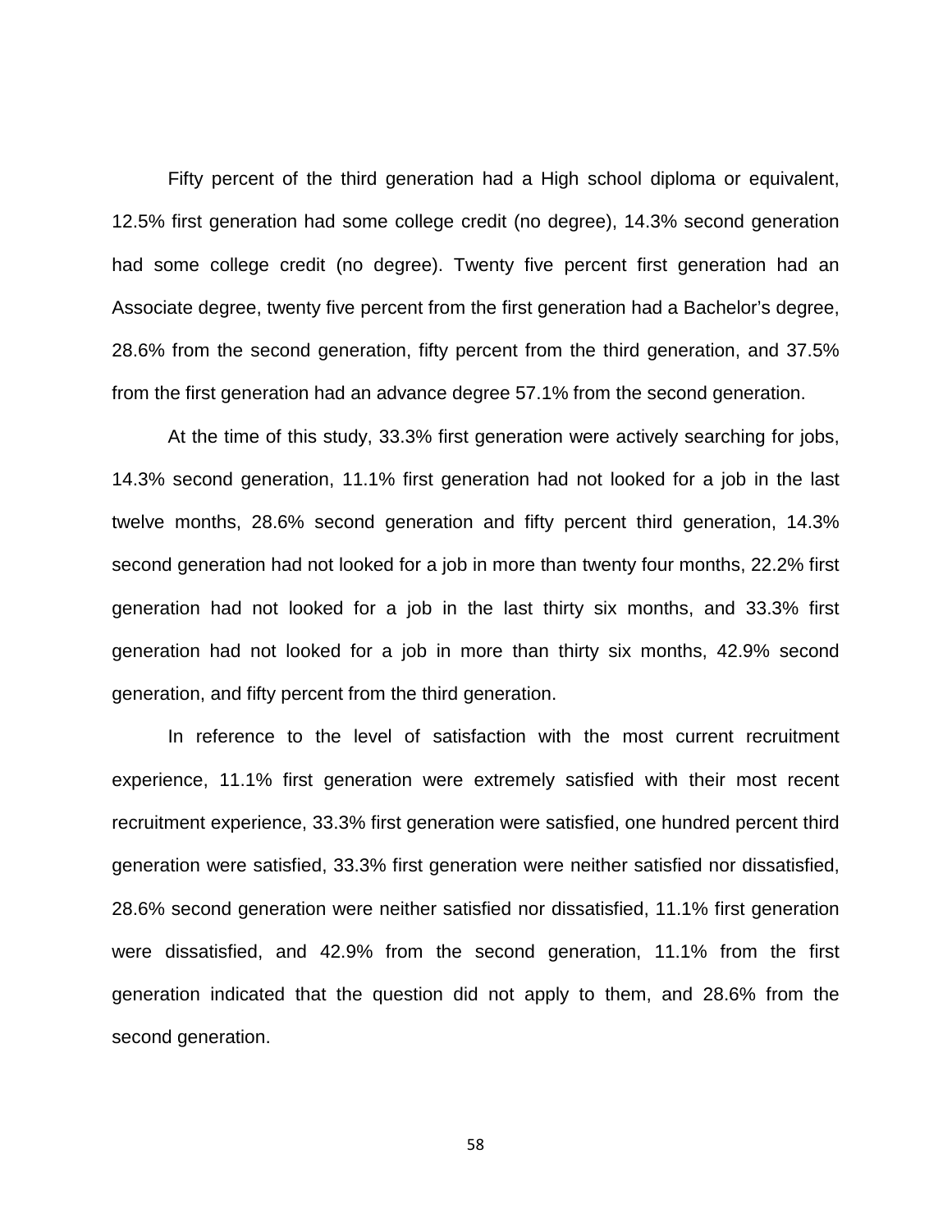Fifty percent of the third generation had a High school diploma or equivalent, 12.5% first generation had some college credit (no degree), 14.3% second generation had some college credit (no degree). Twenty five percent first generation had an Associate degree, twenty five percent from the first generation had a Bachelor's degree, 28.6% from the second generation, fifty percent from the third generation, and 37.5% from the first generation had an advance degree 57.1% from the second generation.

At the time of this study, 33.3% first generation were actively searching for jobs, 14.3% second generation, 11.1% first generation had not looked for a job in the last twelve months, 28.6% second generation and fifty percent third generation, 14.3% second generation had not looked for a job in more than twenty four months, 22.2% first generation had not looked for a job in the last thirty six months, and 33.3% first generation had not looked for a job in more than thirty six months, 42.9% second generation, and fifty percent from the third generation.

In reference to the level of satisfaction with the most current recruitment experience, 11.1% first generation were extremely satisfied with their most recent recruitment experience, 33.3% first generation were satisfied, one hundred percent third generation were satisfied, 33.3% first generation were neither satisfied nor dissatisfied, 28.6% second generation were neither satisfied nor dissatisfied, 11.1% first generation were dissatisfied, and 42.9% from the second generation, 11.1% from the first generation indicated that the question did not apply to them, and 28.6% from the second generation.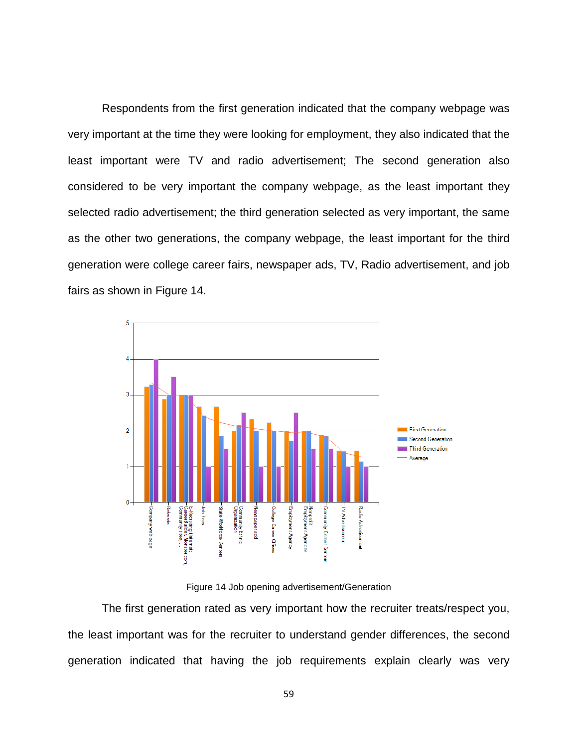Respondents from the first generation indicated that the company webpage was very important at the time they were looking for employment, they also indicated that the least important were TV and radio advertisement; The second generation also considered to be very important the company webpage, as the least important they selected radio advertisement; the third generation selected as very important, the same as the other two generations, the company webpage, the least important for the third generation were college career fairs, newspaper ads, TV, Radio advertisement, and job fairs as shown in Figure 14.

5
4
3
2
1
0

Company web page
Referrals
E-Recruiting (Internet: CareerBuilder, Monster.com, Community sites, ...
Job Fairs
State Workforce Centers
Community Ethnic Organization
Newspaper add
College Career Offices
Employment Agency
Nonprofit Employment Agencies
Community Career Centers
TV Advertisement
Radio Advertisement

First Generation
Second Generation
Third Generation
Average

Figure 14 Job opening advertisement/Generation

The first generation rated as very important how the recruiter treats/respect you, the least important was for the recruiter to understand gender differences, the second generation indicated that having the job requirements explain clearly was very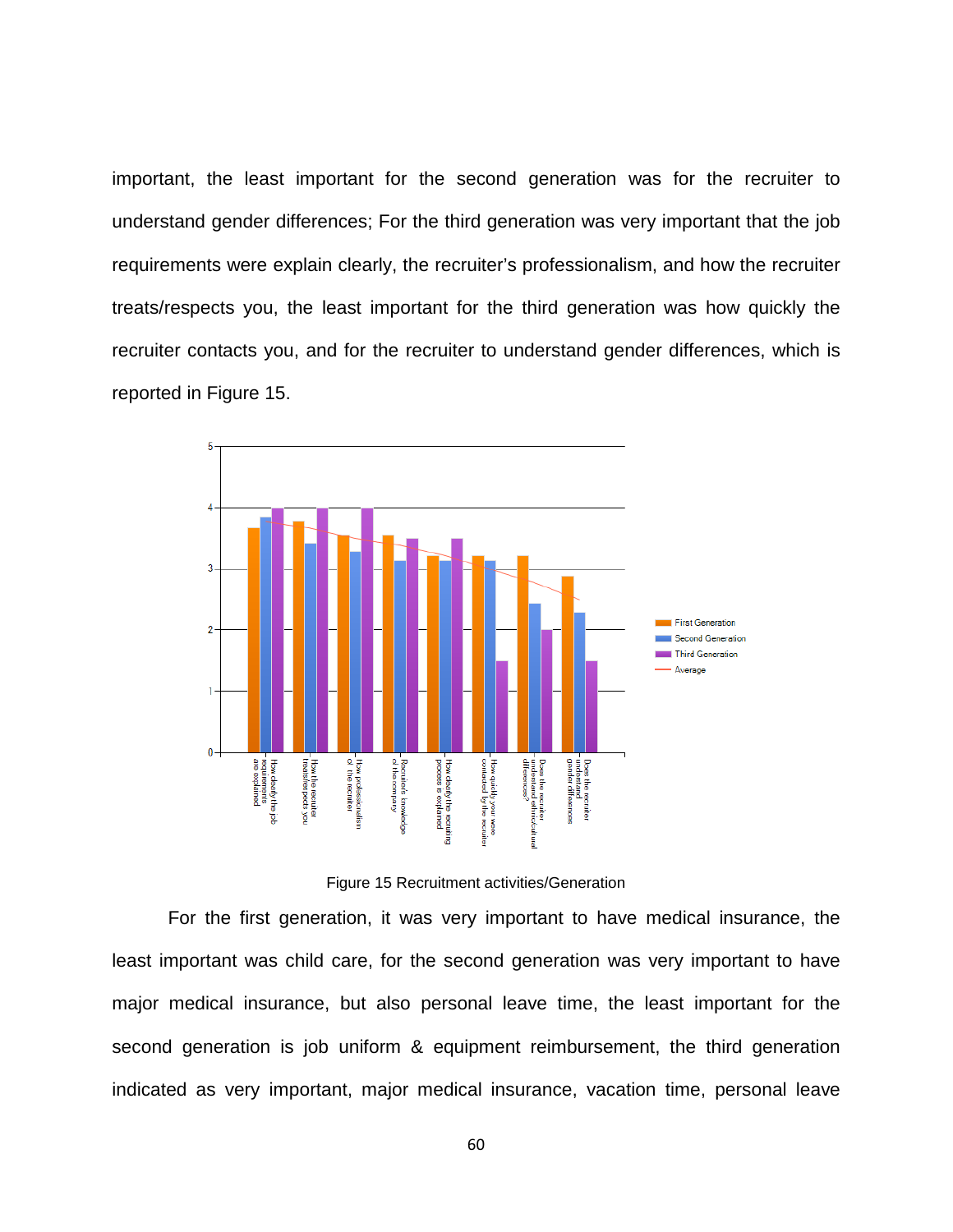important, the least important for the second generation was for the recruiter to understand gender differences; For the third generation was very important that the job requirements were explain clearly, the recruiter's professionalism, and how the recruiter treats/respects you, the least important for the third generation was how quickly the recruiter contacts you, and for the recruiter to understand gender differences, which is reported in Figure 15.

5
4
3
2
1
0

How clearly the job requirements are explained
How the recruiter treats/respects you
How professionalism of the recruiter
Recruiter's knowledge of the company
How clearly the recruiting process is explained
How quickly you were contacted by the recruiter
Does the recruiter understand ethnic/cultural differences?
Does the recruiter understand gender differences

First Generation
Second Generation
Third Generation
Average

Figure 15 Recruitment activities/Generation

For the first generation, it was very important to have medical insurance, the least important was child care, for the second generation was very important to have major medical insurance, but also personal leave time, the least important for the second generation is job uniform & equipment reimbursement, the third generation indicated as very important, major medical insurance, vacation time, personal leave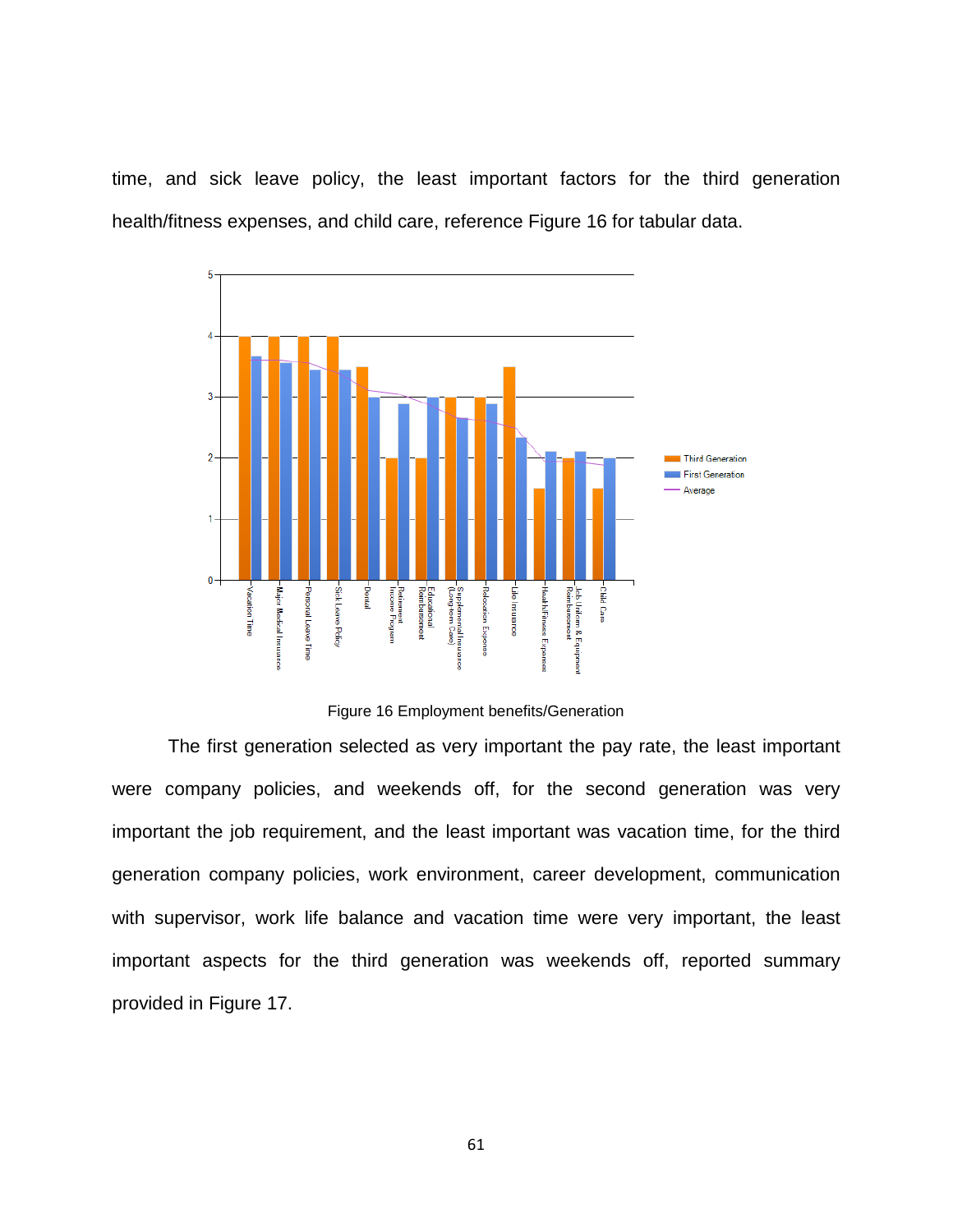time, and sick leave policy, the least important factors for the third generation health/fitness expenses, and child care, reference Figure 16 for tabular data.

5
4
3
2
1
0

Third Generation
First Generation
Average

Vacation Time
Major Medical Insurance
Personal Leave Time
Sick Leave Policy
Dental
Retirement Income Program
Educational Reimbursement
Supplemental Insurance (Long-term Care)
Relocation Expense
Life Insurance
Health/Fitness Expenses
Job Uniform & Equipment Reimbursement
Child Care

Figure 16 Employment benefits/Generation

The first generation selected as very important the pay rate, the least important were company policies, and weekends off, for the second generation was very important the job requirement, and the least important was vacation time, for the third generation company policies, work environment, career development, communication with supervisor, work life balance and vacation time were very important, the least important aspects for the third generation was weekends off, reported summary provided in Figure 17.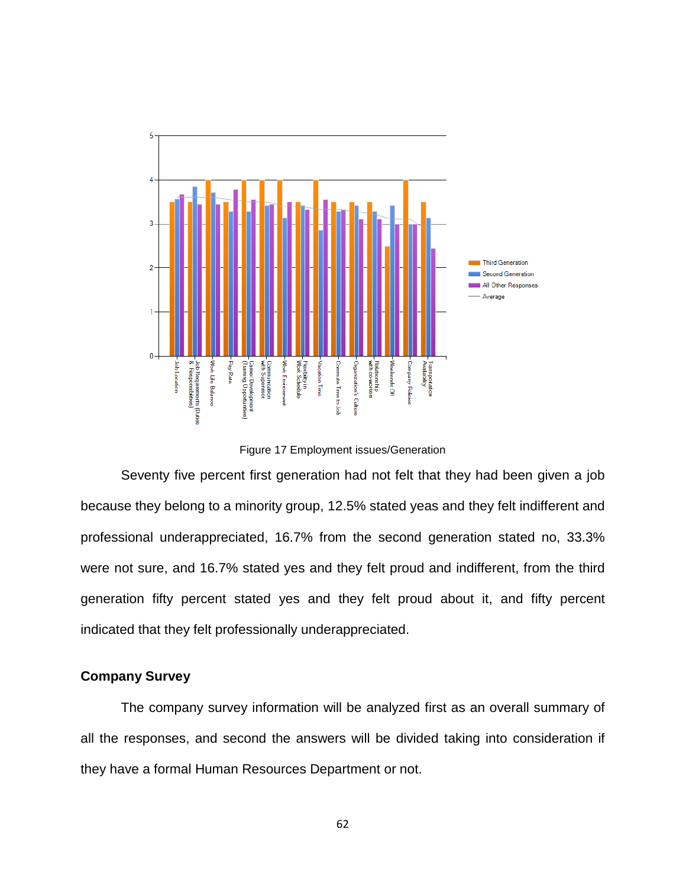5
4
3
2
1
0

Job Location
Job Requirements (Duties & Responsibilities)
Work Life Balance
Pay Rate
Career Development (Training Opportunities)
Communication with Supervisor
Work Environment
Flexibility in Work Schedule
Vacation Time
Commute Time to Job
Organization's Culture
Relationship with co-workers
Weekends Off
Company Policies
Transportation Availability

Third Generation
Second Generation
All Other Responses
Average

Figure 17 Employment issues/Generation

Seventy five percent first generation had not felt that they had been given a job because they belong to a minority group, 12.5% stated yeas and they felt indifferent and professional underappreciated, 16.7% from the second generation stated no, 33.3% were not sure, and 16.7% stated yes and they felt proud and indifferent, from the third generation fifty percent stated yes and they felt proud about it, and fifty percent indicated that they felt professionally underappreciated.

## Company Survey

The company survey information will be analyzed first as an overall summary of all the responses, and second the answers will be divided taking into consideration if they have a formal Human Resources Department or not.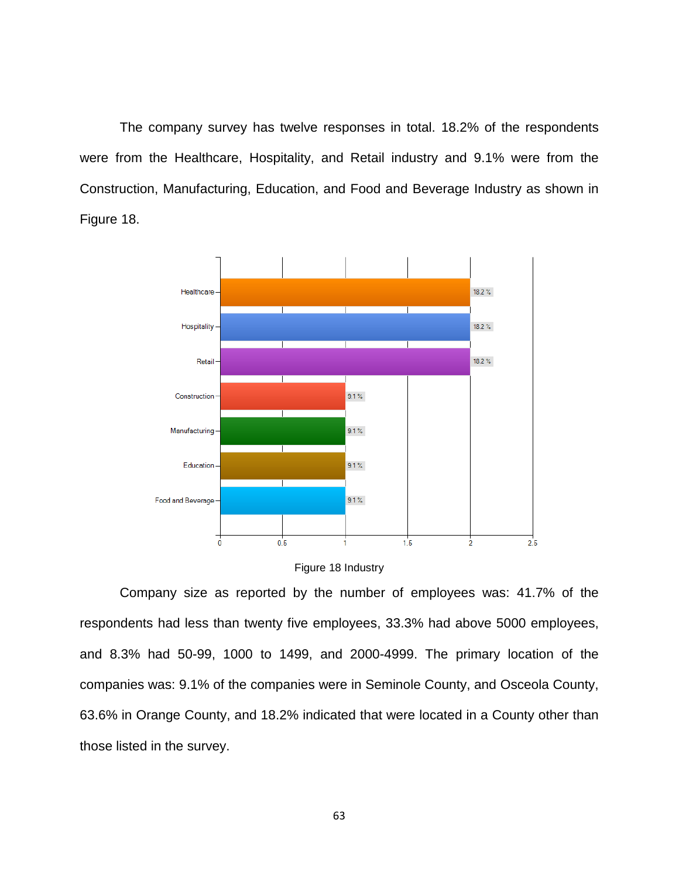The company survey has twelve responses in total. 18.2% of the respondents were from the Healthcare, Hospitality, and Retail industry and 9.1% were from the Construction, Manufacturing, Education, and Food and Beverage Industry as shown in Figure 18.

Healthcare
Hospitality
Retail
Construction
Manufacturing
Education
Food and Beverage

18.2 %
18.2 %
18.2 %
9.1 %
9.1 %
9.1 %
9.1 %

0
0.5
1
1.5
2
2.5

Figure 18 Industry

Company size as reported by the number of employees was: 41.7% of the respondents had less than twenty five employees, 33.3% had above 5000 employees, and 8.3% had 50-99, 1000 to 1499, and 2000-4999. The primary location of the companies was: 9.1% of the companies were in Seminole County, and Osceola County, 63.6% in Orange County, and 18.2% indicated that were located in a County other than those listed in the survey.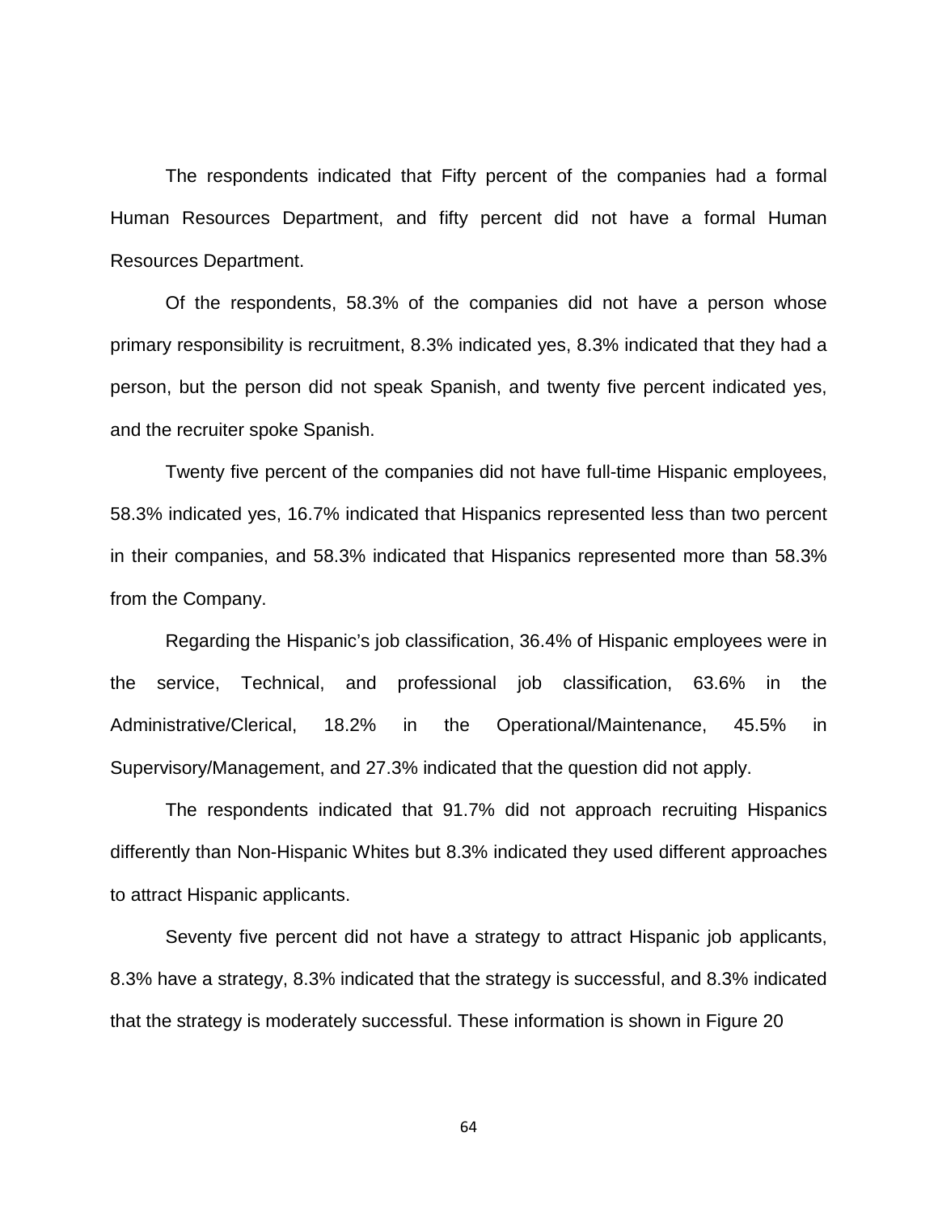The respondents indicated that Fifty percent of the companies had a formal Human Resources Department, and fifty percent did not have a formal Human Resources Department.

Of the respondents, 58.3% of the companies did not have a person whose primary responsibility is recruitment, 8.3% indicated yes, 8.3% indicated that they had a person, but the person did not speak Spanish, and twenty five percent indicated yes, and the recruiter spoke Spanish.

Twenty five percent of the companies did not have full-time Hispanic employees, 58.3% indicated yes, 16.7% indicated that Hispanics represented less than two percent in their companies, and 58.3% indicated that Hispanics represented more than 58.3% from the Company.

Regarding the Hispanic's job classification, 36.4% of Hispanic employees were in the service, Technical, and professional job classification, 63.6% in the Administrative/Clerical, 18.2% in the Operational/Maintenance, 45.5% in Supervisory/Management, and 27.3% indicated that the question did not apply.

The respondents indicated that 91.7% did not approach recruiting Hispanics differently than Non-Hispanic Whites but 8.3% indicated they used different approaches to attract Hispanic applicants.

Seventy five percent did not have a strategy to attract Hispanic job applicants, 8.3% have a strategy, 8.3% indicated that the strategy is successful, and 8.3% indicated that the strategy is moderately successful. These information is shown in Figure 20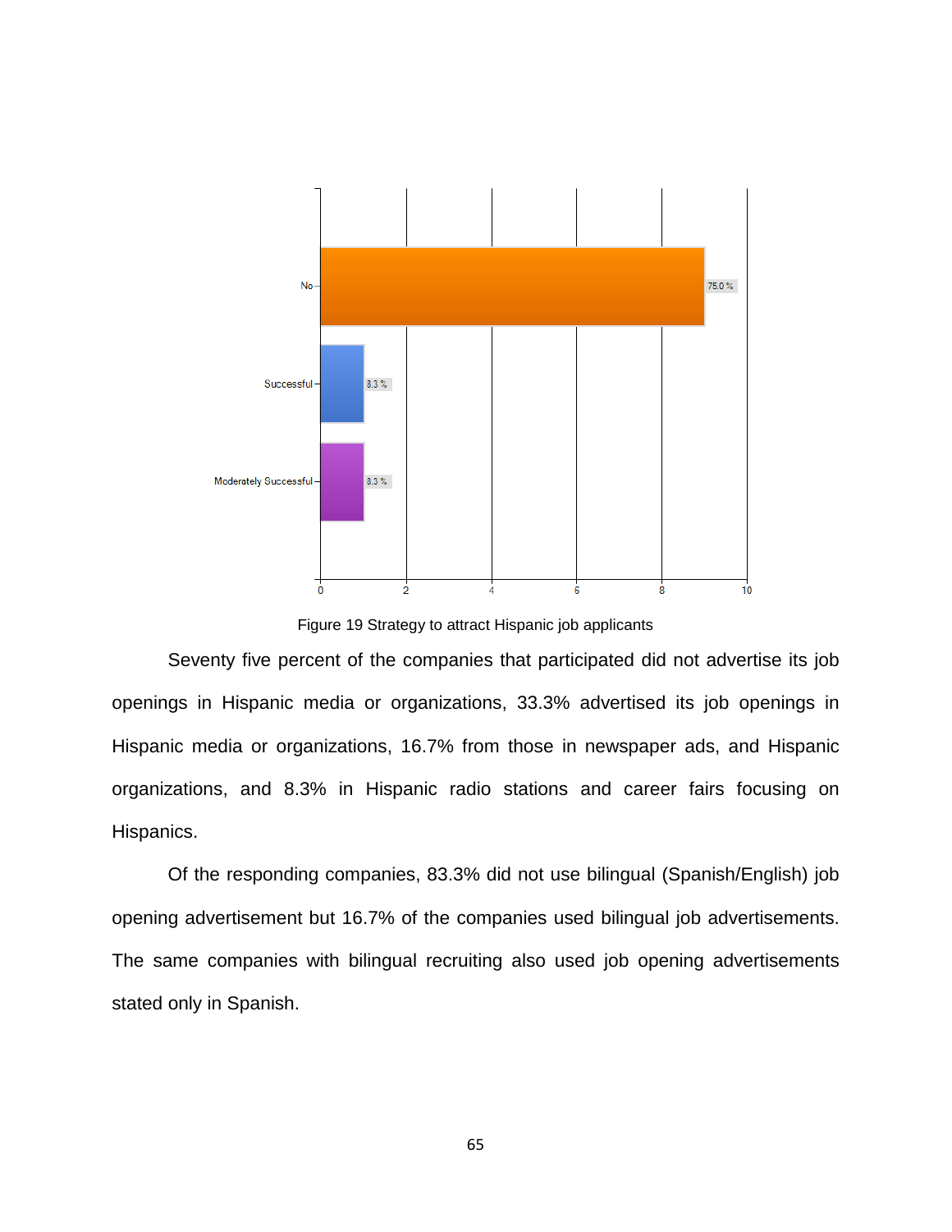Figure 19 Strategy to attract Hispanic job applicants

Seventy five percent of the companies that participated did not advertise its job openings in Hispanic media or organizations, 33.3% advertised its job openings in Hispanic media or organizations, 16.7% from those in newspaper ads, and Hispanic organizations, and 8.3% in Hispanic radio stations and career fairs focusing on Hispanics.

Of the responding companies, 83.3% did not use bilingual (Spanish/English) job opening advertisement but 16.7% of the companies used bilingual job advertisements. The same companies with bilingual recruiting also used job opening advertisements stated only in Spanish.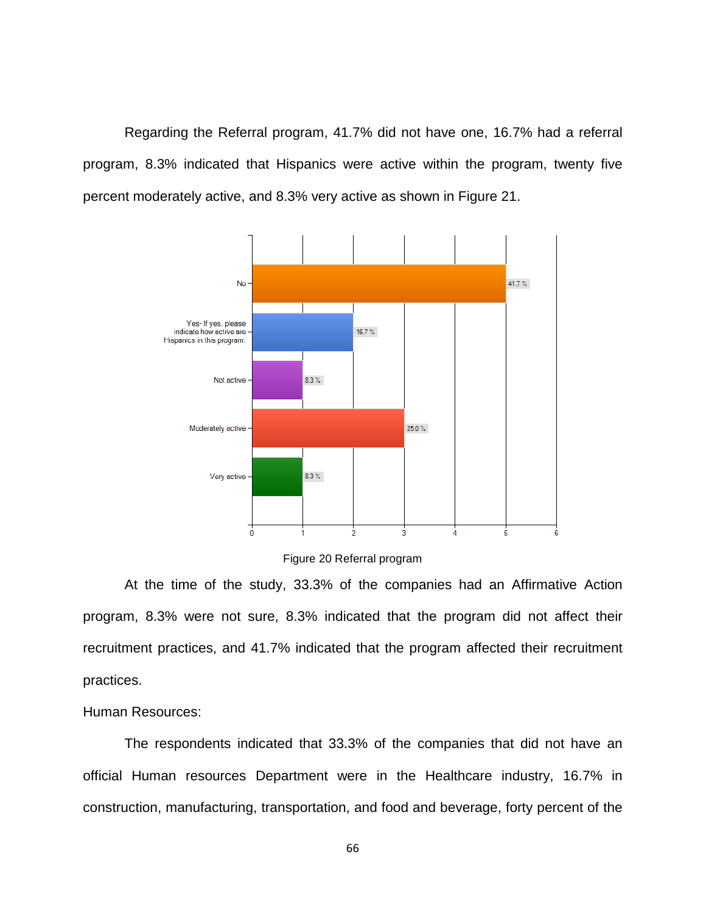Regarding the Referral program, 41.7% did not have one, 16.7% had a referral program, 8.3% indicated that Hispanics were active within the program, twenty five percent moderately active, and 8.3% very active as shown in Figure 21.

No
41.7 %
Yes- If yes, please indicate how active are Hispanics in this program:
16.7 %
Not active
8.3 %
Moderately active
25.0 %
Very active
8.3 %
0 1 2 3 4 5 6

Figure 20 Referral program

At the time of the study, 33.3% of the companies had an Affirmative Action program, 8.3% were not sure, 8.3% indicated that the program did not affect their recruitment practices, and 41.7% indicated that the program affected their recruitment practices.

Human Resources:

The respondents indicated that 33.3% of the companies that did not have an official Human resources Department were in the Healthcare industry, 16.7% in construction, manufacturing, transportation, and food and beverage, forty percent of the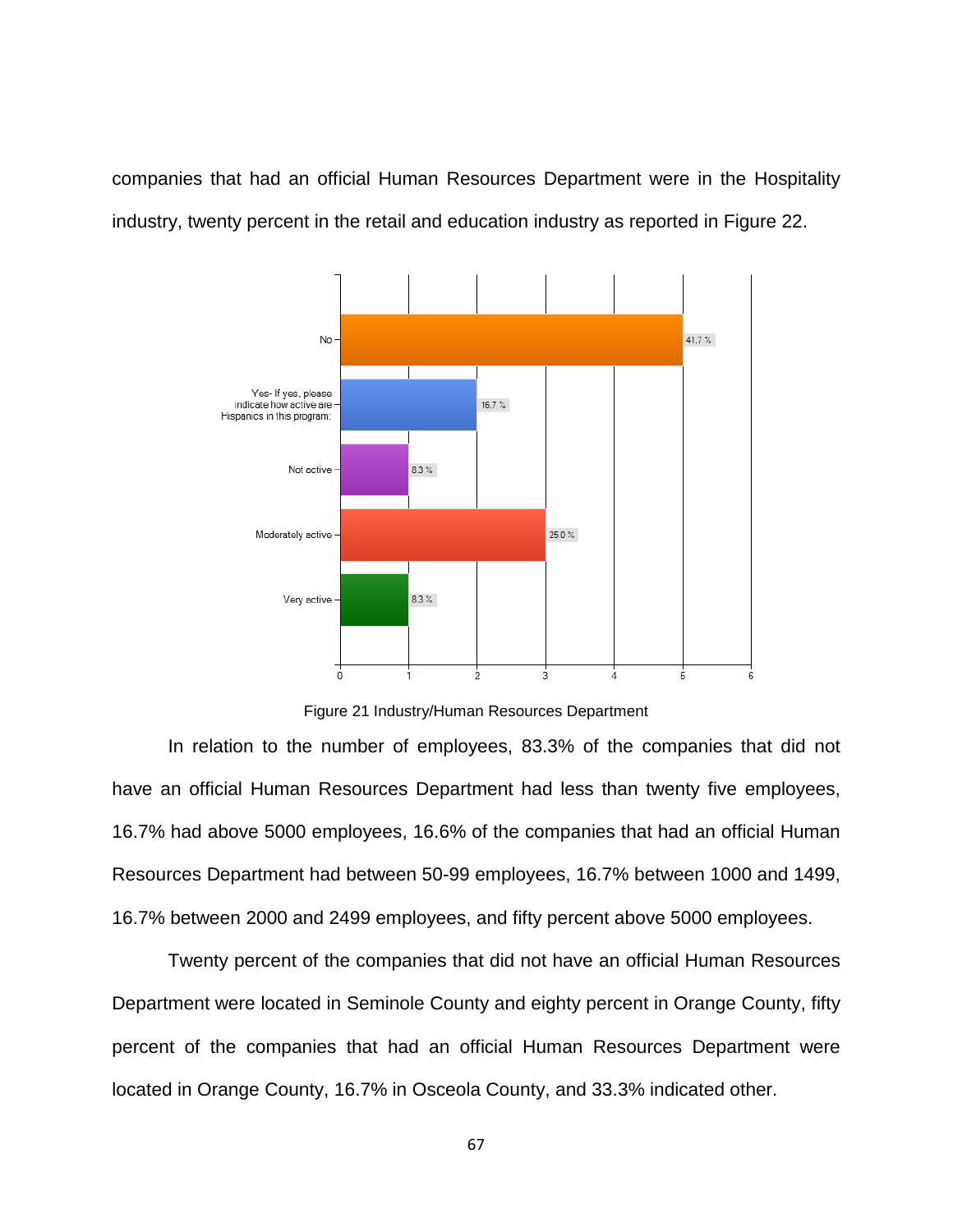companies that had an official Human Resources Department were in the Hospitality industry, twenty percent in the retail and education industry as reported in Figure 22.

No
Yes- If yes, please indicate how active are Hispanics in this program:
Not active
Moderately active
Very active

41.7 %
16.7 %
8.3 %
25.0 %
8.3 %

0 1 2 3 4 5 6

Figure 21 Industry/Human Resources Department

In relation to the number of employees, 83.3% of the companies that did not have an official Human Resources Department had less than twenty five employees, 16.7% had above 5000 employees, 16.6% of the companies that had an official Human Resources Department had between 50-99 employees, 16.7% between 1000 and 1499, 16.7% between 2000 and 2499 employees, and fifty percent above 5000 employees.

Twenty percent of the companies that did not have an official Human Resources Department were located in Seminole County and eighty percent in Orange County, fifty percent of the companies that had an official Human Resources Department were located in Orange County, 16.7% in Osceola County, and 33.3% indicated other.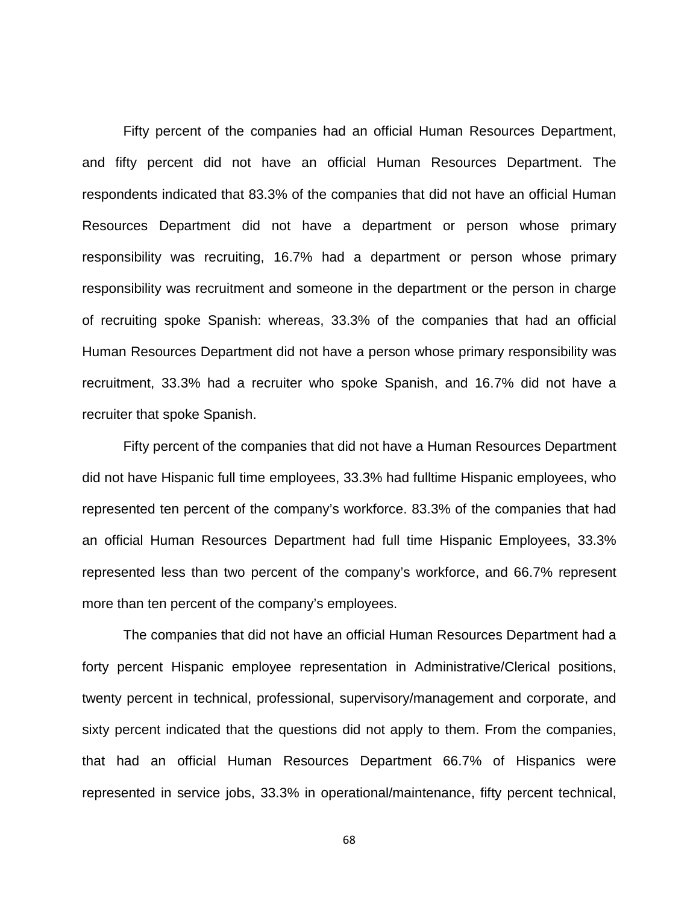Fifty percent of the companies had an official Human Resources Department, and fifty percent did not have an official Human Resources Department. The respondents indicated that 83.3% of the companies that did not have an official Human Resources Department did not have a department or person whose primary responsibility was recruiting, 16.7% had a department or person whose primary responsibility was recruitment and someone in the department or the person in charge of recruiting spoke Spanish: whereas, 33.3% of the companies that had an official Human Resources Department did not have a person whose primary responsibility was recruitment, 33.3% had a recruiter who spoke Spanish, and 16.7% did not have a recruiter that spoke Spanish.

Fifty percent of the companies that did not have a Human Resources Department did not have Hispanic full time employees, 33.3% had fulltime Hispanic employees, who represented ten percent of the company's workforce. 83.3% of the companies that had an official Human Resources Department had full time Hispanic Employees, 33.3% represented less than two percent of the company's workforce, and 66.7% represent more than ten percent of the company's employees.

The companies that did not have an official Human Resources Department had a forty percent Hispanic employee representation in Administrative/Clerical positions, twenty percent in technical, professional, supervisory/management and corporate, and sixty percent indicated that the questions did not apply to them. From the companies, that had an official Human Resources Department 66.7% of Hispanics were represented in service jobs, 33.3% in operational/maintenance, fifty percent technical,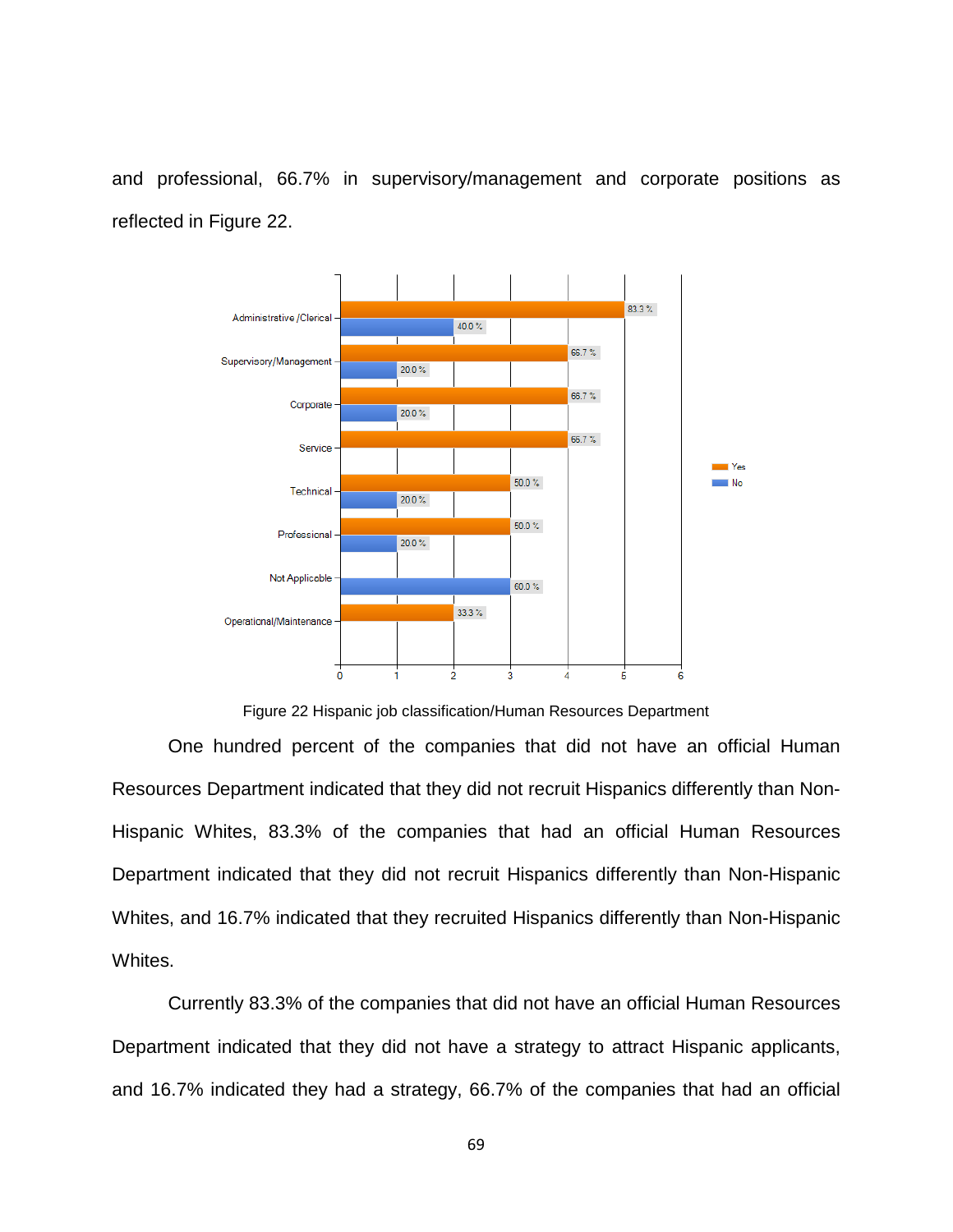and professional, 66.7% in supervisory/management and corporate positions as reflected in Figure 22.

Administrative /Clerical
Supervisory/Management
Corporate
Service
Technical
Professional
Not Applicable
Operational/Maintenance

83.3 %
40.0 %
66.7 %
20.0 %
66.7 %
20.0 %
66.7 %
50.0 %
20.0 %
50.0 %
20.0 %
60.0 %
33.3 %

0 1 2 3 4 5 6

Yes
No

Figure 22 Hispanic job classification/Human Resources Department

One hundred percent of the companies that did not have an official Human Resources Department indicated that they did not recruit Hispanics differently than Non-Hispanic Whites, 83.3% of the companies that had an official Human Resources Department indicated that they did not recruit Hispanics differently than Non-Hispanic Whites, and 16.7% indicated that they recruited Hispanics differently than Non-Hispanic Whites.

Currently 83.3% of the companies that did not have an official Human Resources Department indicated that they did not have a strategy to attract Hispanic applicants, and 16.7% indicated they had a strategy, 66.7% of the companies that had an official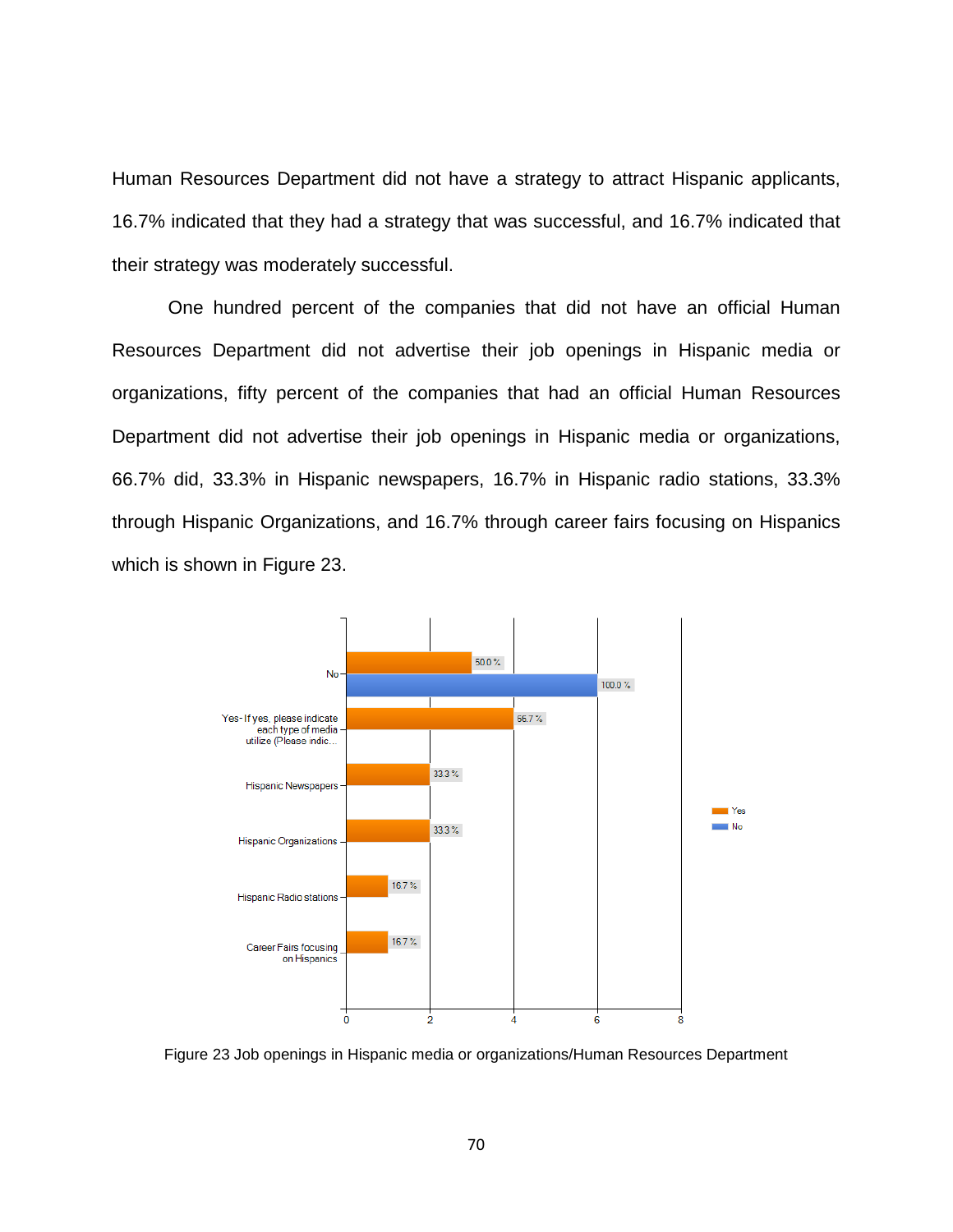Human Resources Department did not have a strategy to attract Hispanic applicants, 16.7% indicated that they had a strategy that was successful, and 16.7% indicated that their strategy was moderately successful.

One hundred percent of the companies that did not have an official Human Resources Department did not advertise their job openings in Hispanic media or organizations, fifty percent of the companies that had an official Human Resources Department did not advertise their job openings in Hispanic media or organizations, 66.7% did, 33.3% in Hispanic newspapers, 16.7% in Hispanic radio stations, 33.3% through Hispanic Organizations, and 16.7% through career fairs focusing on Hispanics which is shown in Figure 23.

No
50.0 %
100.0 %
Yes- If yes, please indicate each type of media utilize (Please indic...
66.7 %
Hispanic Newspapers
33.3 %
Hispanic Organizations
33.3 %
Hispanic Radio stations
16.7 %
Career Fairs focusing on Hispanics
16.7 %
0
2
4
6
8
Yes
No

Figure 23 Job openings in Hispanic media or organizations/Human Resources Department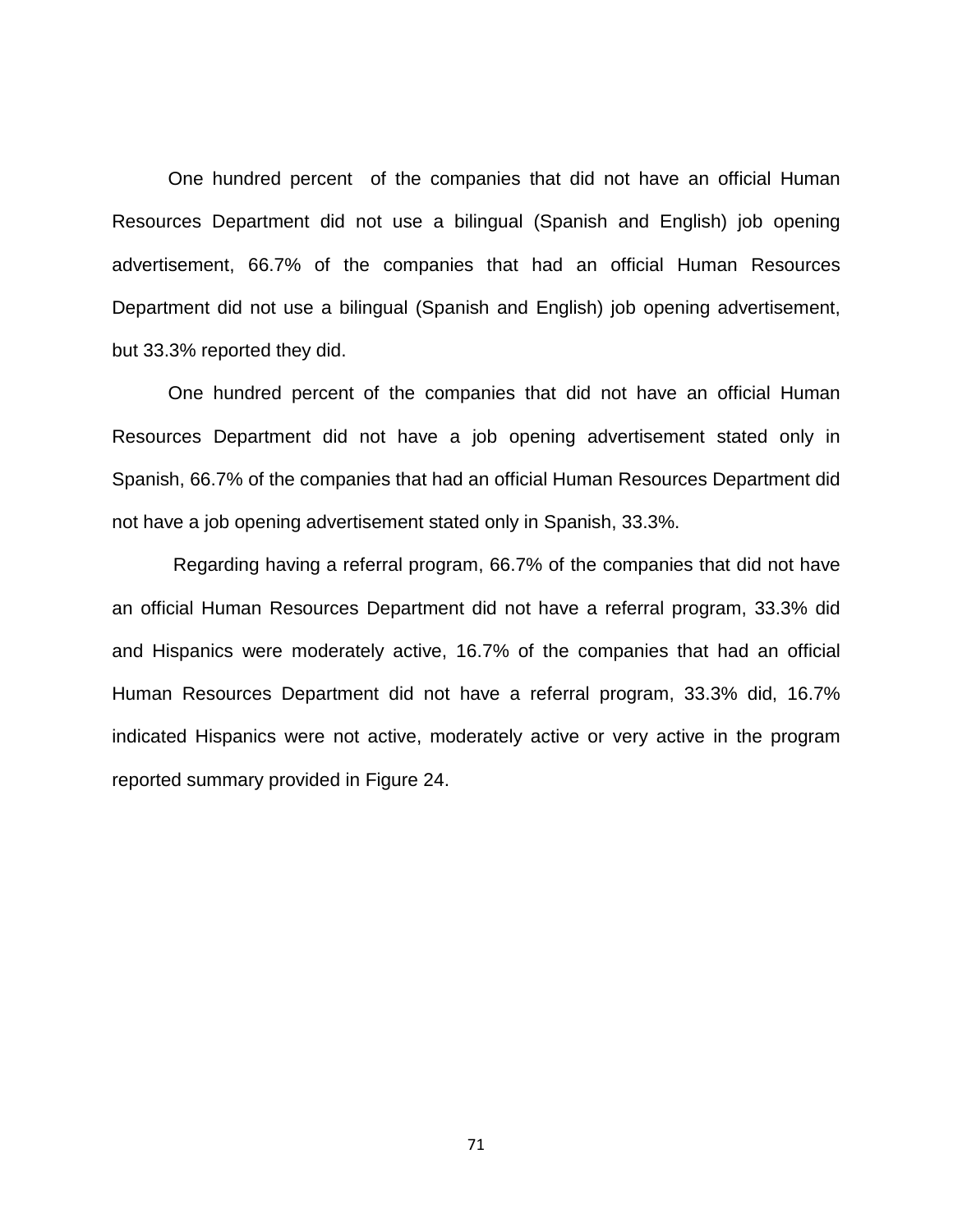One hundred percent of the companies that did not have an official Human Resources Department did not use a bilingual (Spanish and English) job opening advertisement, 66.7% of the companies that had an official Human Resources Department did not use a bilingual (Spanish and English) job opening advertisement, but 33.3% reported they did.

One hundred percent of the companies that did not have an official Human Resources Department did not have a job opening advertisement stated only in Spanish, 66.7% of the companies that had an official Human Resources Department did not have a job opening advertisement stated only in Spanish, 33.3%.

Regarding having a referral program, 66.7% of the companies that did not have an official Human Resources Department did not have a referral program, 33.3% did and Hispanics were moderately active, 16.7% of the companies that had an official Human Resources Department did not have a referral program, 33.3% did, 16.7% indicated Hispanics were not active, moderately active or very active in the program reported summary provided in Figure 24.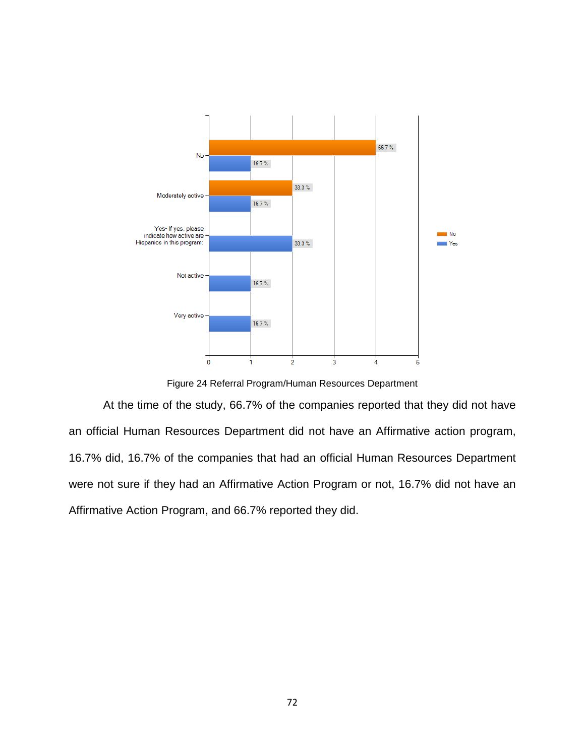No

Moderately active

Yes- If yes, please indicate how active are Hispanics in this program:

Not active

Very active

66.7 %

16.7 %

33.3 %

16.7 %

33.3 %

16.7 %

16.7 %

0 1 2 3 4 5

No

Yes

Figure 24 Referral Program/Human Resources Department

At the time of the study, 66.7% of the companies reported that they did not have an official Human Resources Department did not have an Affirmative action program, 16.7% did, 16.7% of the companies that had an official Human Resources Department were not sure if they had an Affirmative Action Program or not, 16.7% did not have an Affirmative Action Program, and 66.7% reported they did.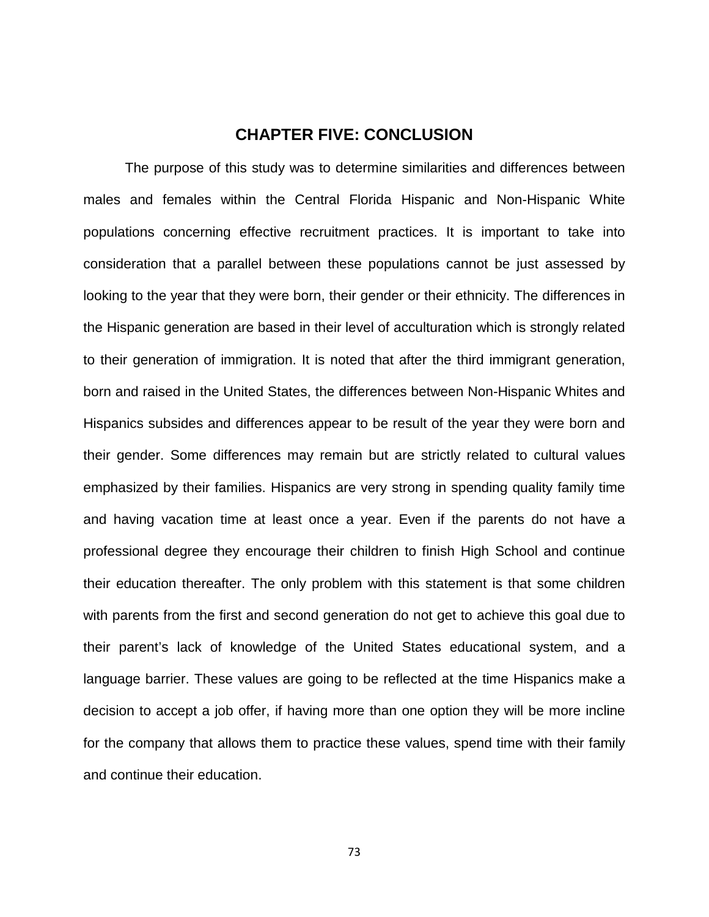# CHAPTER FIVE: CONCLUSION

The purpose of this study was to determine similarities and differences between males and females within the Central Florida Hispanic and Non-Hispanic White populations concerning effective recruitment practices. It is important to take into consideration that a parallel between these populations cannot be just assessed by looking to the year that they were born, their gender or their ethnicity. The differences in the Hispanic generation are based in their level of acculturation which is strongly related to their generation of immigration. It is noted that after the third immigrant generation, born and raised in the United States, the differences between Non-Hispanic Whites and Hispanics subsides and differences appear to be result of the year they were born and their gender. Some differences may remain but are strictly related to cultural values emphasized by their families. Hispanics are very strong in spending quality family time and having vacation time at least once a year. Even if the parents do not have a professional degree they encourage their children to finish High School and continue their education thereafter. The only problem with this statement is that some children with parents from the first and second generation do not get to achieve this goal due to their parent's lack of knowledge of the United States educational system, and a language barrier. These values are going to be reflected at the time Hispanics make a decision to accept a job offer, if having more than one option they will be more incline for the company that allows them to practice these values, spend time with their family and continue their education.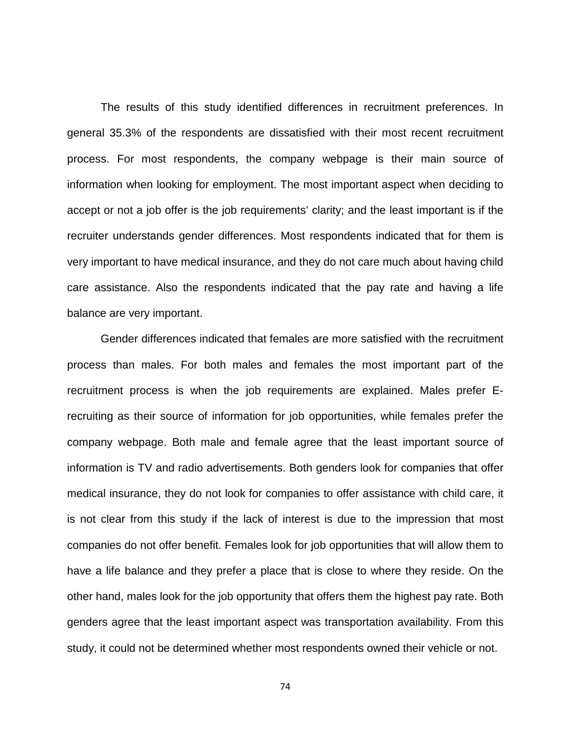The results of this study identified differences in recruitment preferences. In general 35.3% of the respondents are dissatisfied with their most recent recruitment process. For most respondents, the company webpage is their main source of information when looking for employment. The most important aspect when deciding to accept or not a job offer is the job requirements' clarity; and the least important is if the recruiter understands gender differences. Most respondents indicated that for them is very important to have medical insurance, and they do not care much about having child care assistance. Also the respondents indicated that the pay rate and having a life balance are very important.

Gender differences indicated that females are more satisfied with the recruitment process than males. For both males and females the most important part of the recruitment process is when the job requirements are explained. Males prefer E-recruiting as their source of information for job opportunities, while females prefer the company webpage. Both male and female agree that the least important source of information is TV and radio advertisements. Both genders look for companies that offer medical insurance, they do not look for companies to offer assistance with child care, it is not clear from this study if the lack of interest is due to the impression that most companies do not offer benefit. Females look for job opportunities that will allow them to have a life balance and they prefer a place that is close to where they reside. On the other hand, males look for the job opportunity that offers them the highest pay rate. Both genders agree that the least important aspect was transportation availability. From this study, it could not be determined whether most respondents owned their vehicle or not.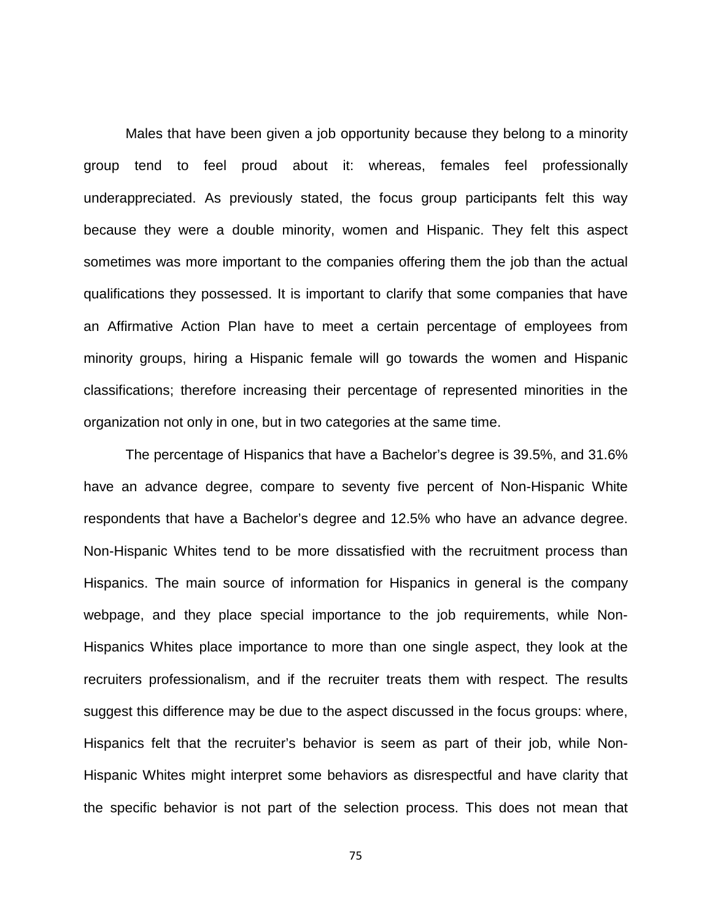Males that have been given a job opportunity because they belong to a minority group tend to feel proud about it: whereas, females feel professionally underappreciated. As previously stated, the focus group participants felt this way because they were a double minority, women and Hispanic. They felt this aspect sometimes was more important to the companies offering them the job than the actual qualifications they possessed. It is important to clarify that some companies that have an Affirmative Action Plan have to meet a certain percentage of employees from minority groups, hiring a Hispanic female will go towards the women and Hispanic classifications; therefore increasing their percentage of represented minorities in the organization not only in one, but in two categories at the same time.

The percentage of Hispanics that have a Bachelor's degree is 39.5%, and 31.6% have an advance degree, compare to seventy five percent of Non-Hispanic White respondents that have a Bachelor's degree and 12.5% who have an advance degree. Non-Hispanic Whites tend to be more dissatisfied with the recruitment process than Hispanics. The main source of information for Hispanics in general is the company webpage, and they place special importance to the job requirements, while Non-Hispanics Whites place importance to more than one single aspect, they look at the recruiters professionalism, and if the recruiter treats them with respect. The results suggest this difference may be due to the aspect discussed in the focus groups: where, Hispanics felt that the recruiter's behavior is seem as part of their job, while Non-Hispanic Whites might interpret some behaviors as disrespectful and have clarity that the specific behavior is not part of the selection process. This does not mean that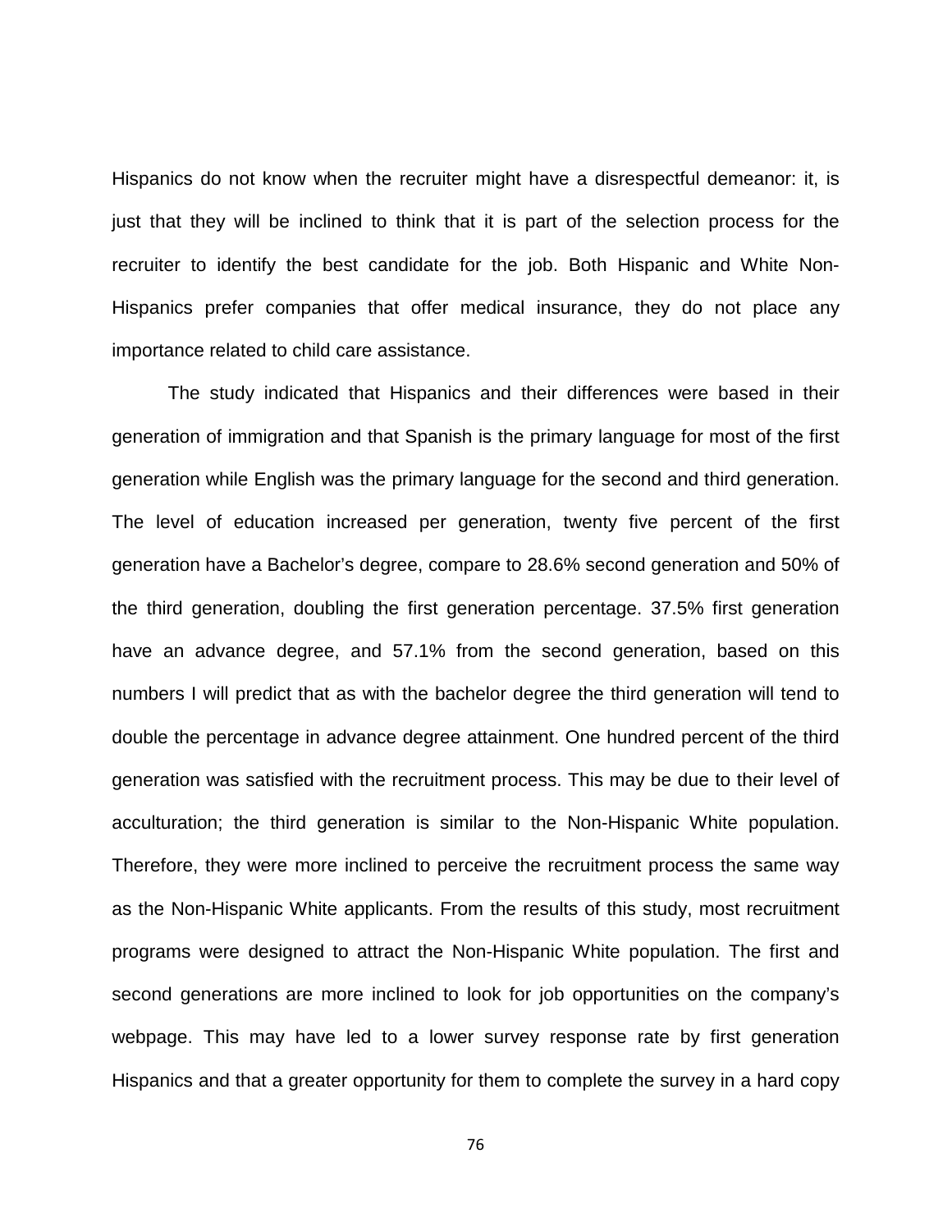Hispanics do not know when the recruiter might have a disrespectful demeanor: it, is just that they will be inclined to think that it is part of the selection process for the recruiter to identify the best candidate for the job. Both Hispanic and White Non-Hispanics prefer companies that offer medical insurance, they do not place any importance related to child care assistance.

The study indicated that Hispanics and their differences were based in their generation of immigration and that Spanish is the primary language for most of the first generation while English was the primary language for the second and third generation. The level of education increased per generation, twenty five percent of the first generation have a Bachelor's degree, compare to 28.6% second generation and 50% of the third generation, doubling the first generation percentage. 37.5% first generation have an advance degree, and 57.1% from the second generation, based on this numbers I will predict that as with the bachelor degree the third generation will tend to double the percentage in advance degree attainment. One hundred percent of the third generation was satisfied with the recruitment process. This may be due to their level of acculturation; the third generation is similar to the Non-Hispanic White population. Therefore, they were more inclined to perceive the recruitment process the same way as the Non-Hispanic White applicants. From the results of this study, most recruitment programs were designed to attract the Non-Hispanic White population. The first and second generations are more inclined to look for job opportunities on the company's webpage. This may have led to a lower survey response rate by first generation Hispanics and that a greater opportunity for them to complete the survey in a hard copy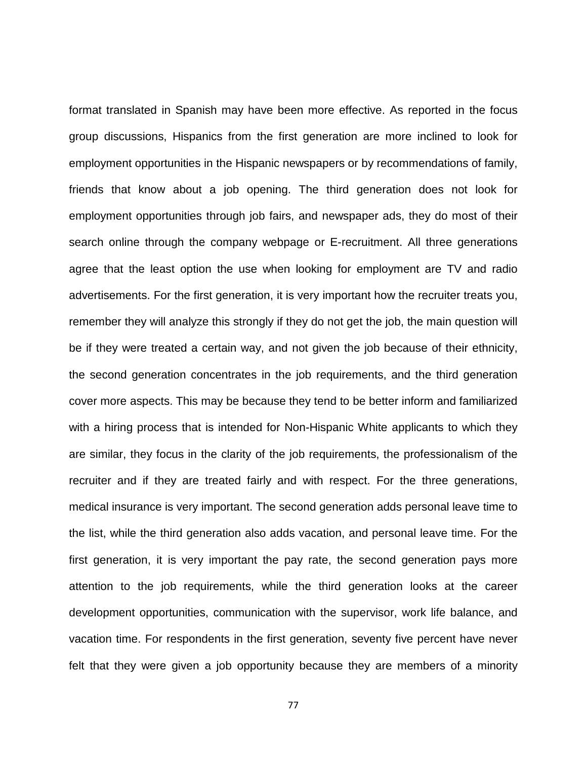format translated in Spanish may have been more effective. As reported in the focus group discussions, Hispanics from the first generation are more inclined to look for employment opportunities in the Hispanic newspapers or by recommendations of family, friends that know about a job opening. The third generation does not look for employment opportunities through job fairs, and newspaper ads, they do most of their search online through the company webpage or E-recruitment. All three generations agree that the least option the use when looking for employment are TV and radio advertisements. For the first generation, it is very important how the recruiter treats you, remember they will analyze this strongly if they do not get the job, the main question will be if they were treated a certain way, and not given the job because of their ethnicity, the second generation concentrates in the job requirements, and the third generation cover more aspects. This may be because they tend to be better inform and familiarized with a hiring process that is intended for Non-Hispanic White applicants to which they are similar, they focus in the clarity of the job requirements, the professionalism of the recruiter and if they are treated fairly and with respect. For the three generations, medical insurance is very important. The second generation adds personal leave time to the list, while the third generation also adds vacation, and personal leave time. For the first generation, it is very important the pay rate, the second generation pays more attention to the job requirements, while the third generation looks at the career development opportunities, communication with the supervisor, work life balance, and vacation time. For respondents in the first generation, seventy five percent have never felt that they were given a job opportunity because they are members of a minority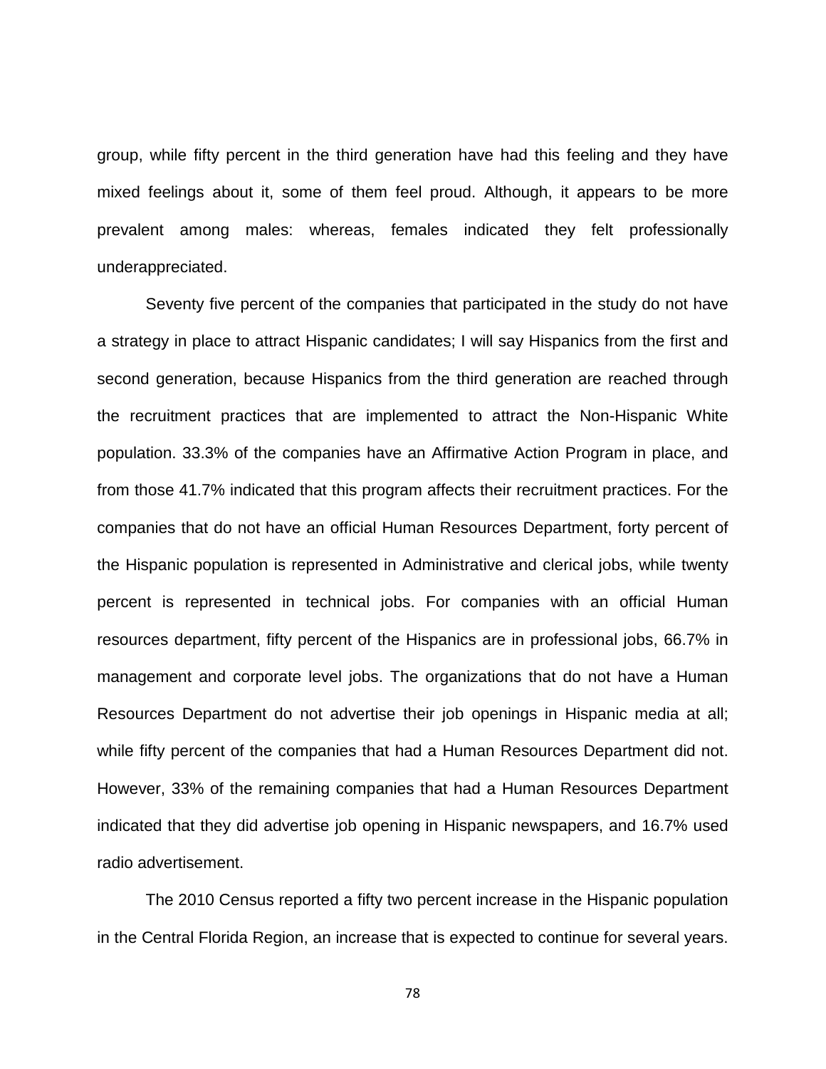group, while fifty percent in the third generation have had this feeling and they have mixed feelings about it, some of them feel proud. Although, it appears to be more prevalent among males: whereas, females indicated they felt professionally underappreciated.

Seventy five percent of the companies that participated in the study do not have a strategy in place to attract Hispanic candidates; I will say Hispanics from the first and second generation, because Hispanics from the third generation are reached through the recruitment practices that are implemented to attract the Non-Hispanic White population. 33.3% of the companies have an Affirmative Action Program in place, and from those 41.7% indicated that this program affects their recruitment practices. For the companies that do not have an official Human Resources Department, forty percent of the Hispanic population is represented in Administrative and clerical jobs, while twenty percent is represented in technical jobs. For companies with an official Human resources department, fifty percent of the Hispanics are in professional jobs, 66.7% in management and corporate level jobs. The organizations that do not have a Human Resources Department do not advertise their job openings in Hispanic media at all; while fifty percent of the companies that had a Human Resources Department did not. However, 33% of the remaining companies that had a Human Resources Department indicated that they did advertise job opening in Hispanic newspapers, and 16.7% used radio advertisement.

The 2010 Census reported a fifty two percent increase in the Hispanic population in the Central Florida Region, an increase that is expected to continue for several years.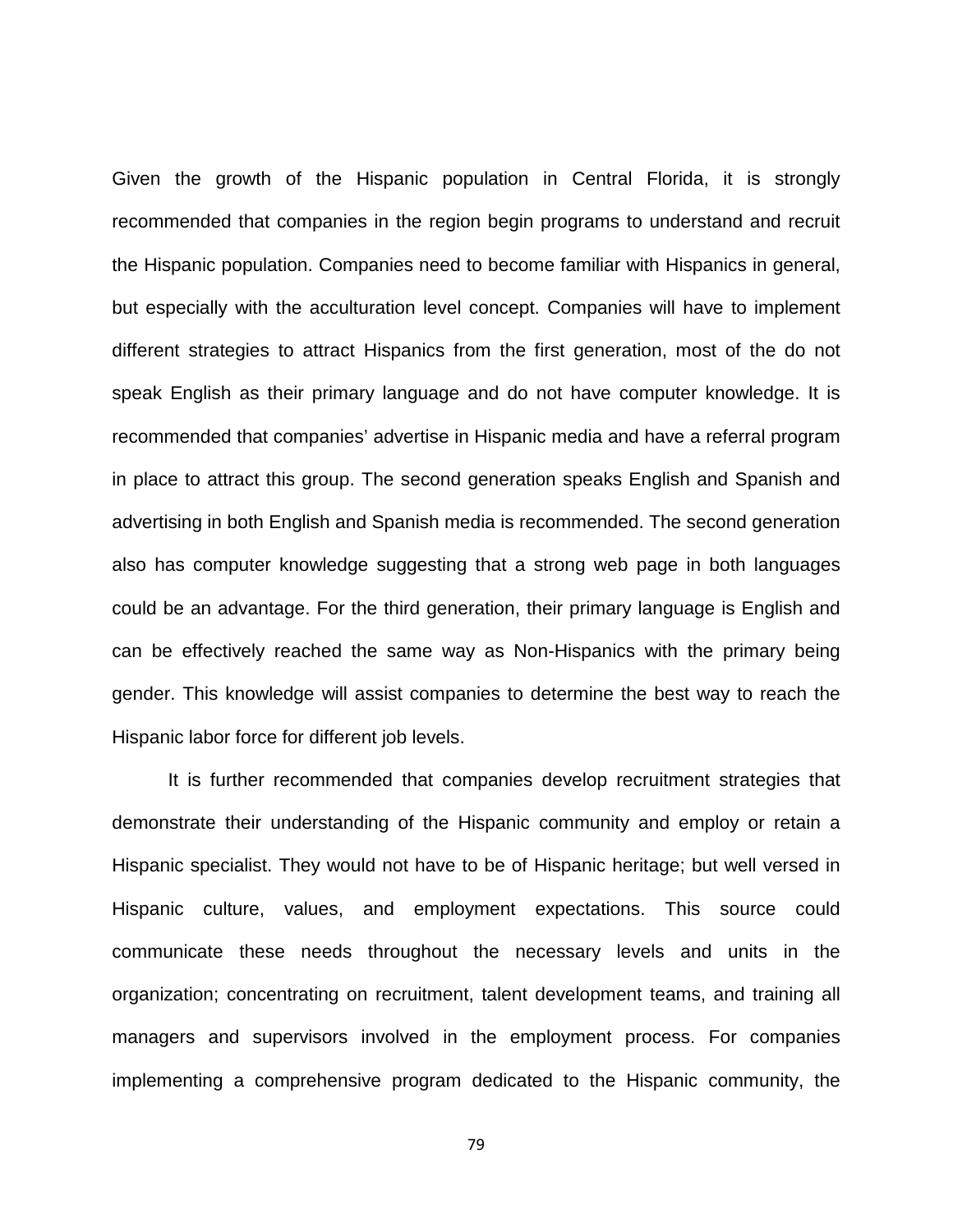Given the growth of the Hispanic population in Central Florida, it is strongly recommended that companies in the region begin programs to understand and recruit the Hispanic population. Companies need to become familiar with Hispanics in general, but especially with the acculturation level concept. Companies will have to implement different strategies to attract Hispanics from the first generation, most of the do not speak English as their primary language and do not have computer knowledge. It is recommended that companies' advertise in Hispanic media and have a referral program in place to attract this group. The second generation speaks English and Spanish and advertising in both English and Spanish media is recommended. The second generation also has computer knowledge suggesting that a strong web page in both languages could be an advantage. For the third generation, their primary language is English and can be effectively reached the same way as Non-Hispanics with the primary being gender. This knowledge will assist companies to determine the best way to reach the Hispanic labor force for different job levels.

It is further recommended that companies develop recruitment strategies that demonstrate their understanding of the Hispanic community and employ or retain a Hispanic specialist. They would not have to be of Hispanic heritage; but well versed in Hispanic culture, values, and employment expectations. This source could communicate these needs throughout the necessary levels and units in the organization; concentrating on recruitment, talent development teams, and training all managers and supervisors involved in the employment process. For companies implementing a comprehensive program dedicated to the Hispanic community, the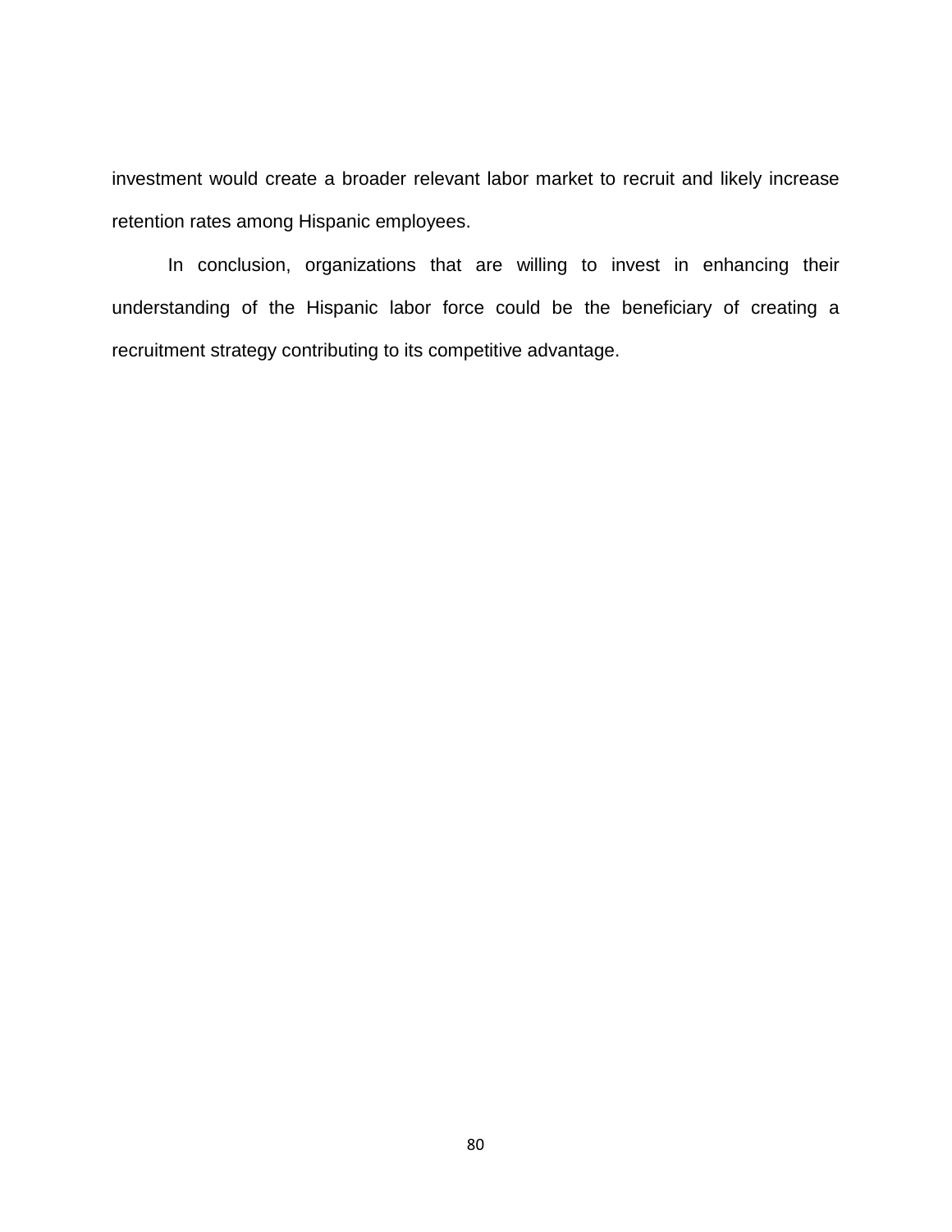investment would create a broader relevant labor market to recruit and likely increase retention rates among Hispanic employees.

In conclusion, organizations that are willing to invest in enhancing their understanding of the Hispanic labor force could be the beneficiary of creating a recruitment strategy contributing to its competitive advantage.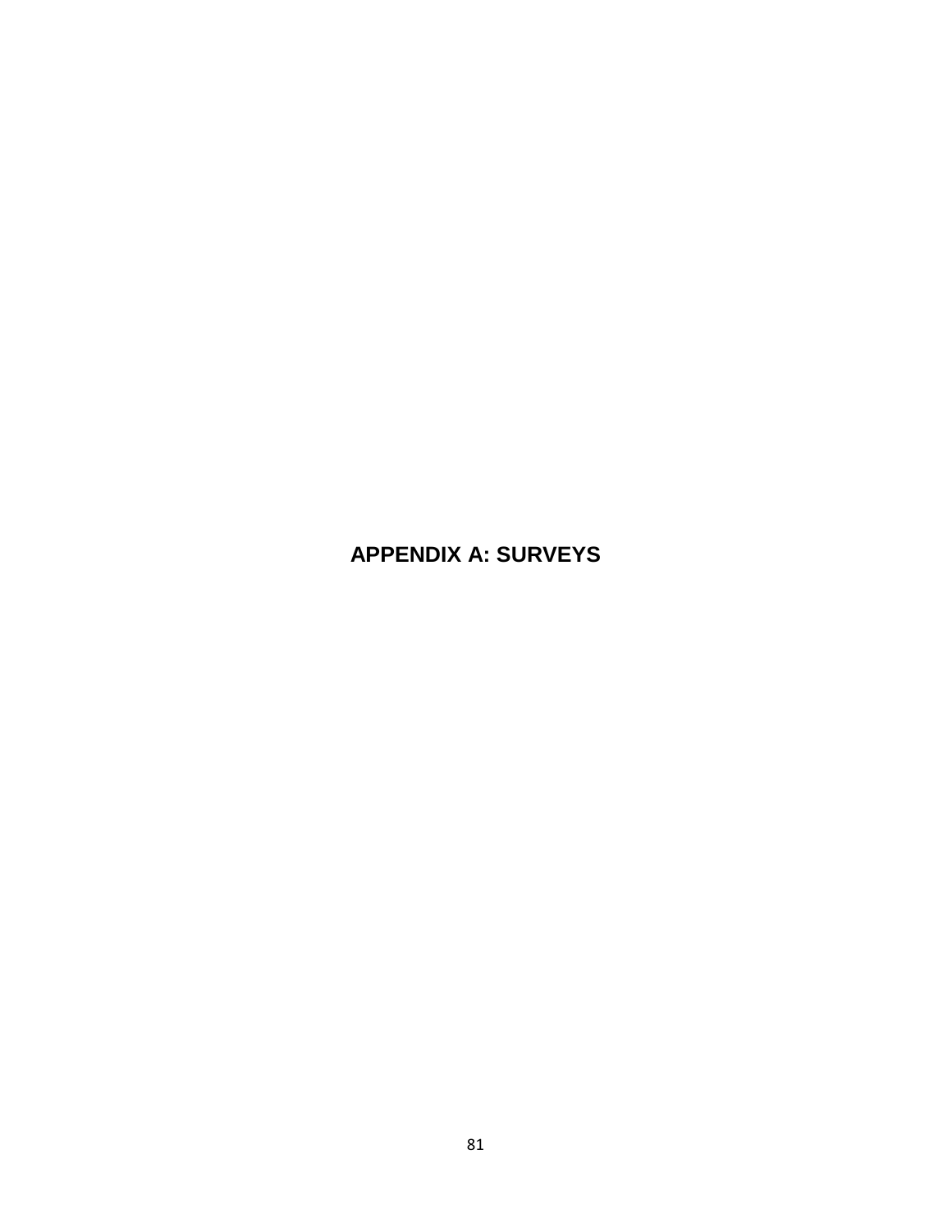# APPENDIX A: SURVEYS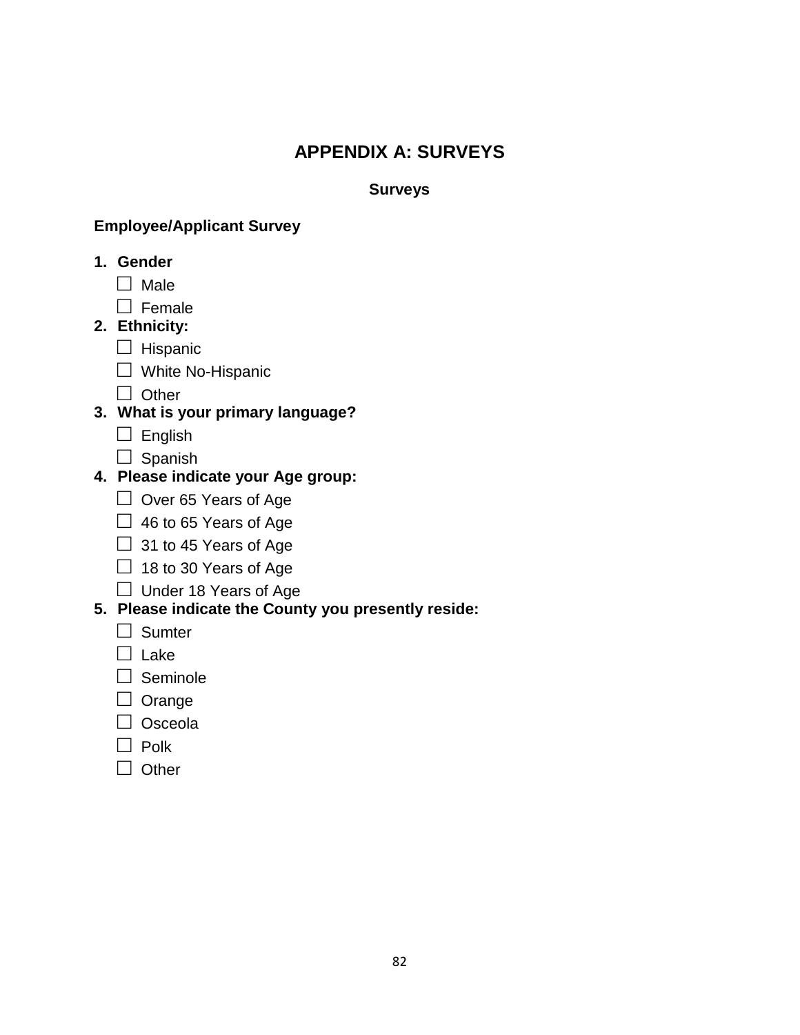# APPENDIX A: SURVEYS

## Surveys

### Employee/Applicant Survey

1. **Gender**
   - ☐ Male
   - ☐ Female
2. **Ethnicity:**
   - ☐ Hispanic
   - ☐ White No-Hispanic
   - ☐ Other
3. **What is your primary language?**
   - ☐ English
   - ☐ Spanish
4. **Please indicate your Age group:**
   - ☐ Over 65 Years of Age
   - ☐ 46 to 65 Years of Age
   - ☐ 31 to 45 Years of Age
   - ☐ 18 to 30 Years of Age
   - ☐ Under 18 Years of Age
5. **Please indicate the County you presently reside:**
   - ☐ Sumter
   - ☐ Lake
   - ☐ Seminole
   - ☐ Orange
   - ☐ Osceola
   - ☐ Polk
   - ☐ Other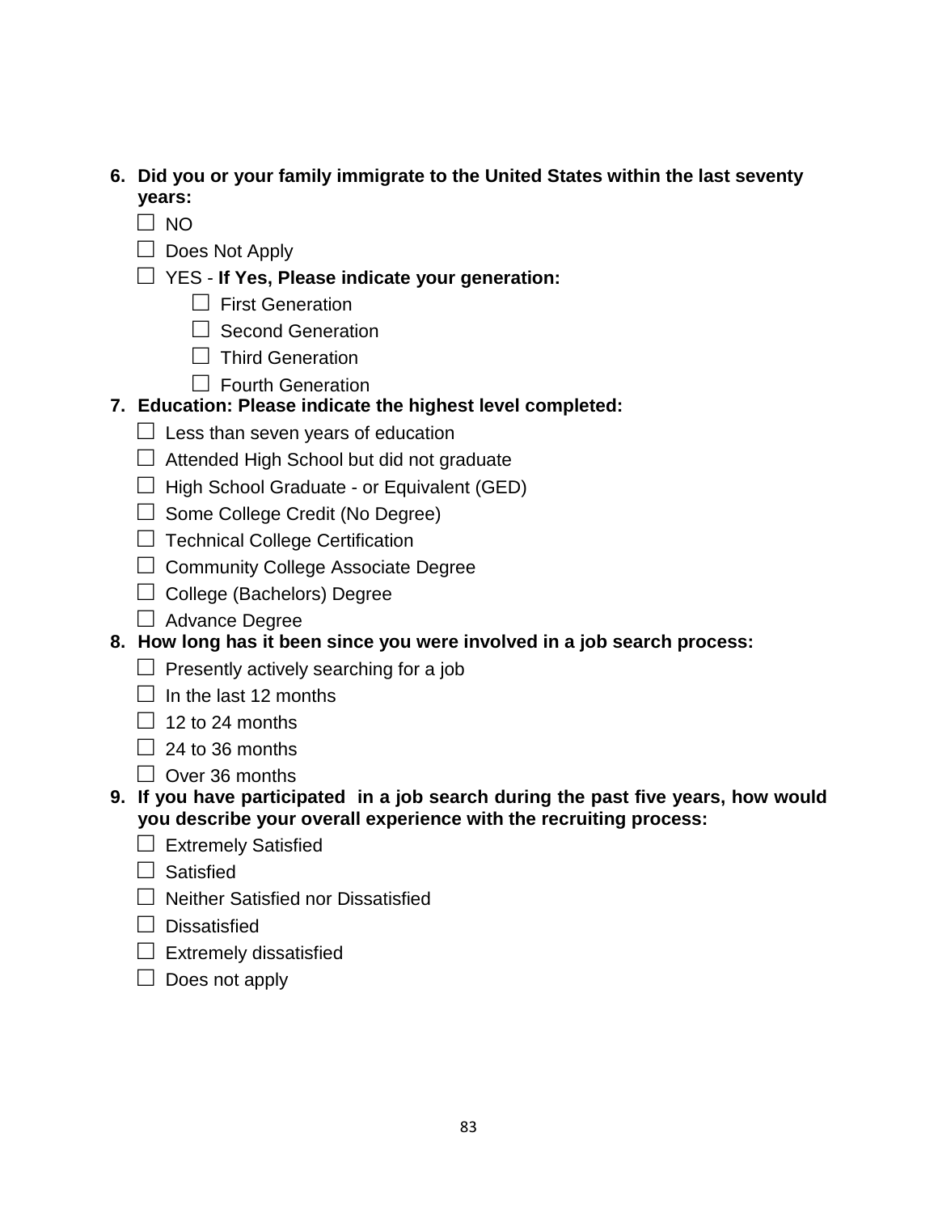6. **Did you or your family immigrate to the United States within the last seventy years:**
   - ☐ NO
   - ☐ Does Not Apply
   - ☐ YES - **If Yes, Please indicate your generation:**
     - ☐ First Generation
     - ☐ Second Generation
     - ☐ Third Generation
     - ☐ Fourth Generation
7. **Education: Please indicate the highest level completed:**
   - ☐ Less than seven years of education
   - ☐ Attended High School but did not graduate
   - ☐ High School Graduate - or Equivalent (GED)
   - ☐ Some College Credit (No Degree)
   - ☐ Technical College Certification
   - ☐ Community College Associate Degree
   - ☐ College (Bachelors) Degree
   - ☐ Advance Degree
8. **How long has it been since you were involved in a job search process:**
   - ☐ Presently actively searching for a job
   - ☐ In the last 12 months
   - ☐ 12 to 24 months
   - ☐ 24 to 36 months
   - ☐ Over 36 months
9. **If you have participated in a job search during the past five years, how would you describe your overall experience with the recruiting process:**
   - ☐ Extremely Satisfied
   - ☐ Satisfied
   - ☐ Neither Satisfied nor Dissatisfied
   - ☐ Dissatisfied
   - ☐ Extremely dissatisfied
   - ☐ Does not apply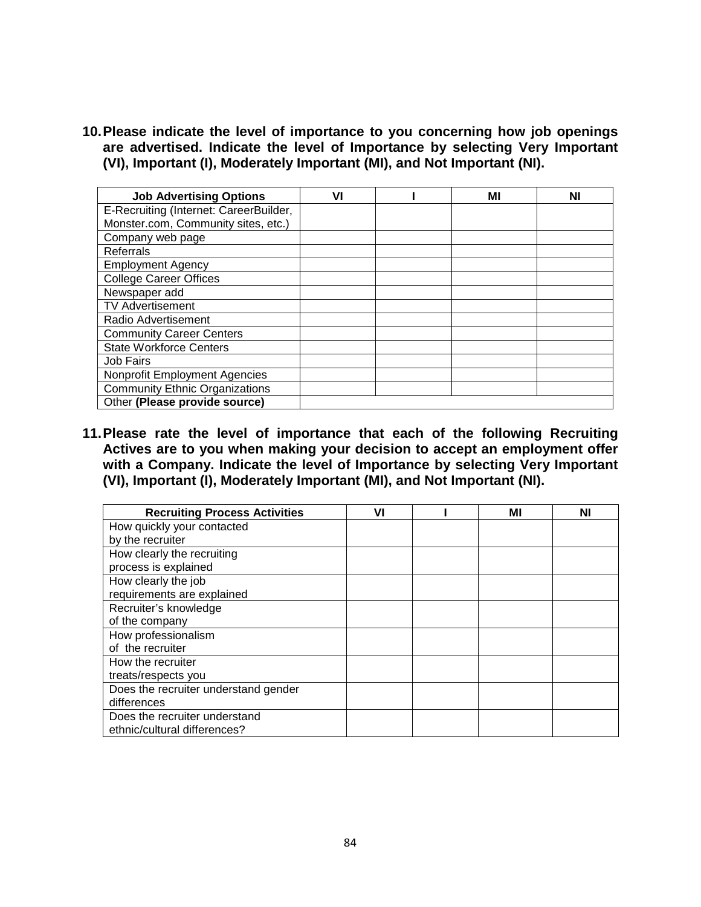**10. Please indicate the level of importance to you concerning how job openings are advertised. Indicate the level of Importance by selecting Very Important (VI), Important (I), Moderately Important (MI), and Not Important (NI).**

| Job Advertising Options | VI | I | MI | NI |
|---|---|---|---|---|
| E-Recruiting (Internet: CareerBuilder, Monster.com, Community sites, etc.) | | | | |
| Company web page | | | | |
| Referrals | | | | |
| Employment Agency | | | | |
| College Career Offices | | | | |
| Newspaper add | | | | |
| TV Advertisement | | | | |
| Radio Advertisement | | | | |
| Community Career Centers | | | | |
| State Workforce Centers | | | | |
| Job Fairs | | | | |
| Nonprofit Employment Agencies | | | | |
| Community Ethnic Organizations | | | | |
| Other **(Please provide source)** | | | | |

**11. Please rate the level of importance that each of the following Recruiting Actives are to you when making your decision to accept an employment offer with a Company. Indicate the level of Importance by selecting Very Important (VI), Important (I), Moderately Important (MI), and Not Important (NI).**

| Recruiting Process Activities | VI | I | MI | NI |
|---|---|---|---|---|
| How quickly your contacted by the recruiter | | | | |
| How clearly the recruiting process is explained | | | | |
| How clearly the job requirements are explained | | | | |
| Recruiter's knowledge of the company | | | | |
| How professionalism of the recruiter | | | | |
| How the recruiter treats/respects you | | | | |
| Does the recruiter understand gender differences | | | | |
| Does the recruiter understand ethnic/cultural differences? | | | | |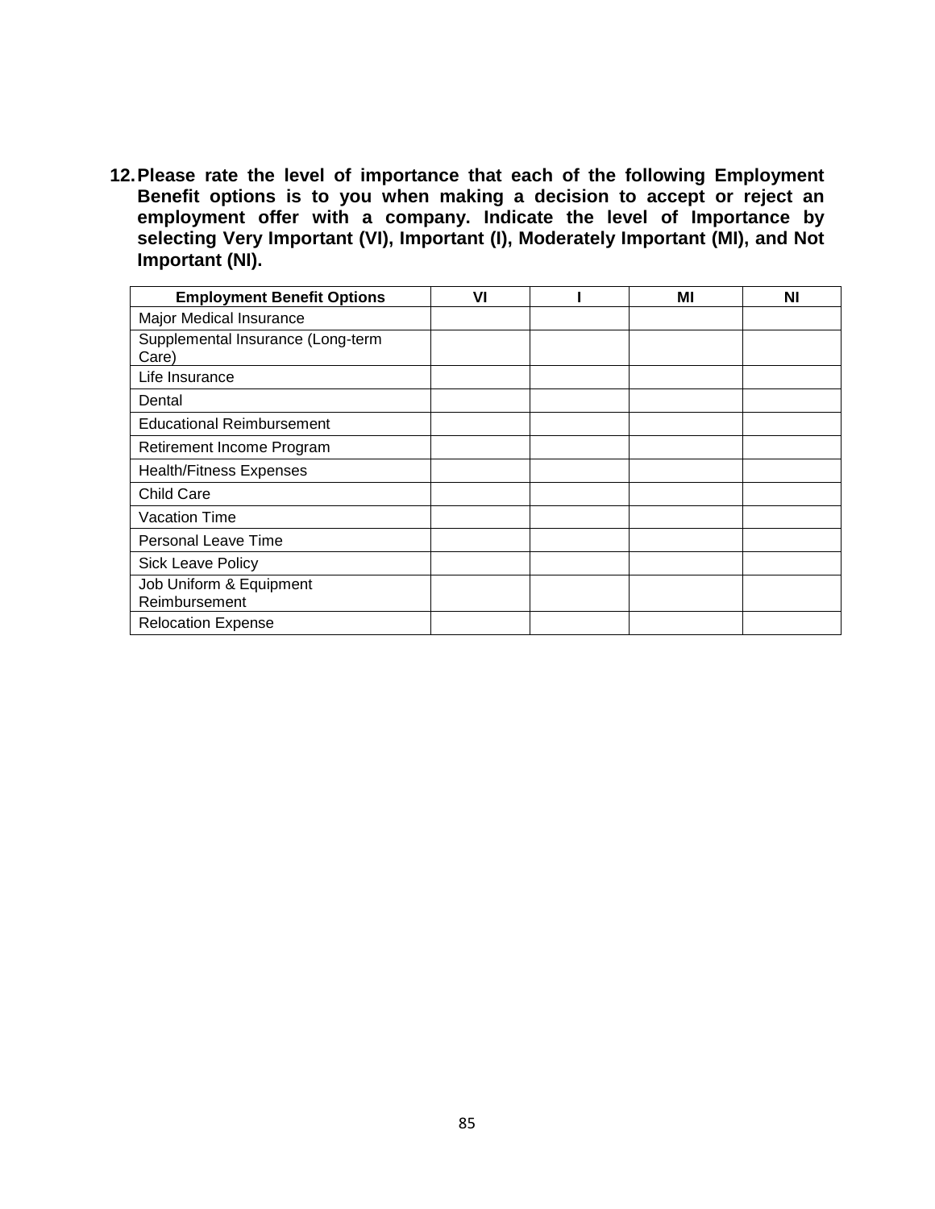12. **Please rate the level of importance that each of the following Employment Benefit options is to you when making a decision to accept or reject an employment offer with a company. Indicate the level of Importance by selecting Very Important (VI), Important (I), Moderately Important (MI), and Not Important (NI).**

| Employment Benefit Options | VI | I | MI | NI |
|---|---|---|---|---|
| Major Medical Insurance | | | | |
| Supplemental Insurance (Long-term Care) | | | | |
| Life Insurance | | | | |
| Dental | | | | |
| Educational Reimbursement | | | | |
| Retirement Income Program | | | | |
| Health/Fitness Expenses | | | | |
| Child Care | | | | |
| Vacation Time | | | | |
| Personal Leave Time | | | | |
| Sick Leave Policy | | | | |
| Job Uniform & Equipment Reimbursement | | | | |
| Relocation Expense | | | | |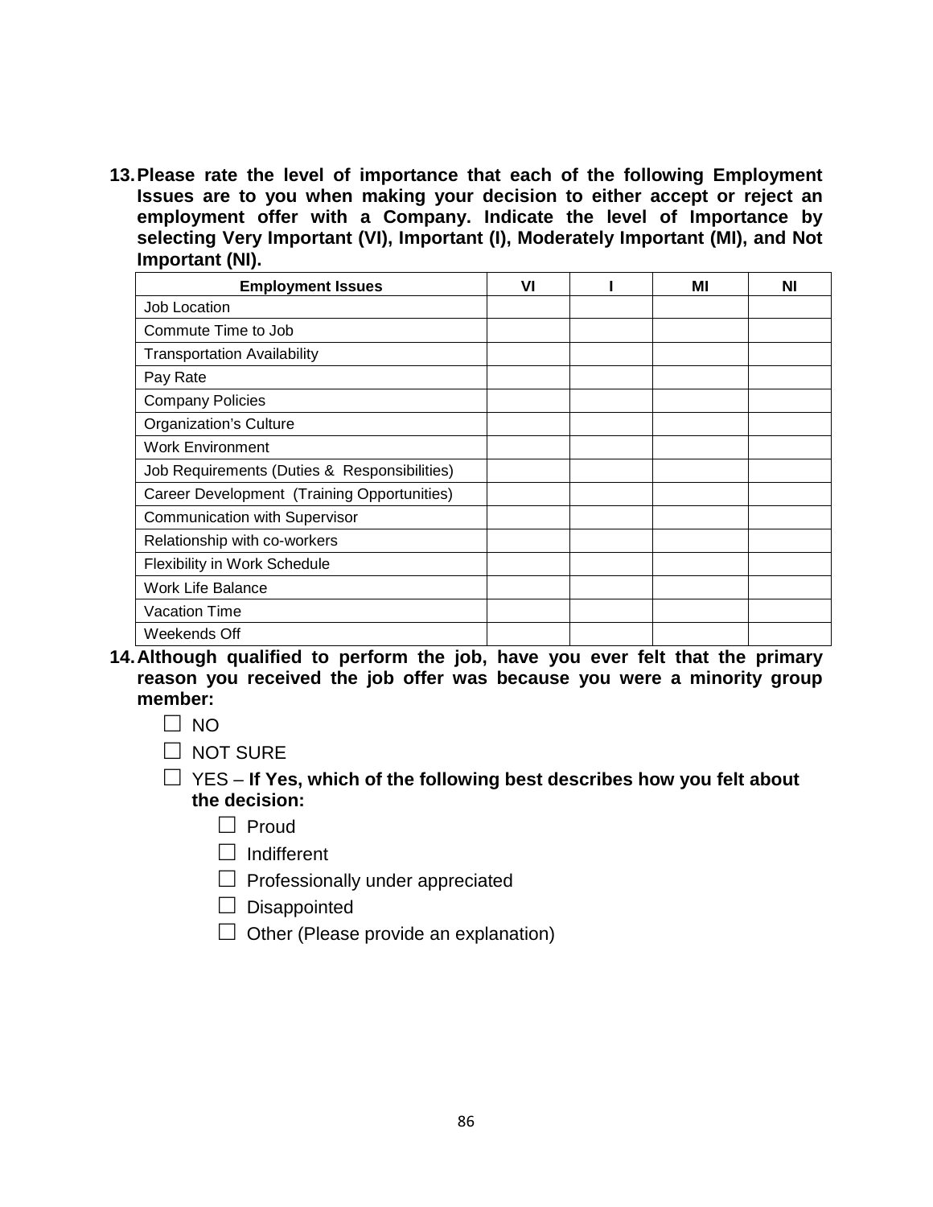**13. Please rate the level of importance that each of the following Employment Issues are to you when making your decision to either accept or reject an employment offer with a Company. Indicate the level of Importance by selecting Very Important (VI), Important (I), Moderately Important (MI), and Not Important (NI).**

| Employment Issues | VI | I | MI | NI |
|---|---|---|---|---|
| Job Location | | | | |
| Commute Time to Job | | | | |
| Transportation Availability | | | | |
| Pay Rate | | | | |
| Company Policies | | | | |
| Organization's Culture | | | | |
| Work Environment | | | | |
| Job Requirements (Duties & Responsibilities) | | | | |
| Career Development (Training Opportunities) | | | | |
| Communication with Supervisor | | | | |
| Relationship with co-workers | | | | |
| Flexibility in Work Schedule | | | | |
| Work Life Balance | | | | |
| Vacation Time | | | | |
| Weekends Off | | | | |

**14. Although qualified to perform the job, have you ever felt that the primary reason you received the job offer was because you were a minority group member:**

- ☐ NO
- ☐ NOT SURE
- ☐ YES – **If Yes, which of the following best describes how you felt about the decision:**
  - ☐ Proud
  - ☐ Indifferent
  - ☐ Professionally under appreciated
  - ☐ Disappointed
  - ☐ Other (Please provide an explanation)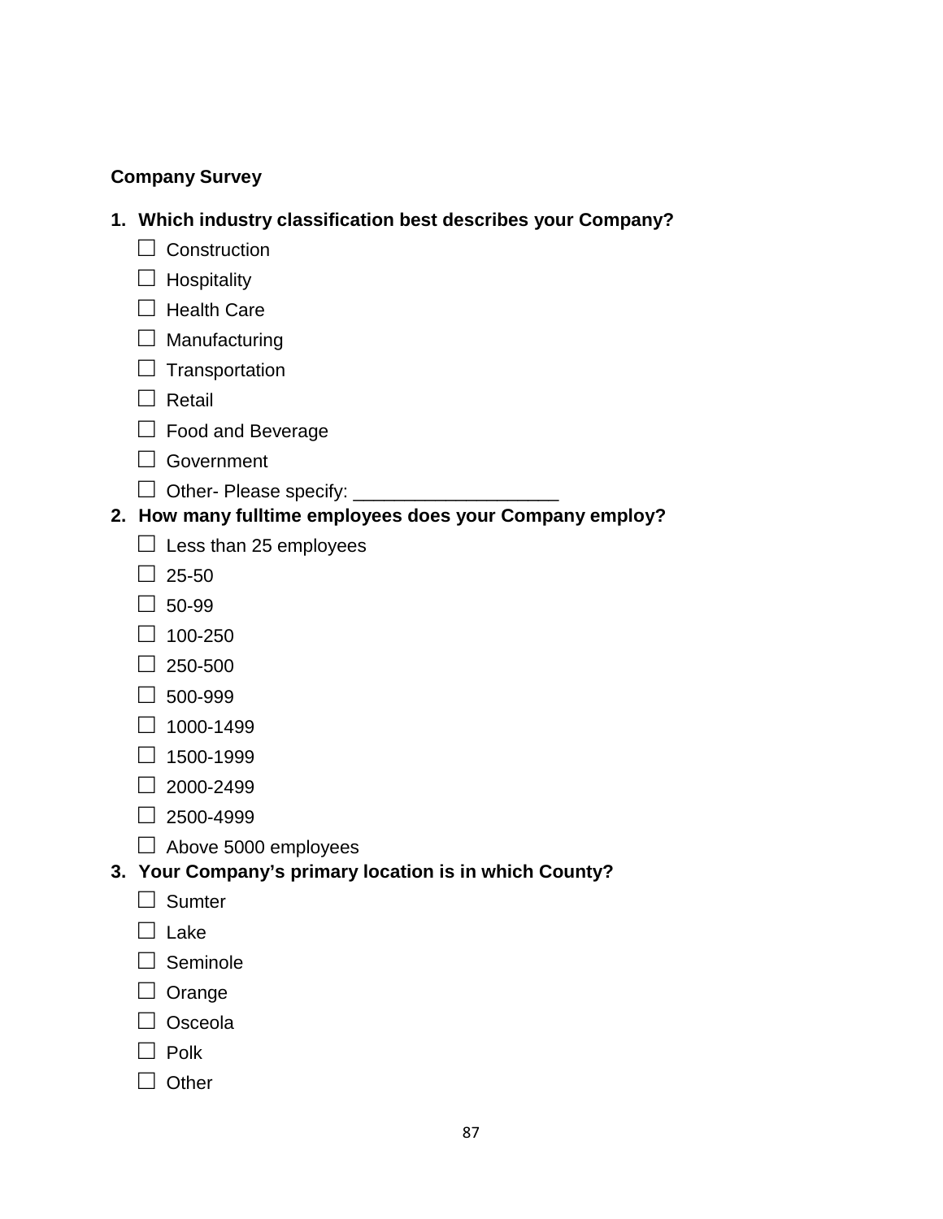**Company Survey**

1. **Which industry classification best describes your Company?**
   - ☐ Construction
   - ☐ Hospitality
   - ☐ Health Care
   - ☐ Manufacturing
   - ☐ Transportation
   - ☐ Retail
   - ☐ Food and Beverage
   - ☐ Government
   - ☐ Other- Please specify: ____________________
2. **How many fulltime employees does your Company employ?**
   - ☐ Less than 25 employees
   - ☐ 25-50
   - ☐ 50-99
   - ☐ 100-250
   - ☐ 250-500
   - ☐ 500-999
   - ☐ 1000-1499
   - ☐ 1500-1999
   - ☐ 2000-2499
   - ☐ 2500-4999
   - ☐ Above 5000 employees
3. **Your Company's primary location is in which County?**
   - ☐ Sumter
   - ☐ Lake
   - ☐ Seminole
   - ☐ Orange
   - ☐ Osceola
   - ☐ Polk
   - ☐ Other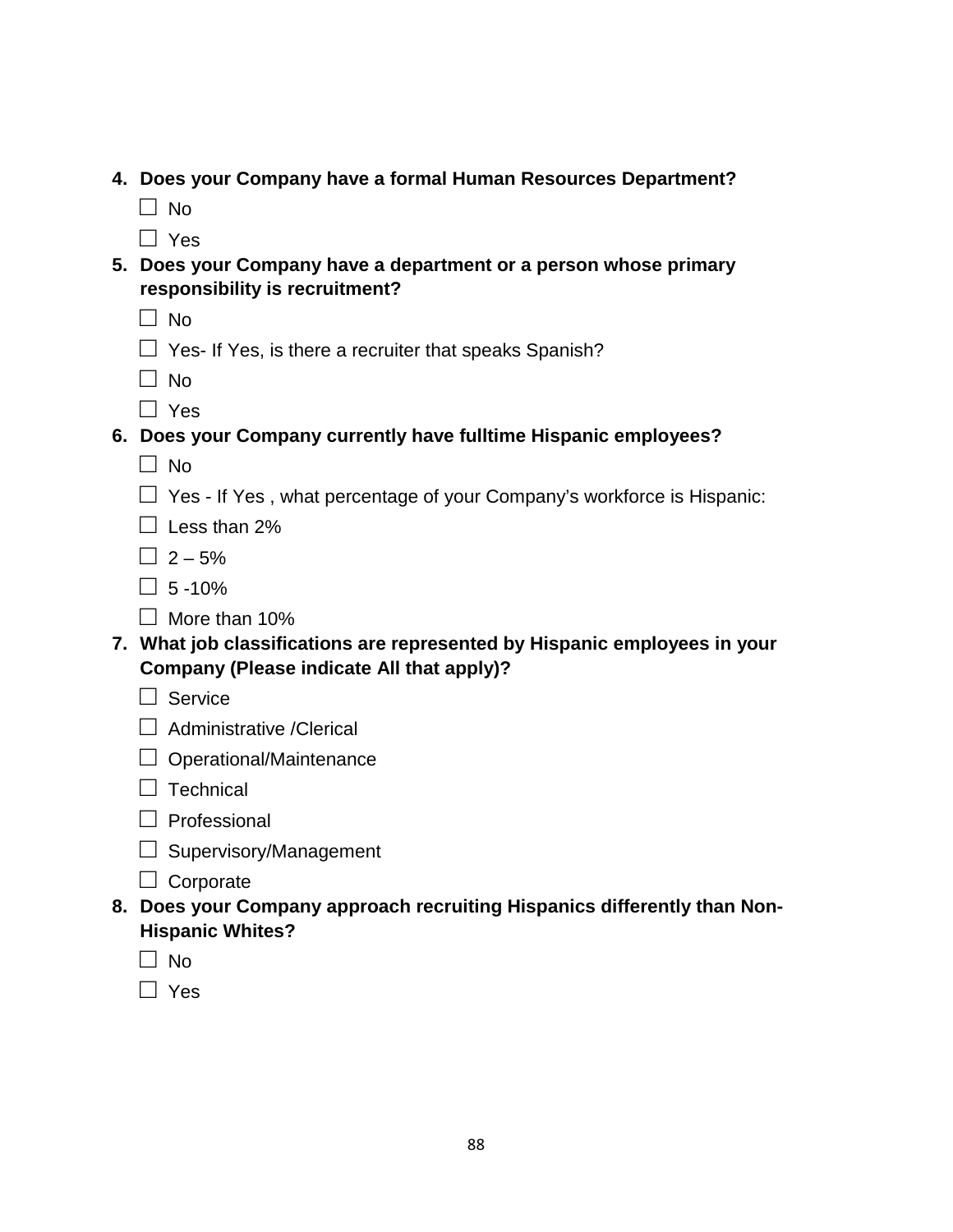**4. Does your Company have a formal Human Resources Department?**

☐ No

☐ Yes

**5. Does your Company have a department or a person whose primary responsibility is recruitment?**

☐ No

☐ Yes- If Yes, is there a recruiter that speaks Spanish?

☐ No

☐ Yes

**6. Does your Company currently have fulltime Hispanic employees?**

☐ No

☐ Yes - If Yes , what percentage of your Company's workforce is Hispanic:

☐ Less than 2%

☐ 2 – 5%

☐ 5 -10%

☐ More than 10%

**7. What job classifications are represented by Hispanic employees in your Company (Please indicate All that apply)?**

☐ Service

☐ Administrative /Clerical

☐ Operational/Maintenance

☐ Technical

☐ Professional

☐ Supervisory/Management

☐ Corporate

**8. Does your Company approach recruiting Hispanics differently than Non-Hispanic Whites?**

☐ No

☐ Yes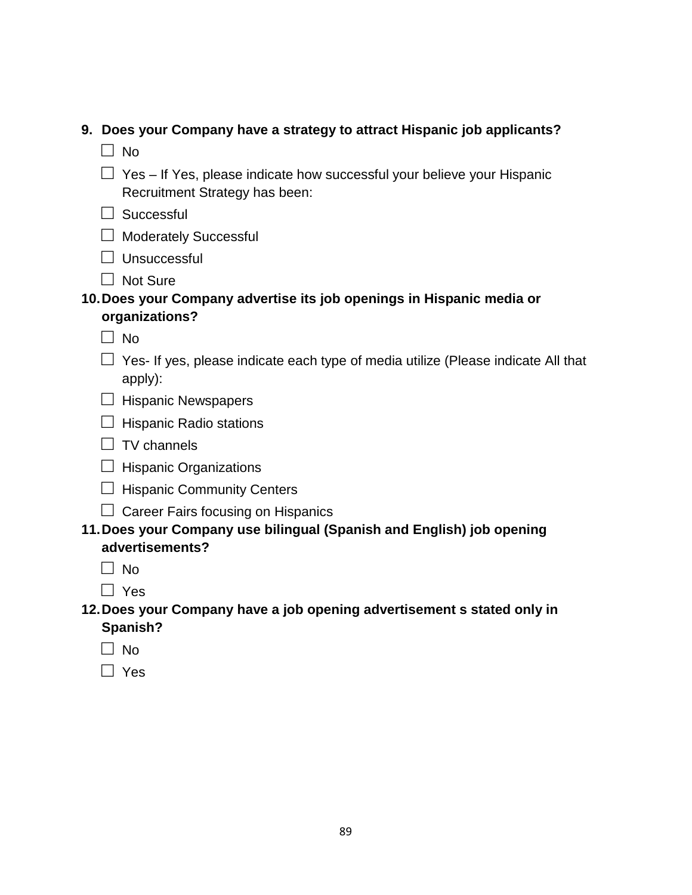9. **Does your Company have a strategy to attract Hispanic job applicants?**

   ☐ No

   ☐ Yes – If Yes, please indicate how successful your believe your Hispanic Recruitment Strategy has been:

   ☐ Successful

   ☐ Moderately Successful

   ☐ Unsuccessful

   ☐ Not Sure

10. **Does your Company advertise its job openings in Hispanic media or organizations?**

   ☐ No

   ☐ Yes- If yes, please indicate each type of media utilize (Please indicate All that apply):

   ☐ Hispanic Newspapers

   ☐ Hispanic Radio stations

   ☐ TV channels

   ☐ Hispanic Organizations

   ☐ Hispanic Community Centers

   ☐ Career Fairs focusing on Hispanics

11. **Does your Company use bilingual (Spanish and English) job opening advertisements?**

   ☐ No

   ☐ Yes

12. **Does your Company have a job opening advertisement s stated only in Spanish?**

   ☐ No

   ☐ Yes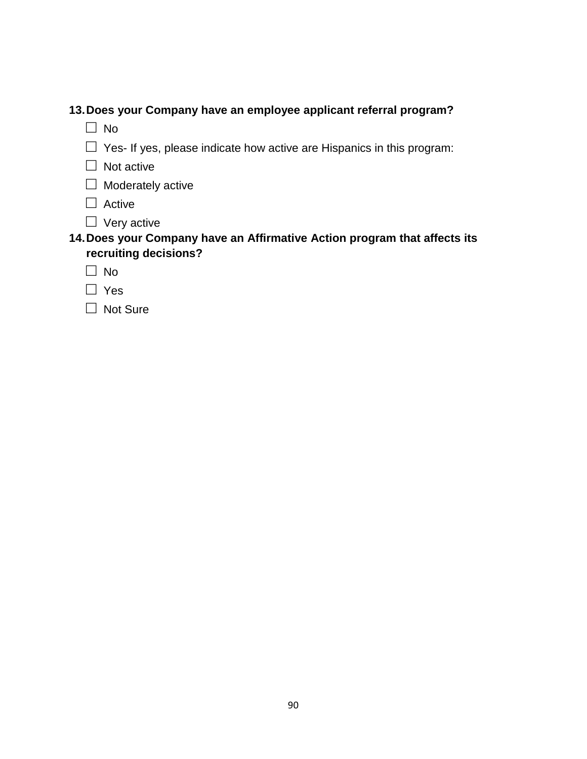**13. Does your Company have an employee applicant referral program?**

☐ No

☐ Yes- If yes, please indicate how active are Hispanics in this program:

☐ Not active

☐ Moderately active

☐ Active

☐ Very active

**14. Does your Company have an Affirmative Action program that affects its recruiting decisions?**

☐ No

☐ Yes

☐ Not Sure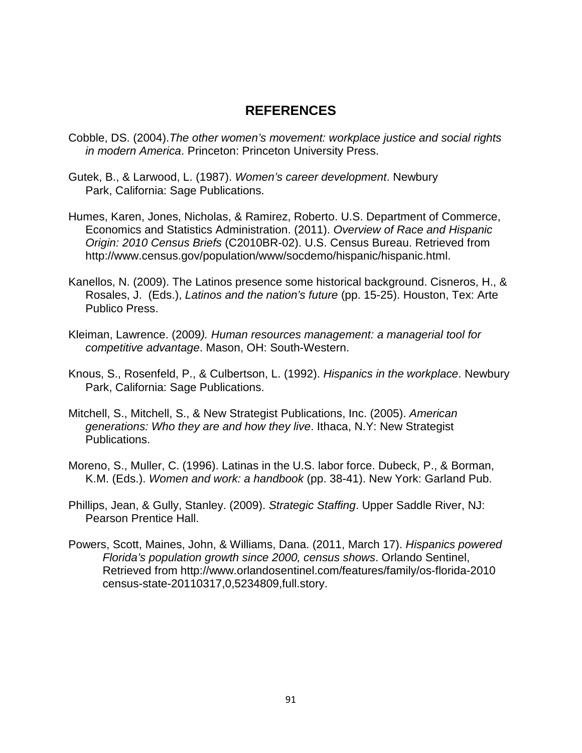# REFERENCES

Cobble, DS. (2004).*The other women's movement: workplace justice and social rights in modern America*. Princeton: Princeton University Press.

Gutek, B., & Larwood, L. (1987). *Women's career development*. Newbury Park, California: Sage Publications.

Humes, Karen, Jones, Nicholas, & Ramirez, Roberto. U.S. Department of Commerce, Economics and Statistics Administration. (2011). *Overview of Race and Hispanic Origin: 2010 Census Briefs* (C2010BR-02). U.S. Census Bureau. Retrieved from http://www.census.gov/population/www/socdemo/hispanic/hispanic.html.

Kanellos, N. (2009). The Latinos presence some historical background. Cisneros, H., & Rosales, J. (Eds.), *Latinos and the nation's future* (pp. 15-25). Houston, Tex: Arte Publico Press.

Kleiman, Lawrence. (2009*). Human resources management: a managerial tool for competitive advantage*. Mason, OH: South-Western.

Knous, S., Rosenfeld, P., & Culbertson, L. (1992). *Hispanics in the workplace*. Newbury Park, California: Sage Publications.

Mitchell, S., Mitchell, S., & New Strategist Publications, Inc. (2005). *American generations: Who they are and how they live*. Ithaca, N.Y: New Strategist Publications.

Moreno, S., Muller, C. (1996). Latinas in the U.S. labor force. Dubeck, P., & Borman, K.M. (Eds.). *Women and work: a handbook* (pp. 38-41). New York: Garland Pub.

Phillips, Jean, & Gully, Stanley. (2009). *Strategic Staffing*. Upper Saddle River, NJ: Pearson Prentice Hall.

Powers, Scott, Maines, John, & Williams, Dana. (2011, March 17). *Hispanics powered Florida's population growth since 2000, census shows*. Orlando Sentinel, Retrieved from http://www.orlandosentinel.com/features/family/os-florida-2010 census-state-20110317,0,5234809,full.story.